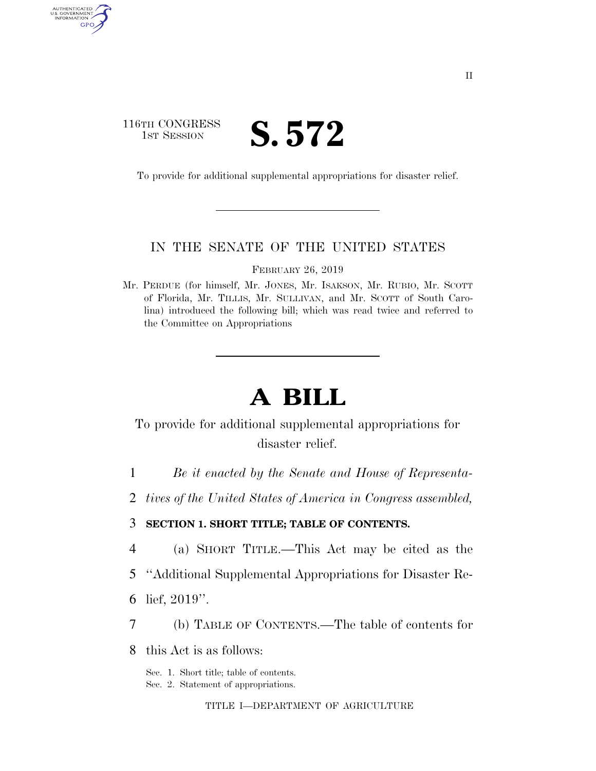116TH CONGRESS
1ST SESSION

# S. 572

To provide for additional supplemental appropriations for disaster relief.

IN THE SENATE OF THE UNITED STATES

FEBRUARY 26, 2019

Mr. PERDUE (for himself, Mr. JONES, Mr. ISAKSON, Mr. RUBIO, Mr. SCOTT of Florida, Mr. TILLIS, Mr. SULLIVAN, and Mr. SCOTT of South Carolina) introduced the following bill; which was read twice and referred to the Committee on Appropriations

# A BILL

To provide for additional supplemental appropriations for disaster relief.

1 *Be it enacted by the Senate and House of Representa-*
2 *tives of the United States of America in Congress assembled,*

3 **SECTION 1. SHORT TITLE; TABLE OF CONTENTS.**

4 (a) SHORT TITLE.—This Act may be cited as the
5 ''Additional Supplemental Appropriations for Disaster Re-
6 lief, 2019''.

7 (b) TABLE OF CONTENTS.—The table of contents for
8 this Act is as follows:

Sec. 1. Short title; table of contents.
Sec. 2. Statement of appropriations.

TITLE I—DEPARTMENT OF AGRICULTURE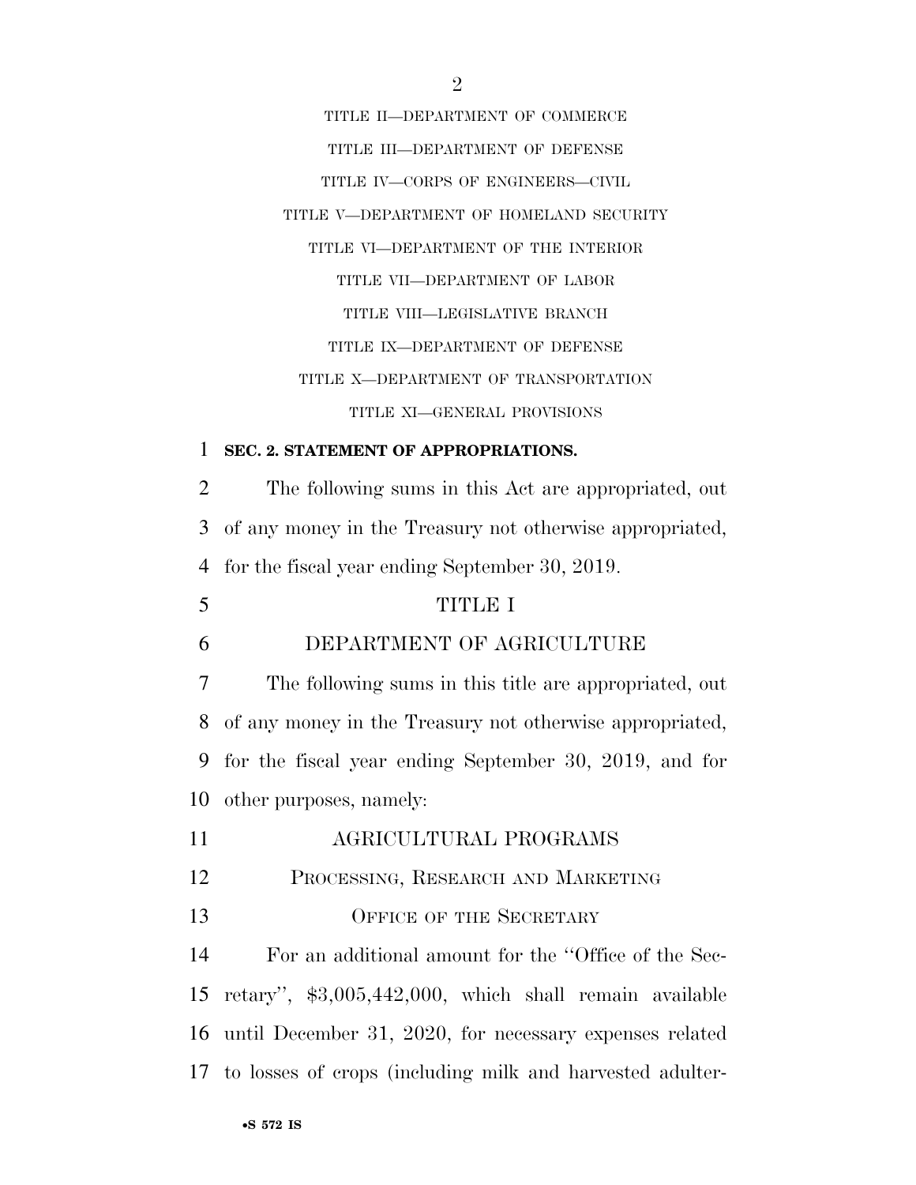TITLE II—DEPARTMENT OF COMMERCE

TITLE III—DEPARTMENT OF DEFENSE

TITLE IV—CORPS OF ENGINEERS—CIVIL

TITLE V—DEPARTMENT OF HOMELAND SECURITY

TITLE VI—DEPARTMENT OF THE INTERIOR

TITLE VII—DEPARTMENT OF LABOR

TITLE VIII—LEGISLATIVE BRANCH

TITLE IX—DEPARTMENT OF DEFENSE

TITLE X—DEPARTMENT OF TRANSPORTATION

TITLE XI—GENERAL PROVISIONS

**SEC. 2. STATEMENT OF APPROPRIATIONS.**

The following sums in this Act are appropriated, out of any money in the Treasury not otherwise appropriated, for the fiscal year ending September 30, 2019.

# TITLE I

# DEPARTMENT OF AGRICULTURE

The following sums in this title are appropriated, out of any money in the Treasury not otherwise appropriated, for the fiscal year ending September 30, 2019, and for other purposes, namely:

## AGRICULTURAL PROGRAMS

### PROCESSING, RESEARCH AND MARKETING

### OFFICE OF THE SECRETARY

For an additional amount for the ''Office of the Secretary'', $3,005,442,000, which shall remain available until December 31, 2020, for necessary expenses related to losses of crops (including milk and harvested adulter-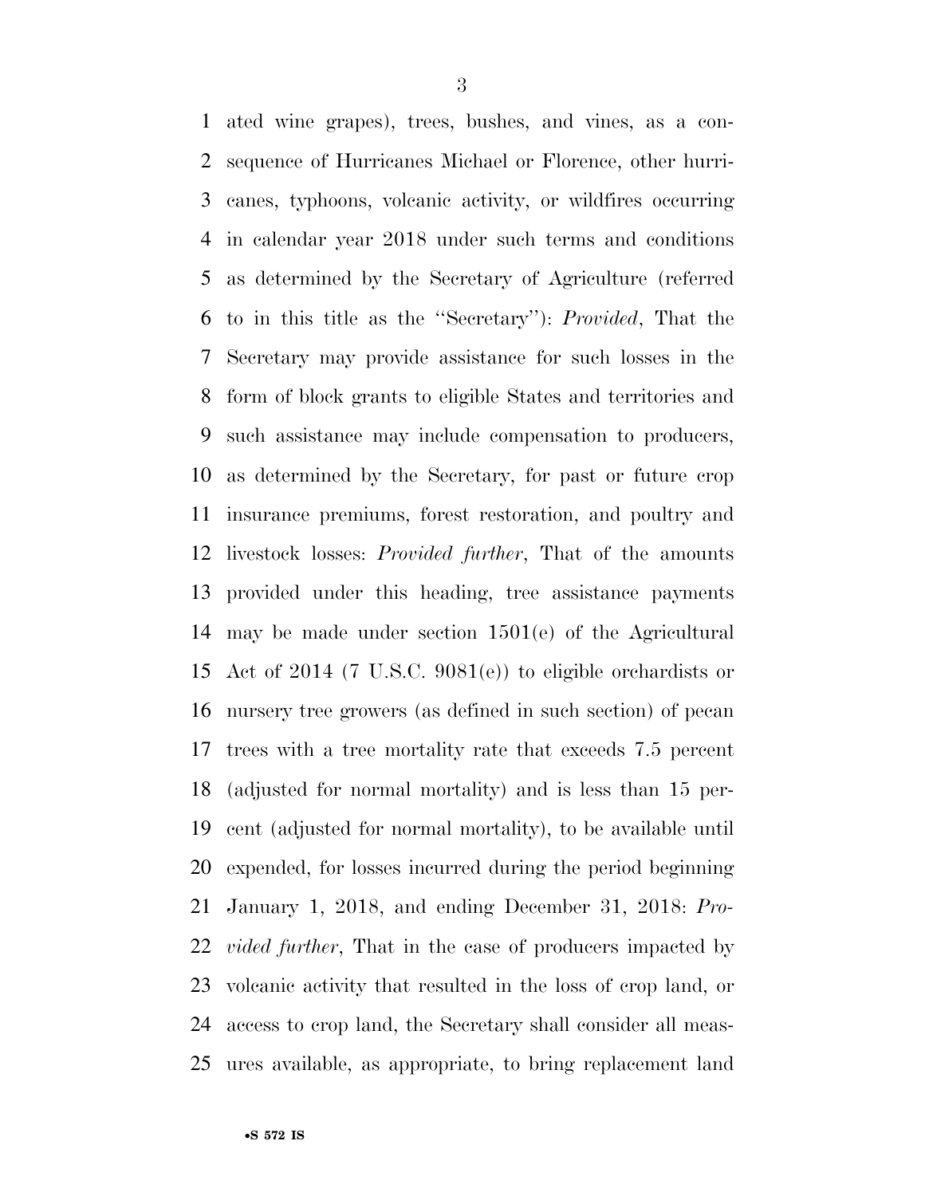ated wine grapes), trees, bushes, and vines, as a consequence of Hurricanes Michael or Florence, other hurricanes, typhoons, volcanic activity, or wildfires occurring in calendar year 2018 under such terms and conditions as determined by the Secretary of Agriculture (referred to in this title as the ''Secretary''): *Provided*, That the Secretary may provide assistance for such losses in the form of block grants to eligible States and territories and such assistance may include compensation to producers, as determined by the Secretary, for past or future crop insurance premiums, forest restoration, and poultry and livestock losses: *Provided further*, That of the amounts provided under this heading, tree assistance payments may be made under section 1501(e) of the Agricultural Act of 2014 (7 U.S.C. 9081(e)) to eligible orchardists or nursery tree growers (as defined in such section) of pecan trees with a tree mortality rate that exceeds 7.5 percent (adjusted for normal mortality) and is less than 15 percent (adjusted for normal mortality), to be available until expended, for losses incurred during the period beginning January 1, 2018, and ending December 31, 2018: *Provided further*, That in the case of producers impacted by volcanic activity that resulted in the loss of crop land, or access to crop land, the Secretary shall consider all measures available, as appropriate, to bring replacement land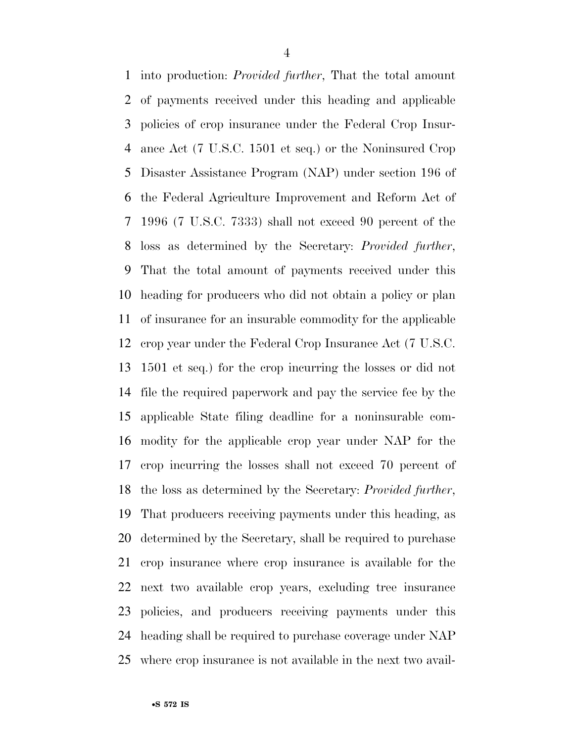into production: *Provided further*, That the total amount of payments received under this heading and applicable policies of crop insurance under the Federal Crop Insurance Act (7 U.S.C. 1501 et seq.) or the Noninsured Crop Disaster Assistance Program (NAP) under section 196 of the Federal Agriculture Improvement and Reform Act of 1996 (7 U.S.C. 7333) shall not exceed 90 percent of the loss as determined by the Secretary: *Provided further*, That the total amount of payments received under this heading for producers who did not obtain a policy or plan of insurance for an insurable commodity for the applicable crop year under the Federal Crop Insurance Act (7 U.S.C. 1501 et seq.) for the crop incurring the losses or did not file the required paperwork and pay the service fee by the applicable State filing deadline for a noninsurable commodity for the applicable crop year under NAP for the crop incurring the losses shall not exceed 70 percent of the loss as determined by the Secretary: *Provided further*, That producers receiving payments under this heading, as determined by the Secretary, shall be required to purchase crop insurance where crop insurance is available for the next two available crop years, excluding tree insurance policies, and producers receiving payments under this heading shall be required to purchase coverage under NAP where crop insurance is not available in the next two avail-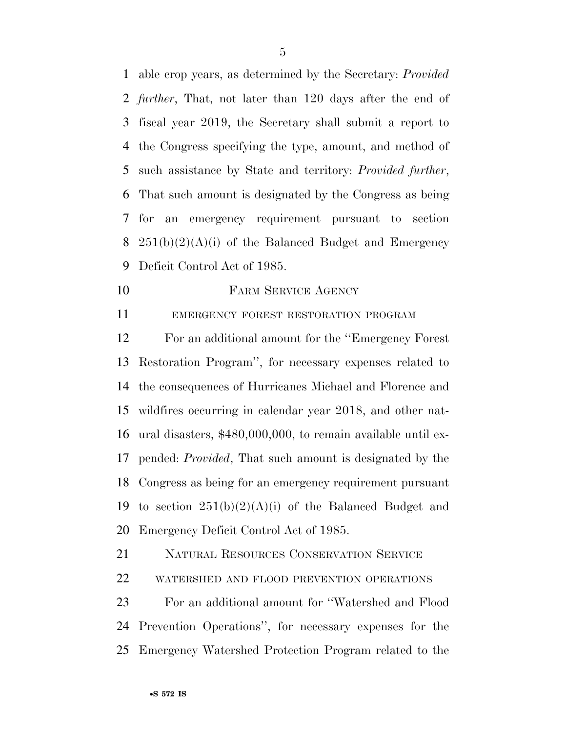able crop years, as determined by the Secretary: *Provided further*, That, not later than 120 days after the end of fiscal year 2019, the Secretary shall submit a report to the Congress specifying the type, amount, and method of such assistance by State and territory: *Provided further*, That such amount is designated by the Congress as being for an emergency requirement pursuant to section 251(b)(2)(A)(i) of the Balanced Budget and Emergency Deficit Control Act of 1985.

FARM SERVICE AGENCY

EMERGENCY FOREST RESTORATION PROGRAM

For an additional amount for the "Emergency Forest Restoration Program", for necessary expenses related to the consequences of Hurricanes Michael and Florence and wildfires occurring in calendar year 2018, and other natural disasters, $480,000,000, to remain available until expended: *Provided*, That such amount is designated by the Congress as being for an emergency requirement pursuant to section 251(b)(2)(A)(i) of the Balanced Budget and Emergency Deficit Control Act of 1985.

NATURAL RESOURCES CONSERVATION SERVICE

WATERSHED AND FLOOD PREVENTION OPERATIONS

For an additional amount for "Watershed and Flood Prevention Operations", for necessary expenses for the Emergency Watershed Protection Program related to the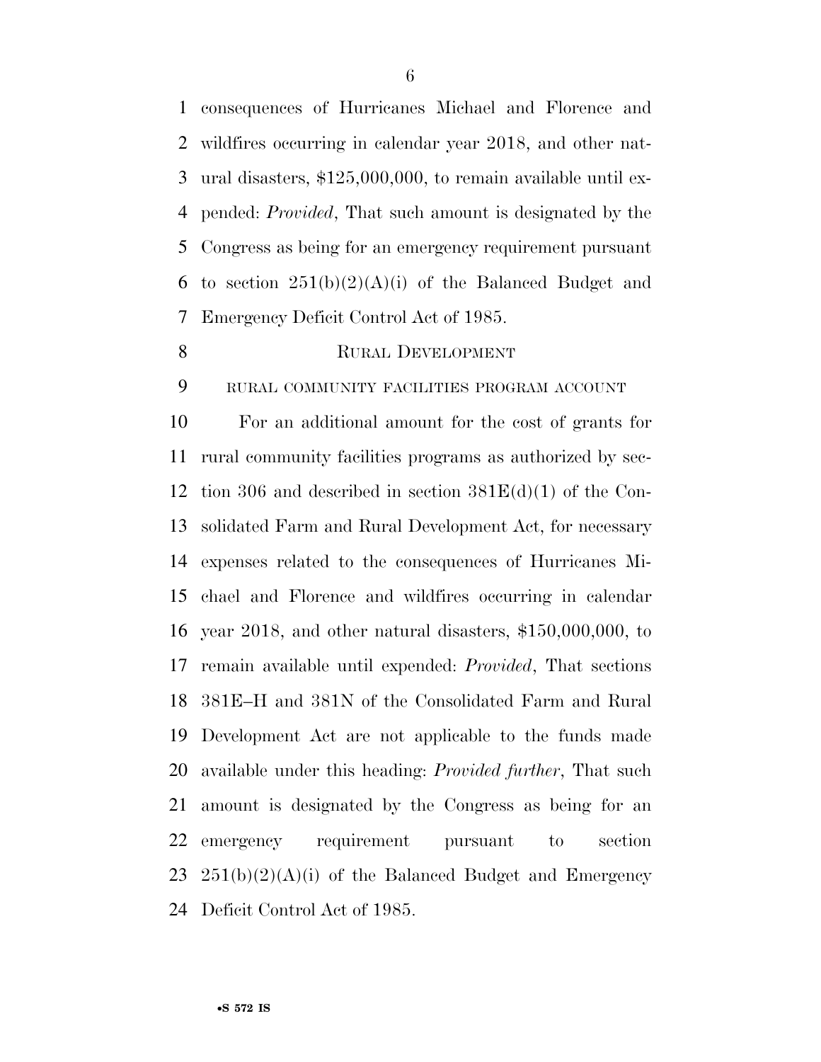consequences of Hurricanes Michael and Florence and wildfires occurring in calendar year 2018, and other natural disasters, $125,000,000, to remain available until expended: *Provided*, That such amount is designated by the Congress as being for an emergency requirement pursuant to section 251(b)(2)(A)(i) of the Balanced Budget and Emergency Deficit Control Act of 1985.

RURAL DEVELOPMENT

RURAL COMMUNITY FACILITIES PROGRAM ACCOUNT

For an additional amount for the cost of grants for rural community facilities programs as authorized by section 306 and described in section 381E(d)(1) of the Consolidated Farm and Rural Development Act, for necessary expenses related to the consequences of Hurricanes Michael and Florence and wildfires occurring in calendar year 2018, and other natural disasters, $150,000,000, to remain available until expended: *Provided*, That sections 381E–H and 381N of the Consolidated Farm and Rural Development Act are not applicable to the funds made available under this heading: *Provided further*, That such amount is designated by the Congress as being for an emergency requirement pursuant to section 251(b)(2)(A)(i) of the Balanced Budget and Emergency Deficit Control Act of 1985.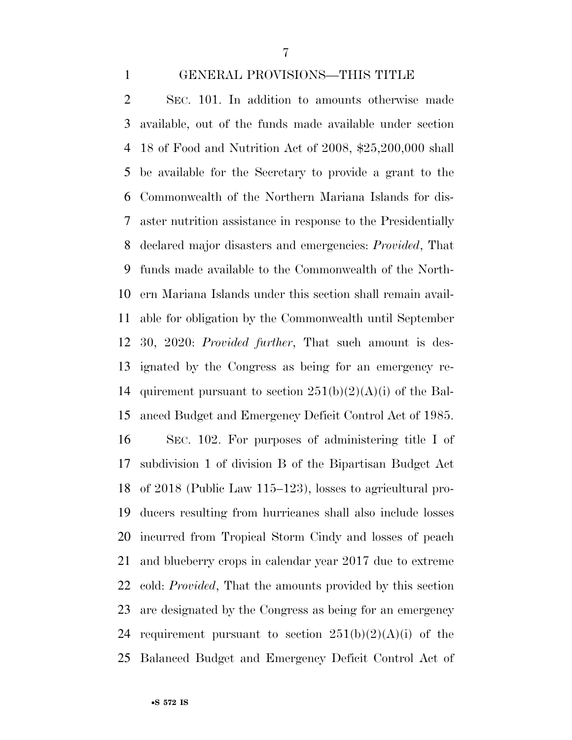## GENERAL PROVISIONS—THIS TITLE

SEC. 101. In addition to amounts otherwise made available, out of the funds made available under section 18 of Food and Nutrition Act of 2008, $25,200,000 shall be available for the Secretary to provide a grant to the Commonwealth of the Northern Mariana Islands for disaster nutrition assistance in response to the Presidentially declared major disasters and emergencies: *Provided*, That funds made available to the Commonwealth of the Northern Mariana Islands under this section shall remain available for obligation by the Commonwealth until September 30, 2020: *Provided further*, That such amount is designated by the Congress as being for an emergency requirement pursuant to section 251(b)(2)(A)(i) of the Balanced Budget and Emergency Deficit Control Act of 1985.

SEC. 102. For purposes of administering title I of subdivision 1 of division B of the Bipartisan Budget Act of 2018 (Public Law 115–123), losses to agricultural producers resulting from hurricanes shall also include losses incurred from Tropical Storm Cindy and losses of peach and blueberry crops in calendar year 2017 due to extreme cold: *Provided*, That the amounts provided by this section are designated by the Congress as being for an emergency requirement pursuant to section 251(b)(2)(A)(i) of the Balanced Budget and Emergency Deficit Control Act of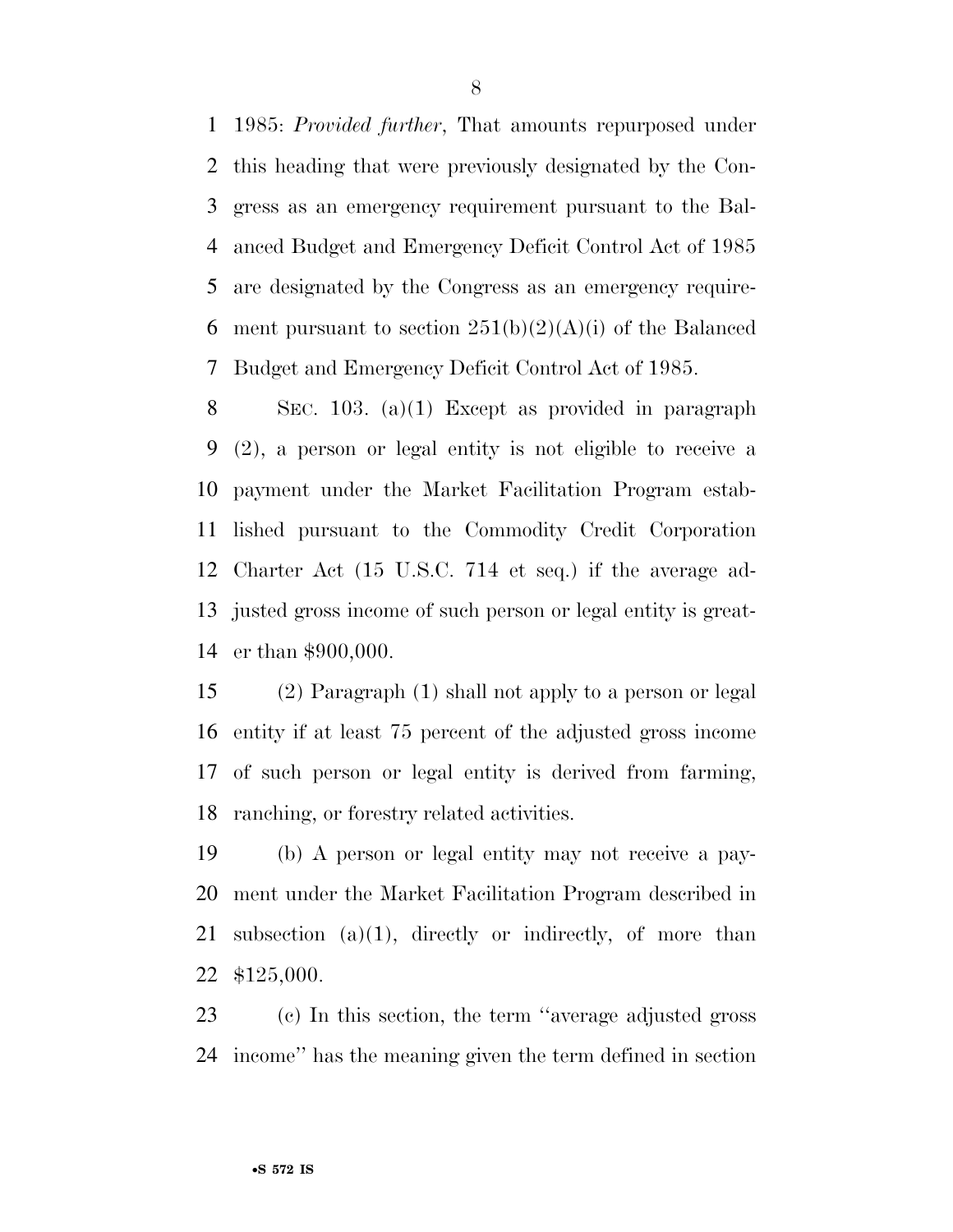1985: *Provided further*, That amounts repurposed under this heading that were previously designated by the Congress as an emergency requirement pursuant to the Balanced Budget and Emergency Deficit Control Act of 1985 are designated by the Congress as an emergency requirement pursuant to section 251(b)(2)(A)(i) of the Balanced Budget and Emergency Deficit Control Act of 1985.

SEC. 103. (a)(1) Except as provided in paragraph (2), a person or legal entity is not eligible to receive a payment under the Market Facilitation Program established pursuant to the Commodity Credit Corporation Charter Act (15 U.S.C. 714 et seq.) if the average adjusted gross income of such person or legal entity is greater than $900,000.

(2) Paragraph (1) shall not apply to a person or legal entity if at least 75 percent of the adjusted gross income of such person or legal entity is derived from farming, ranching, or forestry related activities.

(b) A person or legal entity may not receive a payment under the Market Facilitation Program described in subsection (a)(1), directly or indirectly, of more than $125,000.

(c) In this section, the term ''average adjusted gross income'' has the meaning given the term defined in section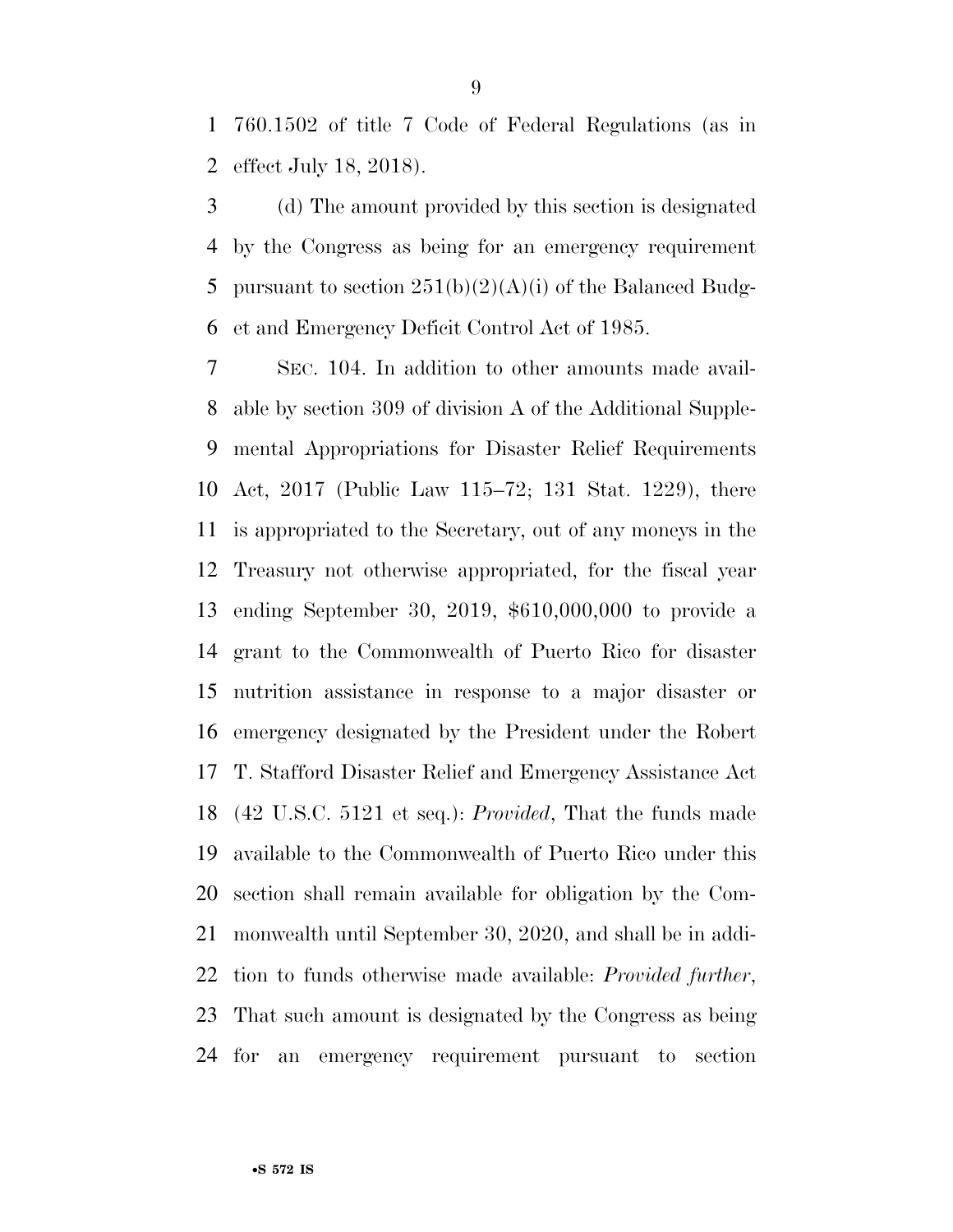760.1502 of title 7 Code of Federal Regulations (as in effect July 18, 2018).

(d) The amount provided by this section is designated by the Congress as being for an emergency requirement pursuant to section 251(b)(2)(A)(i) of the Balanced Budget and Emergency Deficit Control Act of 1985.

SEC. 104. In addition to other amounts made available by section 309 of division A of the Additional Supplemental Appropriations for Disaster Relief Requirements Act, 2017 (Public Law 115–72; 131 Stat. 1229), there is appropriated to the Secretary, out of any moneys in the Treasury not otherwise appropriated, for the fiscal year ending September 30, 2019, $610,000,000 to provide a grant to the Commonwealth of Puerto Rico for disaster nutrition assistance in response to a major disaster or emergency designated by the President under the Robert T. Stafford Disaster Relief and Emergency Assistance Act (42 U.S.C. 5121 et seq.): *Provided*, That the funds made available to the Commonwealth of Puerto Rico under this section shall remain available for obligation by the Commonwealth until September 30, 2020, and shall be in addition to funds otherwise made available: *Provided further*, That such amount is designated by the Congress as being for an emergency requirement pursuant to section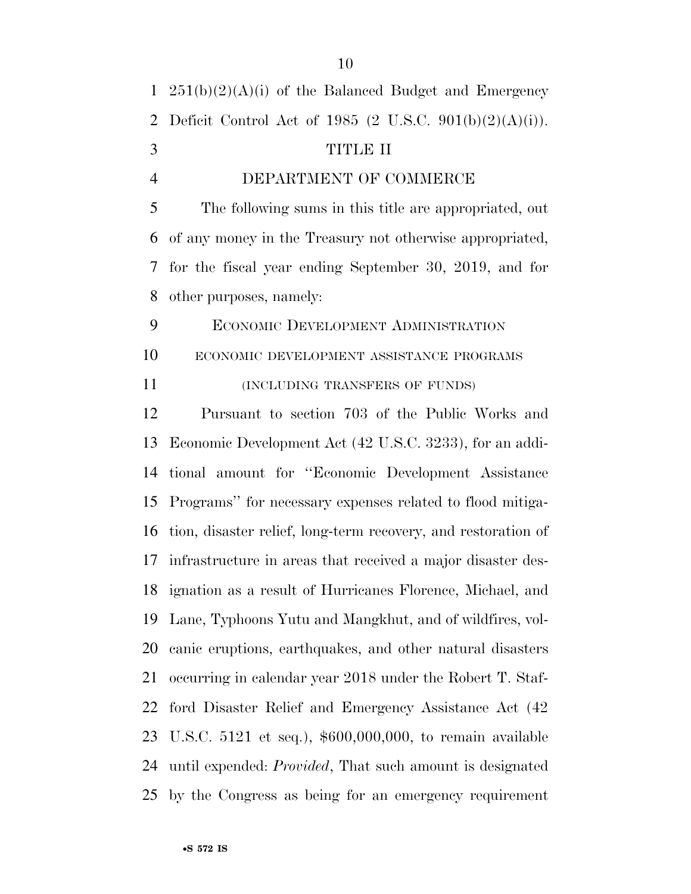251(b)(2)(A)(i) of the Balanced Budget and Emergency Deficit Control Act of 1985 (2 U.S.C. 901(b)(2)(A)(i)).

## TITLE II

## DEPARTMENT OF COMMERCE

The following sums in this title are appropriated, out of any money in the Treasury not otherwise appropriated, for the fiscal year ending September 30, 2019, and for other purposes, namely:

### ECONOMIC DEVELOPMENT ADMINISTRATION

#### ECONOMIC DEVELOPMENT ASSISTANCE PROGRAMS

(INCLUDING TRANSFERS OF FUNDS)

Pursuant to section 703 of the Public Works and Economic Development Act (42 U.S.C. 3233), for an additional amount for ''Economic Development Assistance Programs'' for necessary expenses related to flood mitigation, disaster relief, long-term recovery, and restoration of infrastructure in areas that received a major disaster designation as a result of Hurricanes Florence, Michael, and Lane, Typhoons Yutu and Mangkhut, and of wildfires, volcanic eruptions, earthquakes, and other natural disasters occurring in calendar year 2018 under the Robert T. Stafford Disaster Relief and Emergency Assistance Act (42 U.S.C. 5121 et seq.), $600,000,000, to remain available until expended: *Provided*, That such amount is designated by the Congress as being for an emergency requirement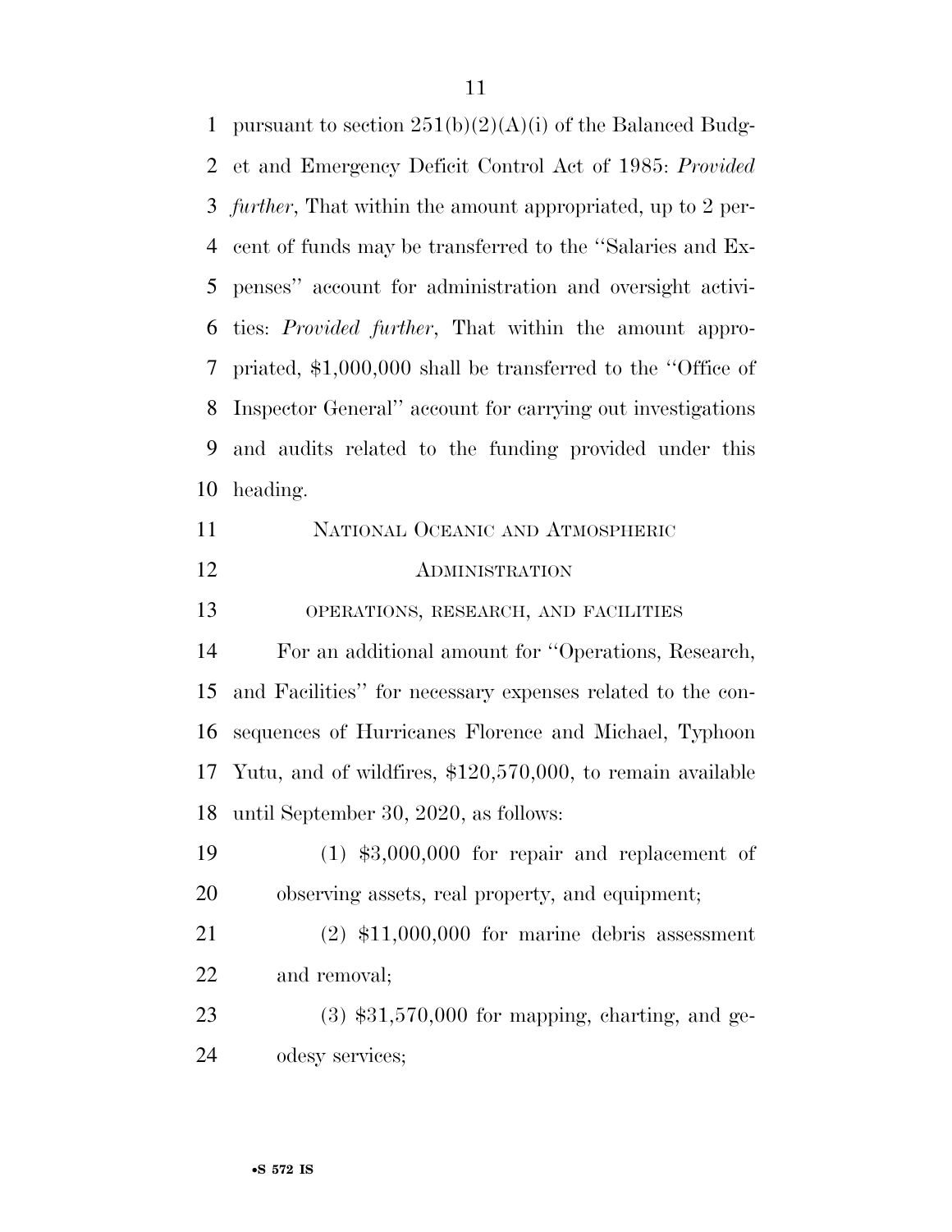pursuant to section 251(b)(2)(A)(i) of the Balanced Budget and Emergency Deficit Control Act of 1985: *Provided further*, That within the amount appropriated, up to 2 percent of funds may be transferred to the ''Salaries and Expenses'' account for administration and oversight activities: *Provided further*, That within the amount appropriated, $1,000,000 shall be transferred to the ''Office of Inspector General'' account for carrying out investigations and audits related to the funding provided under this heading.

NATIONAL OCEANIC AND ATMOSPHERIC ADMINISTRATION

OPERATIONS, RESEARCH, AND FACILITIES

For an additional amount for ''Operations, Research, and Facilities'' for necessary expenses related to the consequences of Hurricanes Florence and Michael, Typhoon Yutu, and of wildfires, $120,570,000, to remain available until September 30, 2020, as follows:

(1) $3,000,000 for repair and replacement of observing assets, real property, and equipment;

(2) $11,000,000 for marine debris assessment and removal;

(3) $31,570,000 for mapping, charting, and geodesy services;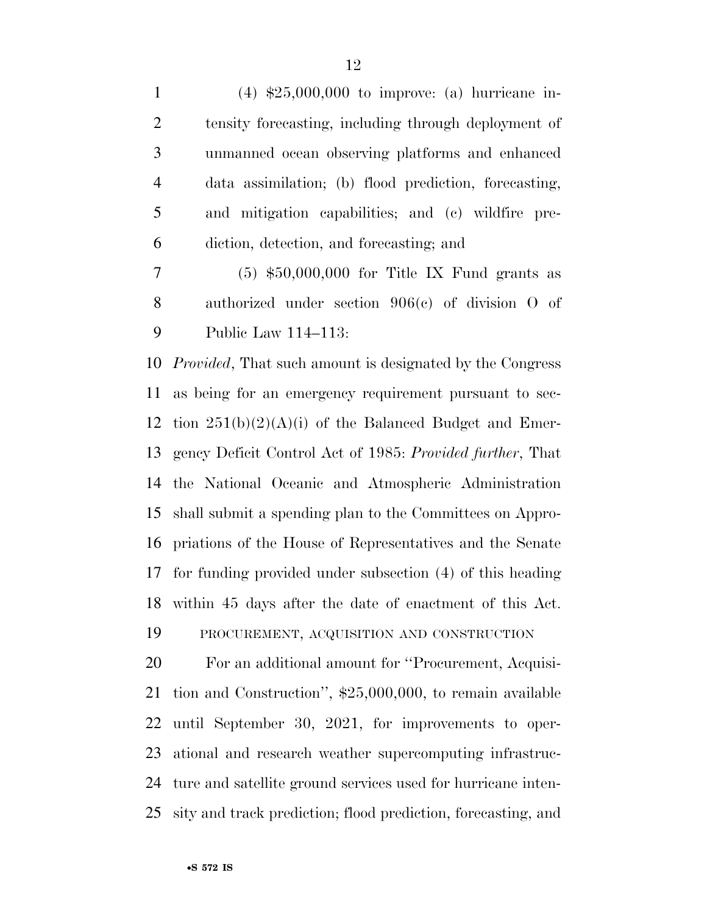(4) $25,000,000 to improve: (a) hurricane intensity forecasting, including through deployment of unmanned ocean observing platforms and enhanced data assimilation; (b) flood prediction, forecasting, and mitigation capabilities; and (c) wildfire prediction, detection, and forecasting; and

(5) $50,000,000 for Title IX Fund grants as authorized under section 906(c) of division O of Public Law 114–113:

*Provided*, That such amount is designated by the Congress as being for an emergency requirement pursuant to section 251(b)(2)(A)(i) of the Balanced Budget and Emergency Deficit Control Act of 1985: *Provided further*, That the National Oceanic and Atmospheric Administration shall submit a spending plan to the Committees on Appropriations of the House of Representatives and the Senate for funding provided under subsection (4) of this heading within 45 days after the date of enactment of this Act.

PROCUREMENT, ACQUISITION AND CONSTRUCTION

For an additional amount for ''Procurement, Acquisition and Construction'', $25,000,000, to remain available until September 30, 2021, for improvements to operational and research weather supercomputing infrastructure and satellite ground services used for hurricane intensity and track prediction; flood prediction, forecasting, and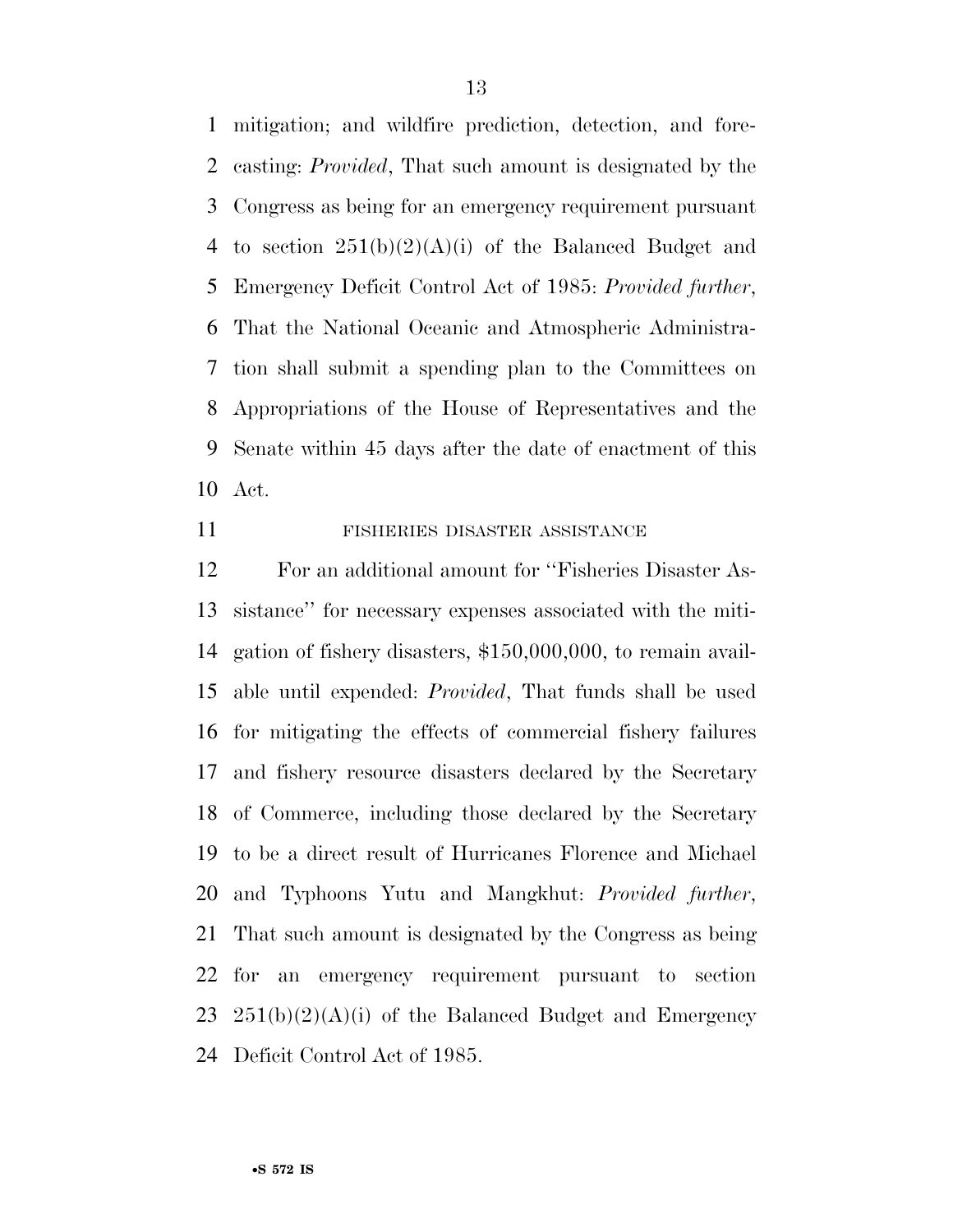mitigation; and wildfire prediction, detection, and forecasting: *Provided*, That such amount is designated by the Congress as being for an emergency requirement pursuant to section 251(b)(2)(A)(i) of the Balanced Budget and Emergency Deficit Control Act of 1985: *Provided further*, That the National Oceanic and Atmospheric Administration shall submit a spending plan to the Committees on Appropriations of the House of Representatives and the Senate within 45 days after the date of enactment of this Act.

FISHERIES DISASTER ASSISTANCE

For an additional amount for ''Fisheries Disaster Assistance'' for necessary expenses associated with the mitigation of fishery disasters, $150,000,000, to remain available until expended: *Provided*, That funds shall be used for mitigating the effects of commercial fishery failures and fishery resource disasters declared by the Secretary of Commerce, including those declared by the Secretary to be a direct result of Hurricanes Florence and Michael and Typhoons Yutu and Mangkhut: *Provided further*, That such amount is designated by the Congress as being for an emergency requirement pursuant to section 251(b)(2)(A)(i) of the Balanced Budget and Emergency Deficit Control Act of 1985.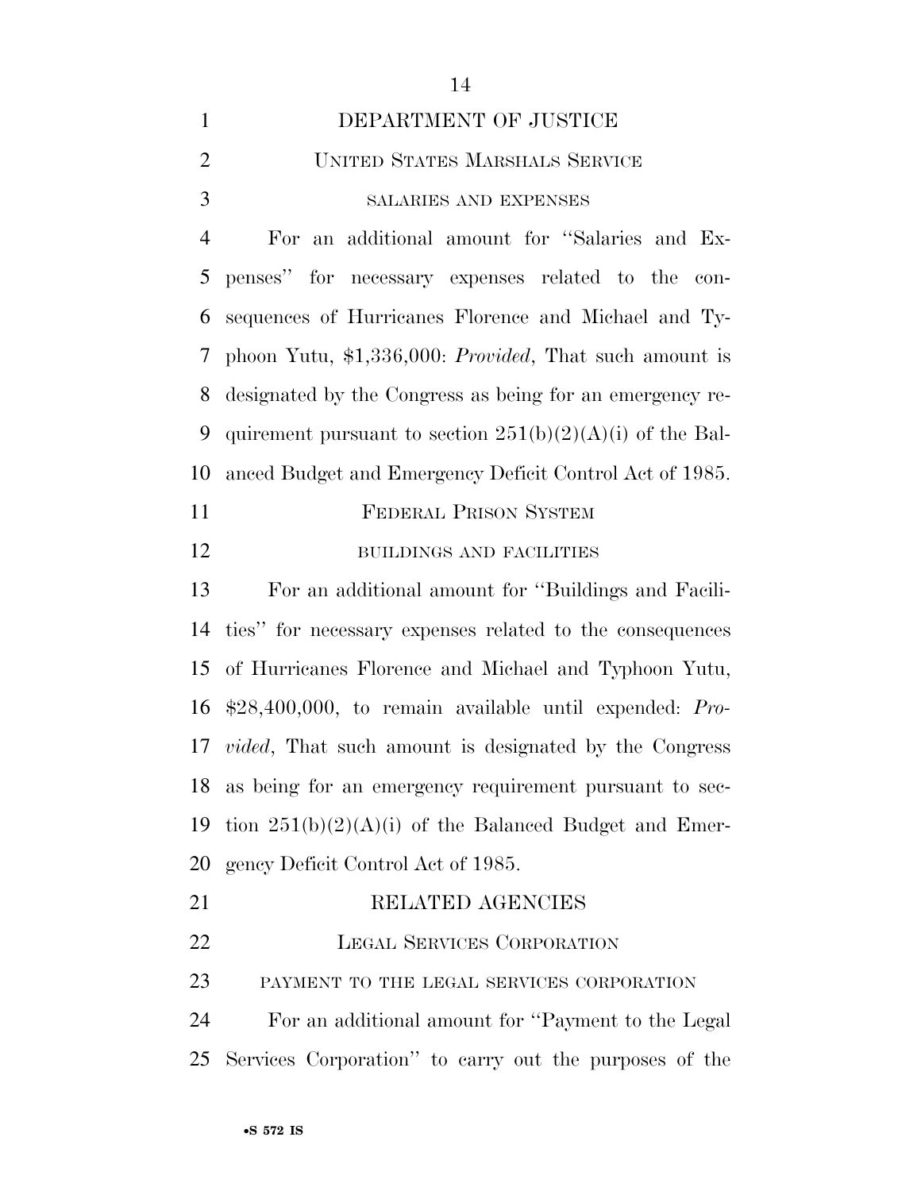DEPARTMENT OF JUSTICE

UNITED STATES MARSHALS SERVICE

SALARIES AND EXPENSES

For an additional amount for ''Salaries and Expenses'' for necessary expenses related to the consequences of Hurricanes Florence and Michael and Typhoon Yutu, $1,336,000: *Provided*, That such amount is designated by the Congress as being for an emergency requirement pursuant to section 251(b)(2)(A)(i) of the Balanced Budget and Emergency Deficit Control Act of 1985.

FEDERAL PRISON SYSTEM

BUILDINGS AND FACILITIES

For an additional amount for ''Buildings and Facilities'' for necessary expenses related to the consequences of Hurricanes Florence and Michael and Typhoon Yutu, $28,400,000, to remain available until expended: *Provided*, That such amount is designated by the Congress as being for an emergency requirement pursuant to section 251(b)(2)(A)(i) of the Balanced Budget and Emergency Deficit Control Act of 1985.

RELATED AGENCIES

LEGAL SERVICES CORPORATION

PAYMENT TO THE LEGAL SERVICES CORPORATION

For an additional amount for ''Payment to the Legal Services Corporation'' to carry out the purposes of the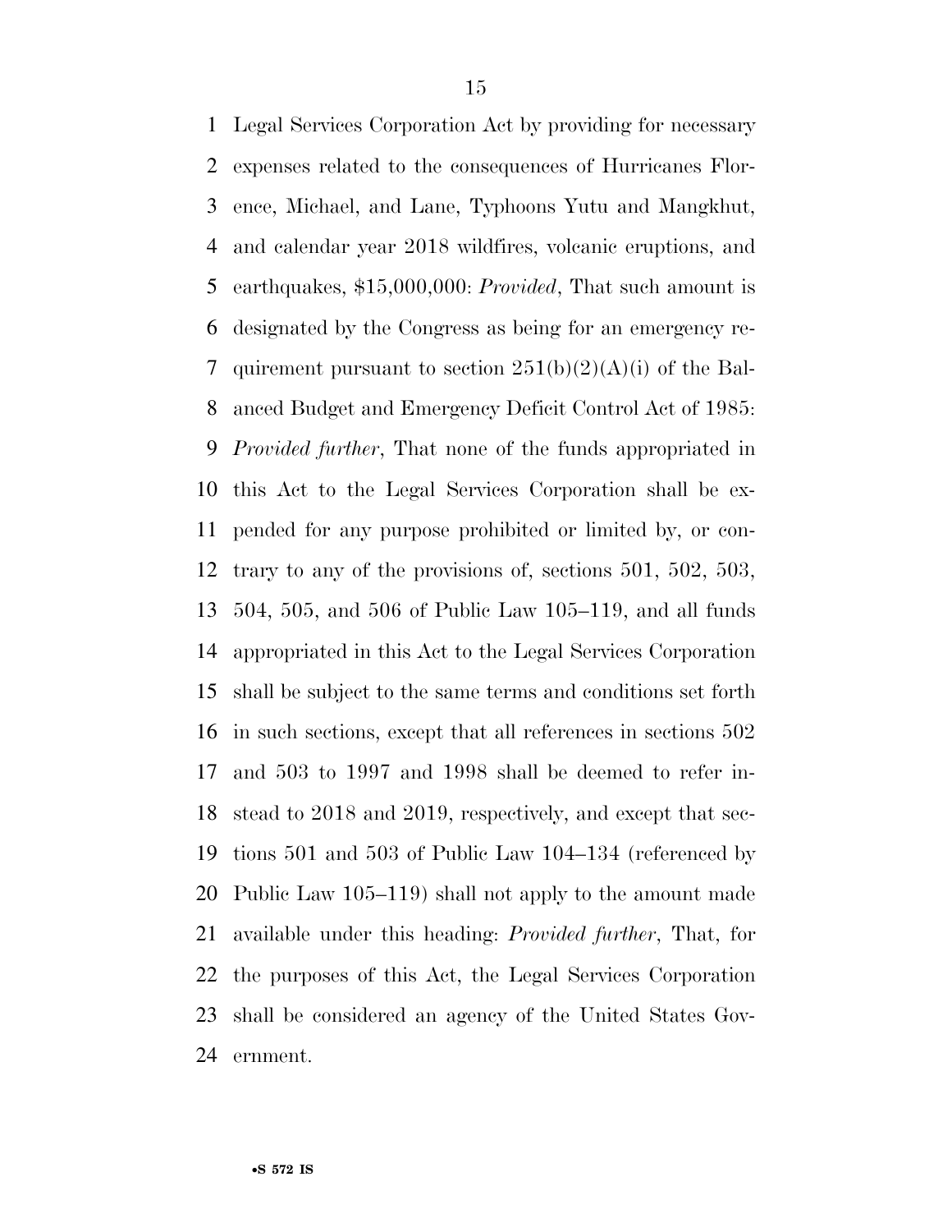Legal Services Corporation Act by providing for necessary expenses related to the consequences of Hurricanes Florence, Michael, and Lane, Typhoons Yutu and Mangkhut, and calendar year 2018 wildfires, volcanic eruptions, and earthquakes, $15,000,000: *Provided*, That such amount is designated by the Congress as being for an emergency requirement pursuant to section 251(b)(2)(A)(i) of the Balanced Budget and Emergency Deficit Control Act of 1985: *Provided further*, That none of the funds appropriated in this Act to the Legal Services Corporation shall be expended for any purpose prohibited or limited by, or contrary to any of the provisions of, sections 501, 502, 503, 504, 505, and 506 of Public Law 105–119, and all funds appropriated in this Act to the Legal Services Corporation shall be subject to the same terms and conditions set forth in such sections, except that all references in sections 502 and 503 to 1997 and 1998 shall be deemed to refer instead to 2018 and 2019, respectively, and except that sections 501 and 503 of Public Law 104–134 (referenced by Public Law 105–119) shall not apply to the amount made available under this heading: *Provided further*, That, for the purposes of this Act, the Legal Services Corporation shall be considered an agency of the United States Government.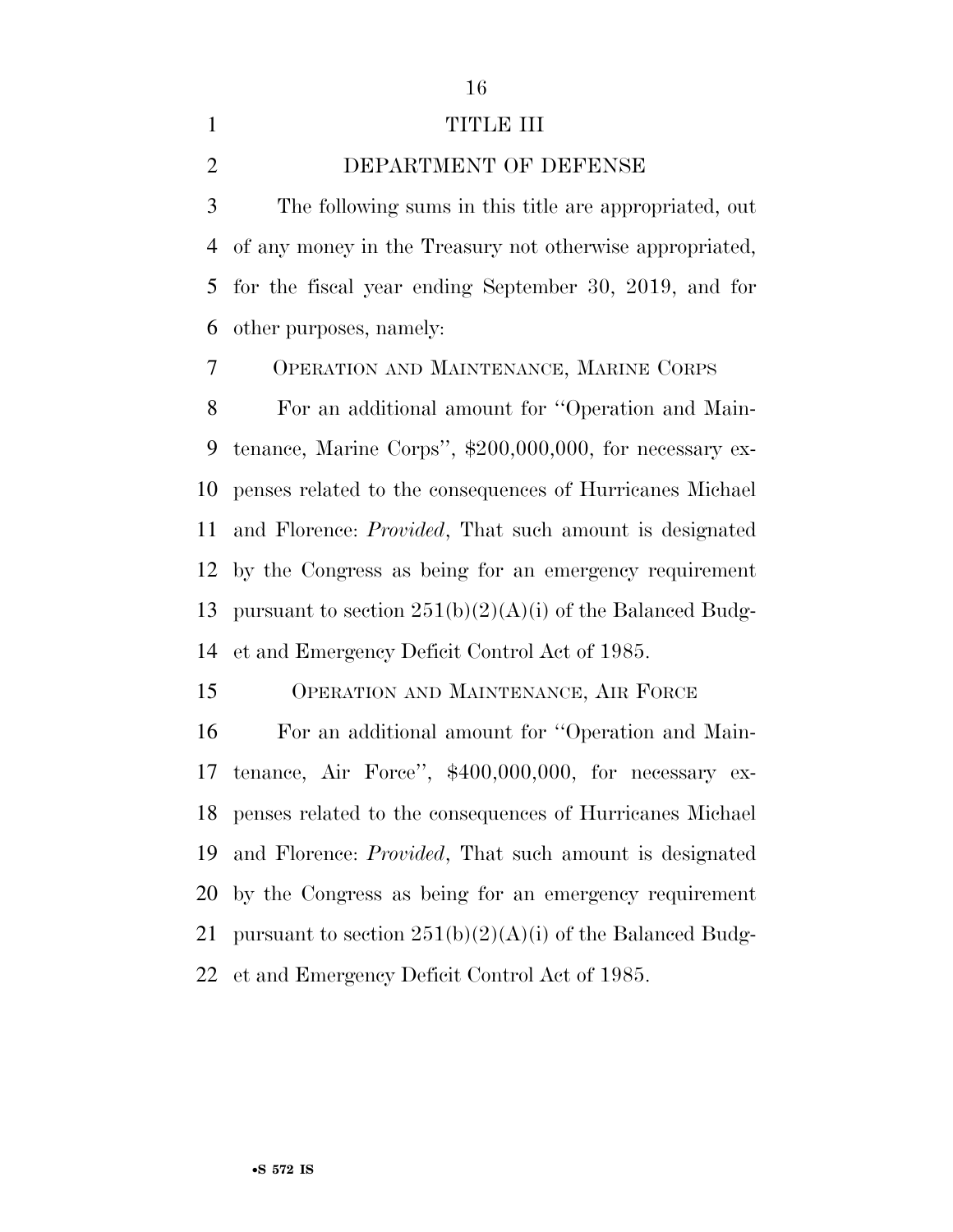# TITLE III

# DEPARTMENT OF DEFENSE

The following sums in this title are appropriated, out of any money in the Treasury not otherwise appropriated, for the fiscal year ending September 30, 2019, and for other purposes, namely:

OPERATION AND MAINTENANCE, MARINE CORPS

For an additional amount for ''Operation and Maintenance, Marine Corps'', $200,000,000, for necessary expenses related to the consequences of Hurricanes Michael and Florence: *Provided*, That such amount is designated by the Congress as being for an emergency requirement pursuant to section 251(b)(2)(A)(i) of the Balanced Budget and Emergency Deficit Control Act of 1985.

OPERATION AND MAINTENANCE, AIR FORCE

For an additional amount for ''Operation and Maintenance, Air Force'', $400,000,000, for necessary expenses related to the consequences of Hurricanes Michael and Florence: *Provided*, That such amount is designated by the Congress as being for an emergency requirement pursuant to section 251(b)(2)(A)(i) of the Balanced Budget and Emergency Deficit Control Act of 1985.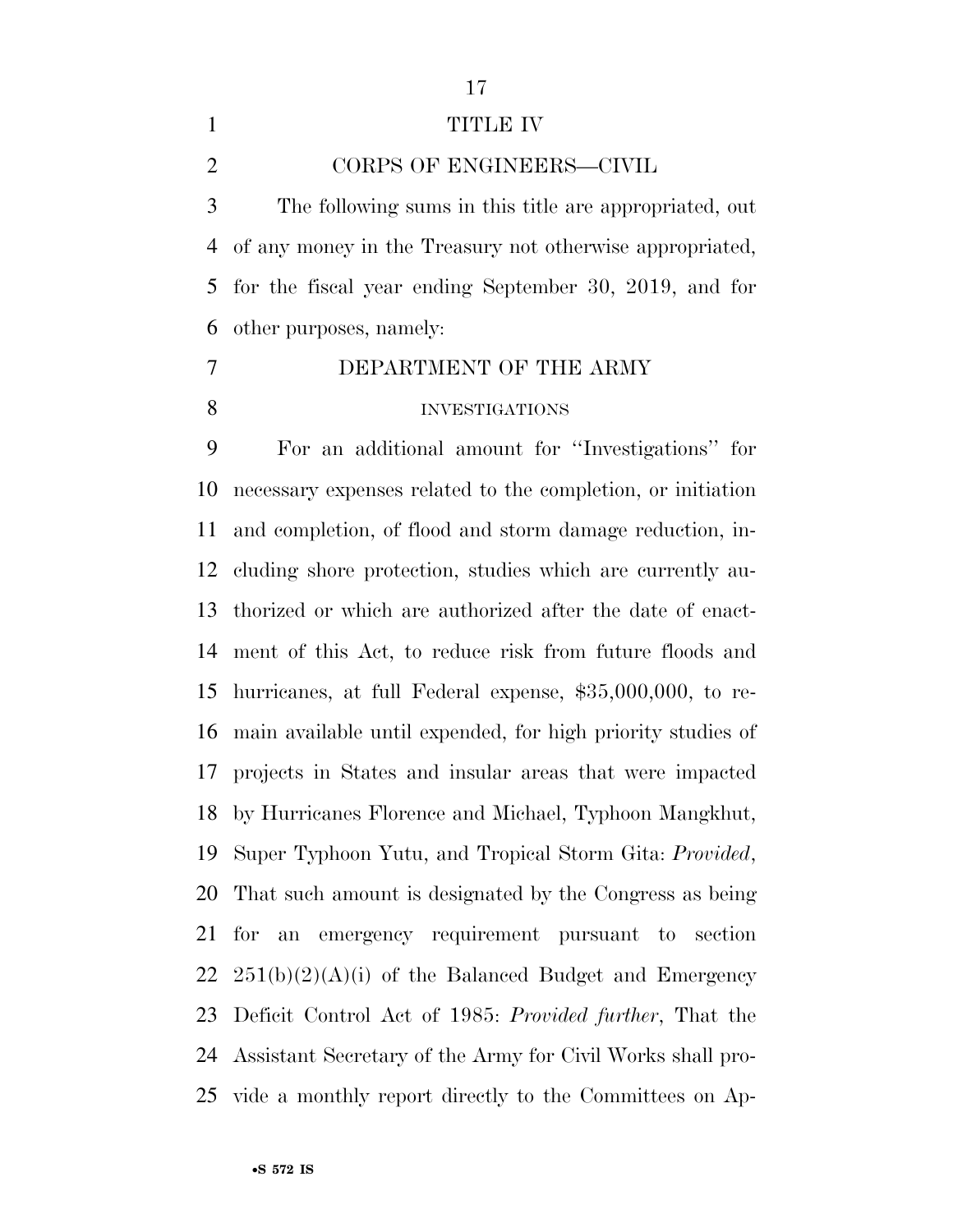# TITLE IV

## CORPS OF ENGINEERS—CIVIL

The following sums in this title are appropriated, out of any money in the Treasury not otherwise appropriated, for the fiscal year ending September 30, 2019, and for other purposes, namely:

## DEPARTMENT OF THE ARMY

### INVESTIGATIONS

For an additional amount for ''Investigations'' for necessary expenses related to the completion, or initiation and completion, of flood and storm damage reduction, including shore protection, studies which are currently authorized or which are authorized after the date of enactment of this Act, to reduce risk from future floods and hurricanes, at full Federal expense, $35,000,000, to remain available until expended, for high priority studies of projects in States and insular areas that were impacted by Hurricanes Florence and Michael, Typhoon Mangkhut, Super Typhoon Yutu, and Tropical Storm Gita: *Provided*, That such amount is designated by the Congress as being for an emergency requirement pursuant to section 251(b)(2)(A)(i) of the Balanced Budget and Emergency Deficit Control Act of 1985: *Provided further*, That the Assistant Secretary of the Army for Civil Works shall provide a monthly report directly to the Committees on Ap-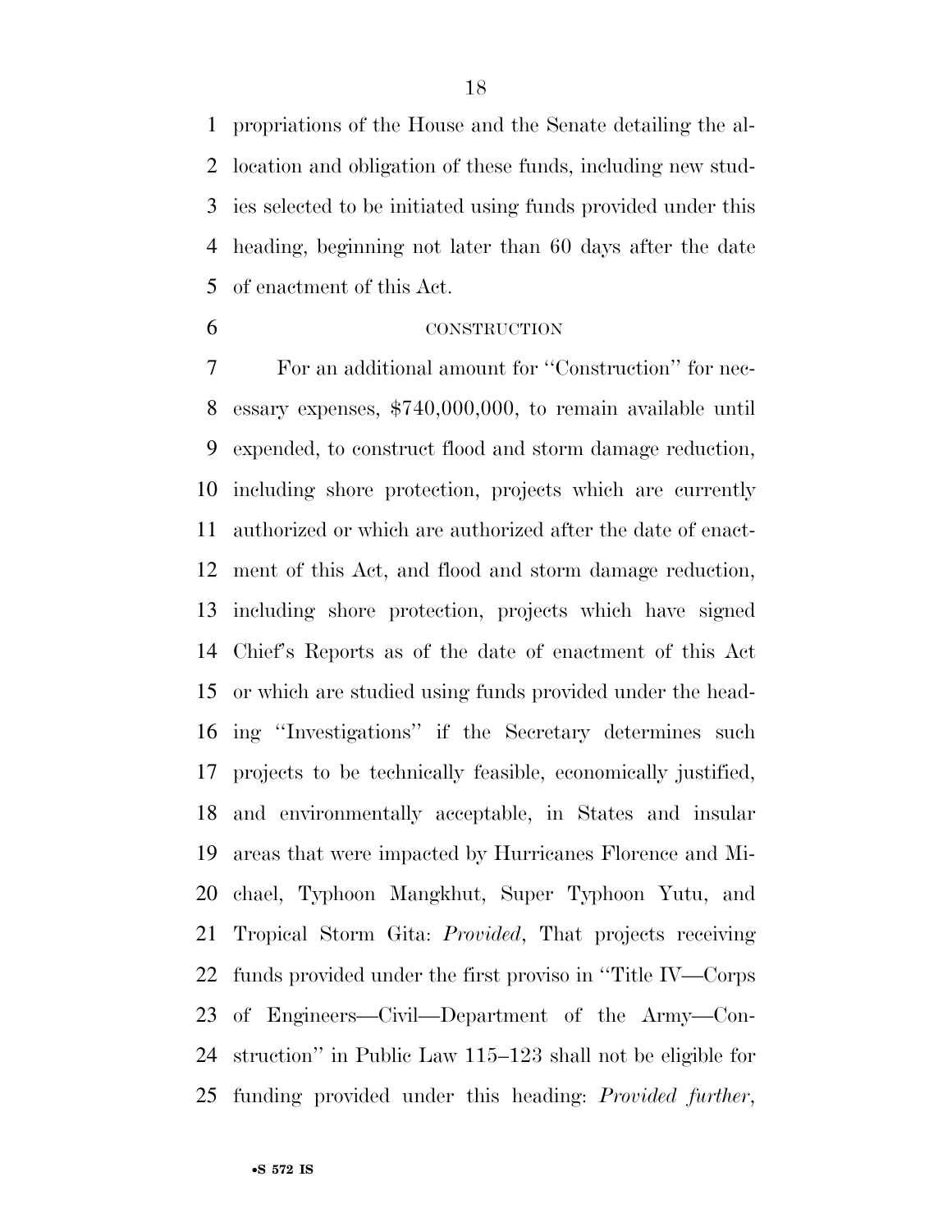propriations of the House and the Senate detailing the allocation and obligation of these funds, including new studies selected to be initiated using funds provided under this heading, beginning not later than 60 days after the date of enactment of this Act.

CONSTRUCTION

For an additional amount for ''Construction'' for necessary expenses, $740,000,000, to remain available until expended, to construct flood and storm damage reduction, including shore protection, projects which are currently authorized or which are authorized after the date of enactment of this Act, and flood and storm damage reduction, including shore protection, projects which have signed Chief's Reports as of the date of enactment of this Act or which are studied using funds provided under the heading ''Investigations'' if the Secretary determines such projects to be technically feasible, economically justified, and environmentally acceptable, in States and insular areas that were impacted by Hurricanes Florence and Michael, Typhoon Mangkhut, Super Typhoon Yutu, and Tropical Storm Gita: *Provided*, That projects receiving funds provided under the first proviso in ''Title IV—Corps of Engineers—Civil—Department of the Army—Construction'' in Public Law 115–123 shall not be eligible for funding provided under this heading: *Provided further*,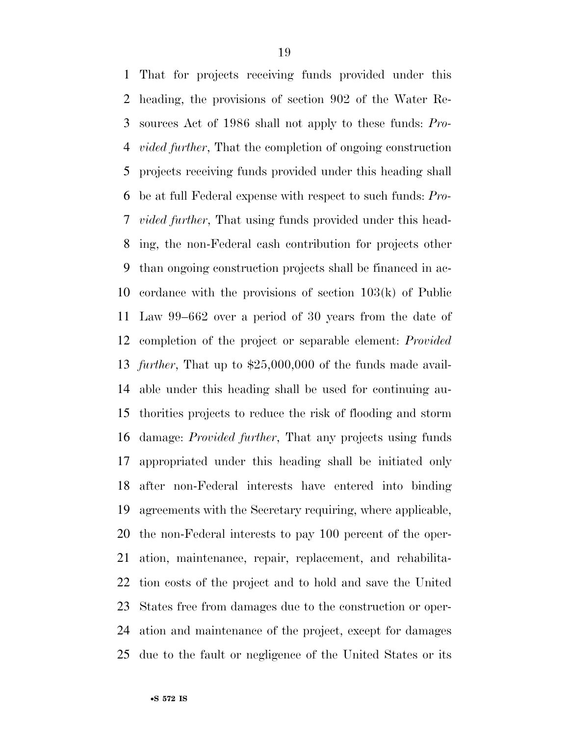That for projects receiving funds provided under this heading, the provisions of section 902 of the Water Resources Act of 1986 shall not apply to these funds: *Provided further*, That the completion of ongoing construction projects receiving funds provided under this heading shall be at full Federal expense with respect to such funds: *Provided further*, That using funds provided under this heading, the non-Federal cash contribution for projects other than ongoing construction projects shall be financed in accordance with the provisions of section 103(k) of Public Law 99–662 over a period of 30 years from the date of completion of the project or separable element: *Provided further*, That up to $25,000,000 of the funds made available under this heading shall be used for continuing authorities projects to reduce the risk of flooding and storm damage: *Provided further*, That any projects using funds appropriated under this heading shall be initiated only after non-Federal interests have entered into binding agreements with the Secretary requiring, where applicable, the non-Federal interests to pay 100 percent of the operation, maintenance, repair, replacement, and rehabilitation costs of the project and to hold and save the United States free from damages due to the construction or operation and maintenance of the project, except for damages due to the fault or negligence of the United States or its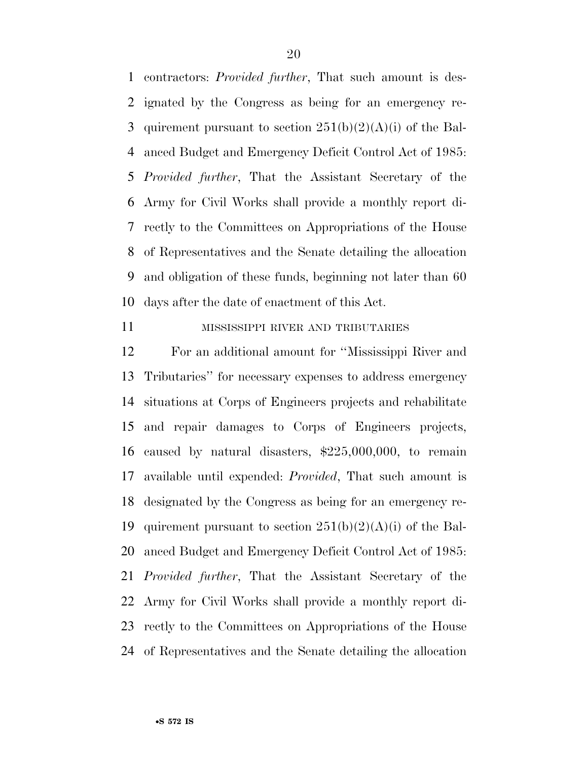contractors: *Provided further*, That such amount is designated by the Congress as being for an emergency requirement pursuant to section 251(b)(2)(A)(i) of the Balanced Budget and Emergency Deficit Control Act of 1985: *Provided further*, That the Assistant Secretary of the Army for Civil Works shall provide a monthly report directly to the Committees on Appropriations of the House of Representatives and the Senate detailing the allocation and obligation of these funds, beginning not later than 60 days after the date of enactment of this Act.

MISSISSIPPI RIVER AND TRIBUTARIES

For an additional amount for ''Mississippi River and Tributaries'' for necessary expenses to address emergency situations at Corps of Engineers projects and rehabilitate and repair damages to Corps of Engineers projects, caused by natural disasters, $225,000,000, to remain available until expended: *Provided*, That such amount is designated by the Congress as being for an emergency requirement pursuant to section 251(b)(2)(A)(i) of the Balanced Budget and Emergency Deficit Control Act of 1985: *Provided further*, That the Assistant Secretary of the Army for Civil Works shall provide a monthly report directly to the Committees on Appropriations of the House of Representatives and the Senate detailing the allocation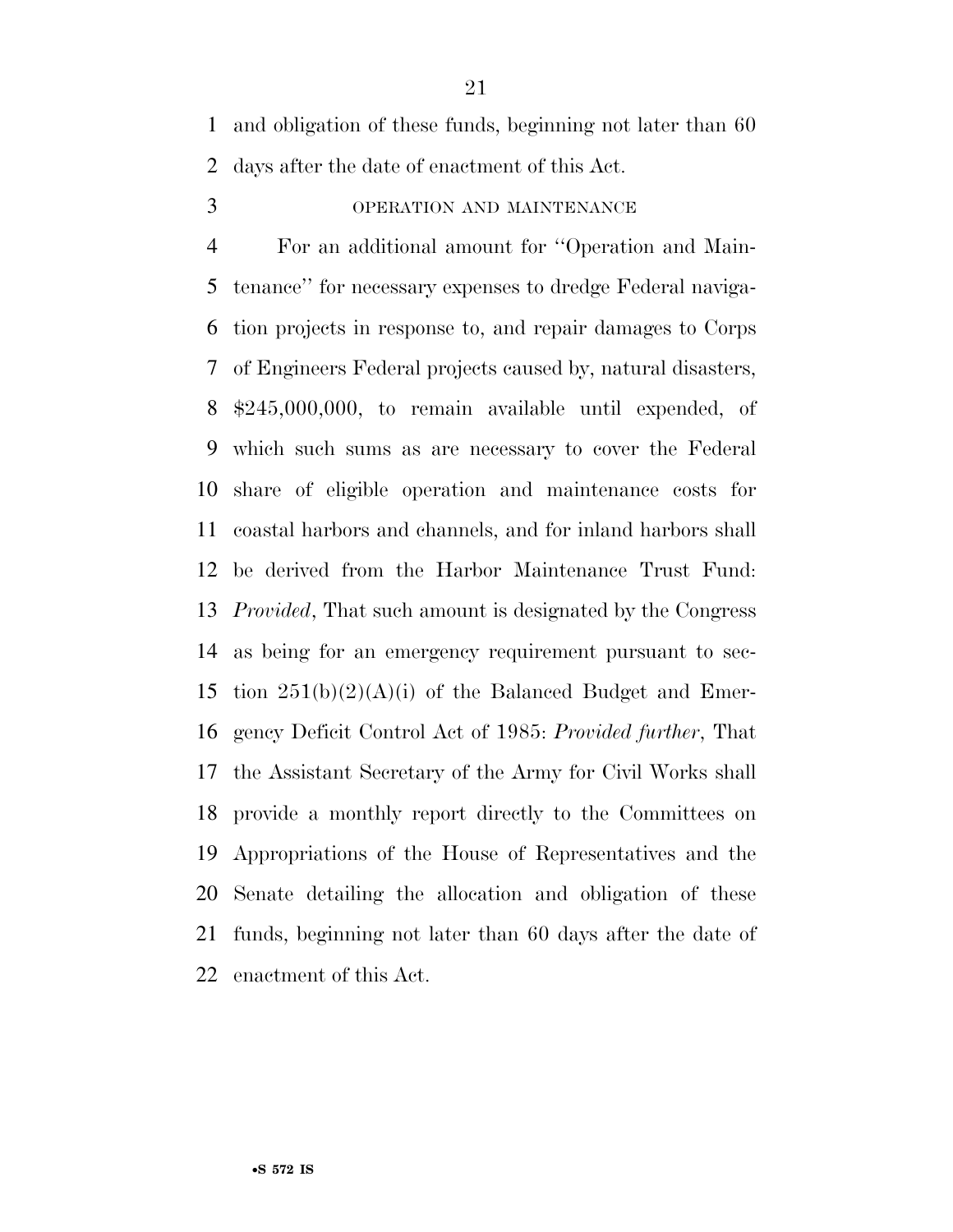and obligation of these funds, beginning not later than 60 days after the date of enactment of this Act.

OPERATION AND MAINTENANCE

For an additional amount for ''Operation and Maintenance'' for necessary expenses to dredge Federal navigation projects in response to, and repair damages to Corps of Engineers Federal projects caused by, natural disasters, $245,000,000, to remain available until expended, of which such sums as are necessary to cover the Federal share of eligible operation and maintenance costs for coastal harbors and channels, and for inland harbors shall be derived from the Harbor Maintenance Trust Fund: *Provided*, That such amount is designated by the Congress as being for an emergency requirement pursuant to section 251(b)(2)(A)(i) of the Balanced Budget and Emergency Deficit Control Act of 1985: *Provided further*, That the Assistant Secretary of the Army for Civil Works shall provide a monthly report directly to the Committees on Appropriations of the House of Representatives and the Senate detailing the allocation and obligation of these funds, beginning not later than 60 days after the date of enactment of this Act.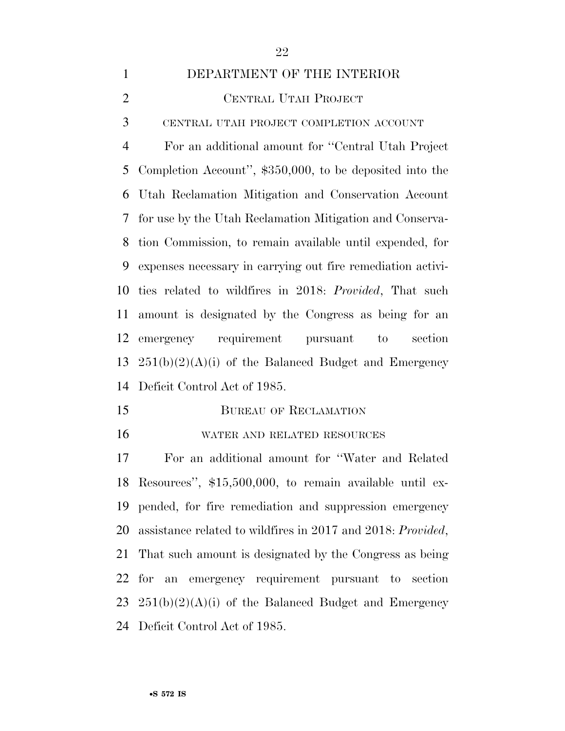# DEPARTMENT OF THE INTERIOR

## CENTRAL UTAH PROJECT

### CENTRAL UTAH PROJECT COMPLETION ACCOUNT

For an additional amount for ''Central Utah Project Completion Account'', $350,000, to be deposited into the Utah Reclamation Mitigation and Conservation Account for use by the Utah Reclamation Mitigation and Conservation Commission, to remain available until expended, for expenses necessary in carrying out fire remediation activities related to wildfires in 2018: *Provided*, That such amount is designated by the Congress as being for an emergency requirement pursuant to section 251(b)(2)(A)(i) of the Balanced Budget and Emergency Deficit Control Act of 1985.

## BUREAU OF RECLAMATION

### WATER AND RELATED RESOURCES

For an additional amount for ''Water and Related Resources'', $15,500,000, to remain available until expended, for fire remediation and suppression emergency assistance related to wildfires in 2017 and 2018: *Provided*, That such amount is designated by the Congress as being for an emergency requirement pursuant to section 251(b)(2)(A)(i) of the Balanced Budget and Emergency Deficit Control Act of 1985.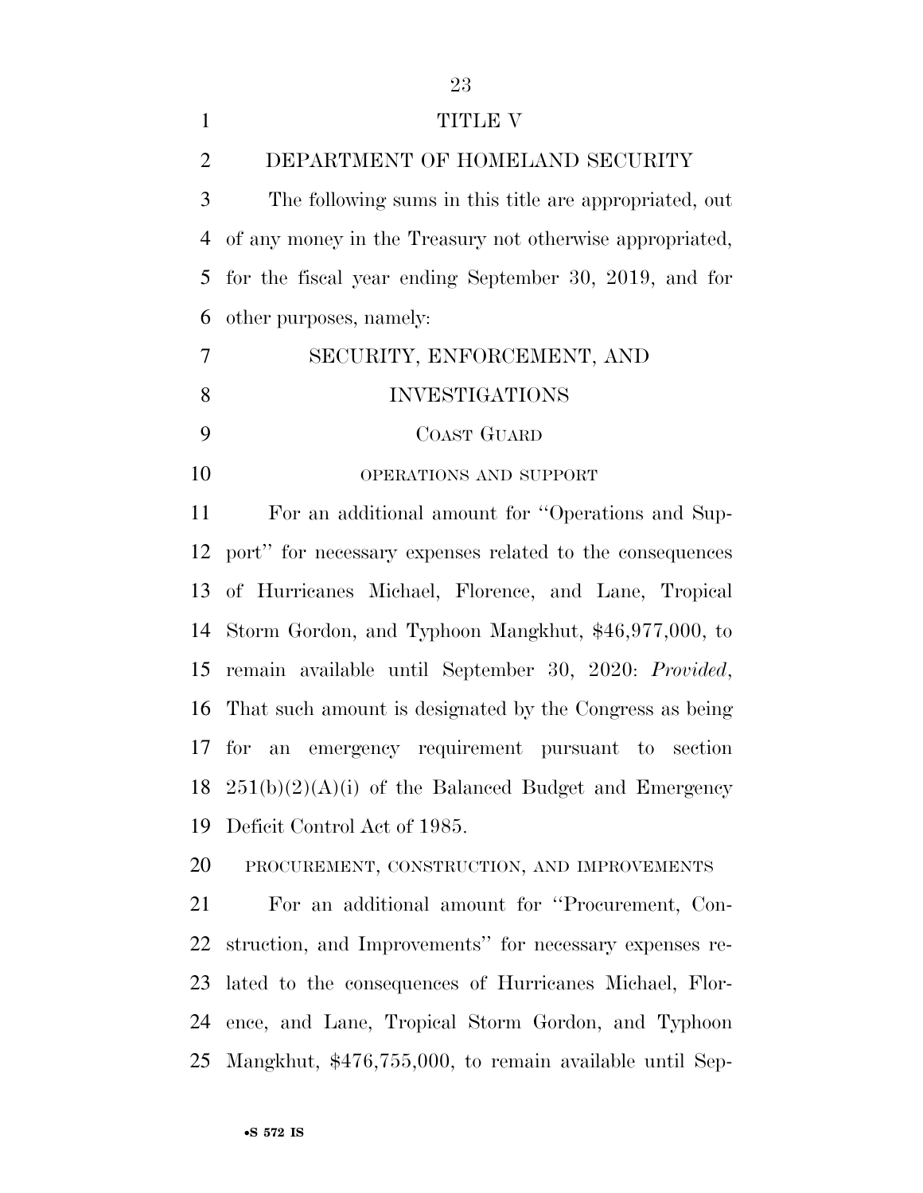TITLE V

DEPARTMENT OF HOMELAND SECURITY

The following sums in this title are appropriated, out of any money in the Treasury not otherwise appropriated, for the fiscal year ending September 30, 2019, and for other purposes, namely:

SECURITY, ENFORCEMENT, AND INVESTIGATIONS

COAST GUARD

OPERATIONS AND SUPPORT

For an additional amount for ''Operations and Support'' for necessary expenses related to the consequences of Hurricanes Michael, Florence, and Lane, Tropical Storm Gordon, and Typhoon Mangkhut, $46,977,000, to remain available until September 30, 2020: *Provided*, That such amount is designated by the Congress as being for an emergency requirement pursuant to section 251(b)(2)(A)(i) of the Balanced Budget and Emergency Deficit Control Act of 1985.

PROCUREMENT, CONSTRUCTION, AND IMPROVEMENTS

For an additional amount for ''Procurement, Construction, and Improvements'' for necessary expenses related to the consequences of Hurricanes Michael, Florence, and Lane, Tropical Storm Gordon, and Typhoon Mangkhut, $476,755,000, to remain available until Sep-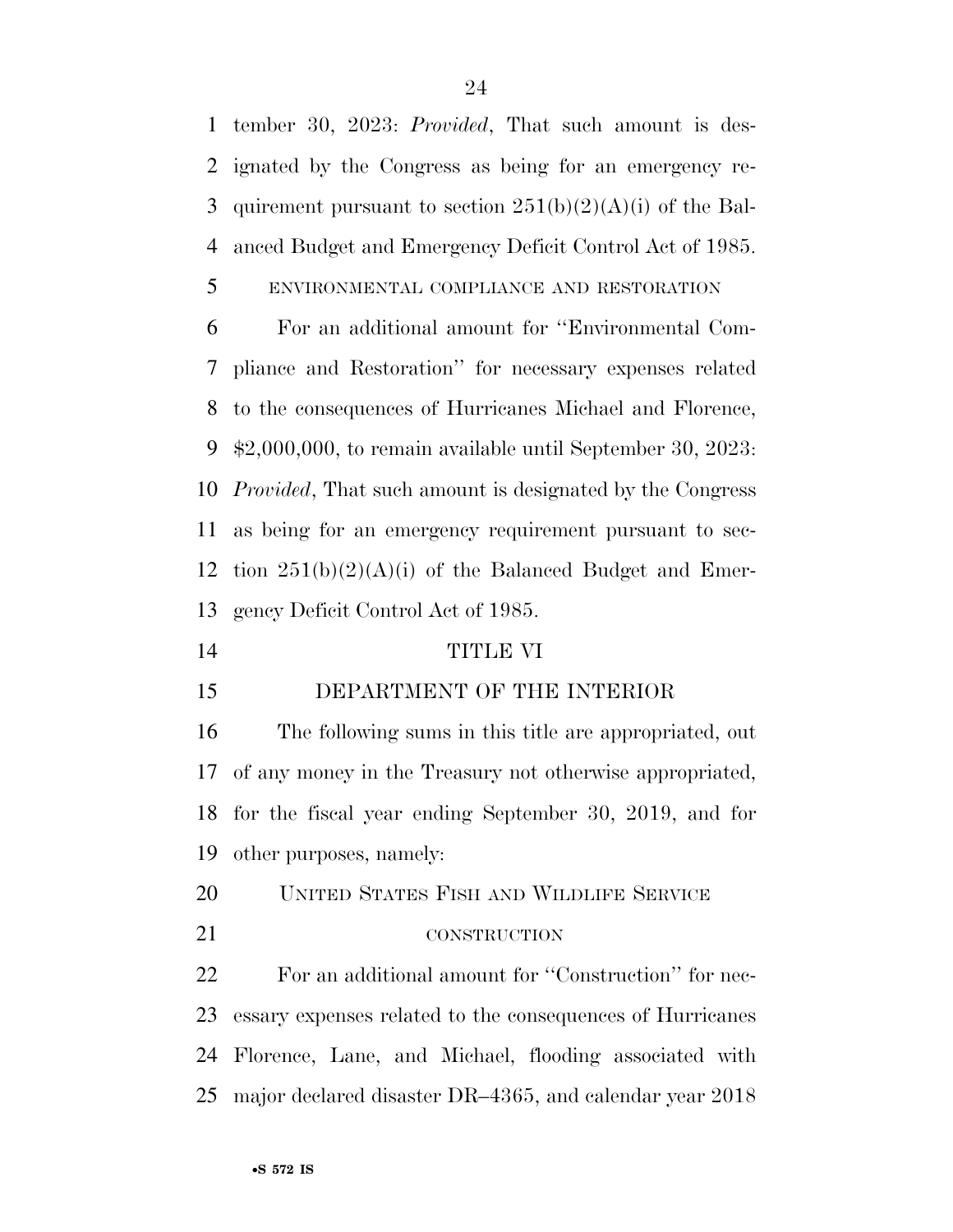tember 30, 2023: *Provided*, That such amount is designated by the Congress as being for an emergency requirement pursuant to section 251(b)(2)(A)(i) of the Balanced Budget and Emergency Deficit Control Act of 1985.

ENVIRONMENTAL COMPLIANCE AND RESTORATION

For an additional amount for ''Environmental Compliance and Restoration'' for necessary expenses related to the consequences of Hurricanes Michael and Florence, $2,000,000, to remain available until September 30, 2023: *Provided*, That such amount is designated by the Congress as being for an emergency requirement pursuant to section 251(b)(2)(A)(i) of the Balanced Budget and Emergency Deficit Control Act of 1985.

# TITLE VI

# DEPARTMENT OF THE INTERIOR

The following sums in this title are appropriated, out of any money in the Treasury not otherwise appropriated, for the fiscal year ending September 30, 2019, and for other purposes, namely:

## UNITED STATES FISH AND WILDLIFE SERVICE

### CONSTRUCTION

For an additional amount for ''Construction'' for necessary expenses related to the consequences of Hurricanes Florence, Lane, and Michael, flooding associated with major declared disaster DR–4365, and calendar year 2018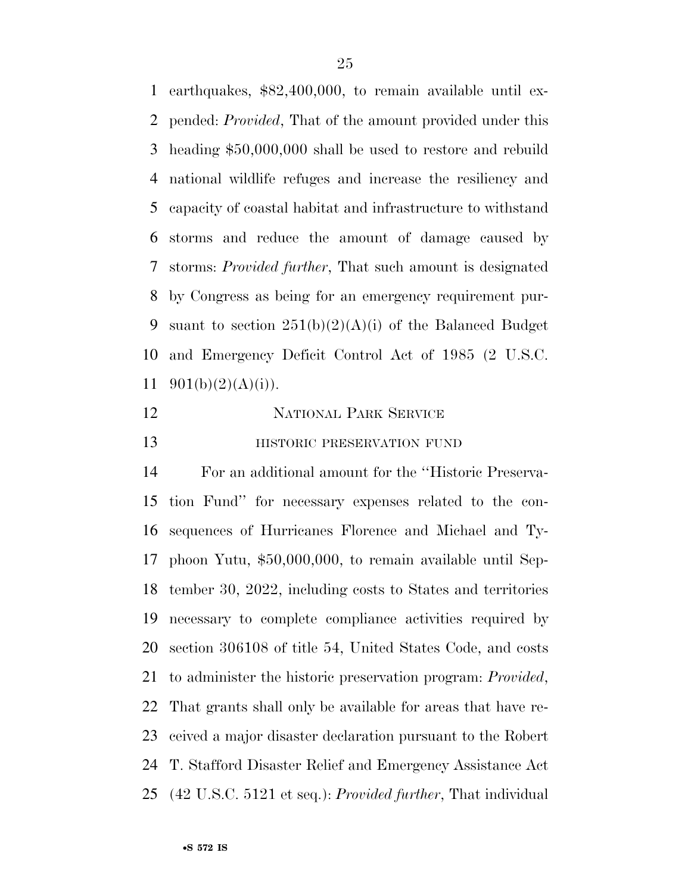earthquakes, $82,400,000, to remain available until expended: *Provided*, That of the amount provided under this heading $50,000,000 shall be used to restore and rebuild national wildlife refuges and increase the resiliency and capacity of coastal habitat and infrastructure to withstand storms and reduce the amount of damage caused by storms: *Provided further*, That such amount is designated by Congress as being for an emergency requirement pursuant to section 251(b)(2)(A)(i) of the Balanced Budget and Emergency Deficit Control Act of 1985 (2 U.S.C. 901(b)(2)(A)(i)).

NATIONAL PARK SERVICE

HISTORIC PRESERVATION FUND

For an additional amount for the ''Historic Preservation Fund'' for necessary expenses related to the consequences of Hurricanes Florence and Michael and Typhoon Yutu, $50,000,000, to remain available until September 30, 2022, including costs to States and territories necessary to complete compliance activities required by section 306108 of title 54, United States Code, and costs to administer the historic preservation program: *Provided*, That grants shall only be available for areas that have received a major disaster declaration pursuant to the Robert T. Stafford Disaster Relief and Emergency Assistance Act (42 U.S.C. 5121 et seq.): *Provided further*, That individual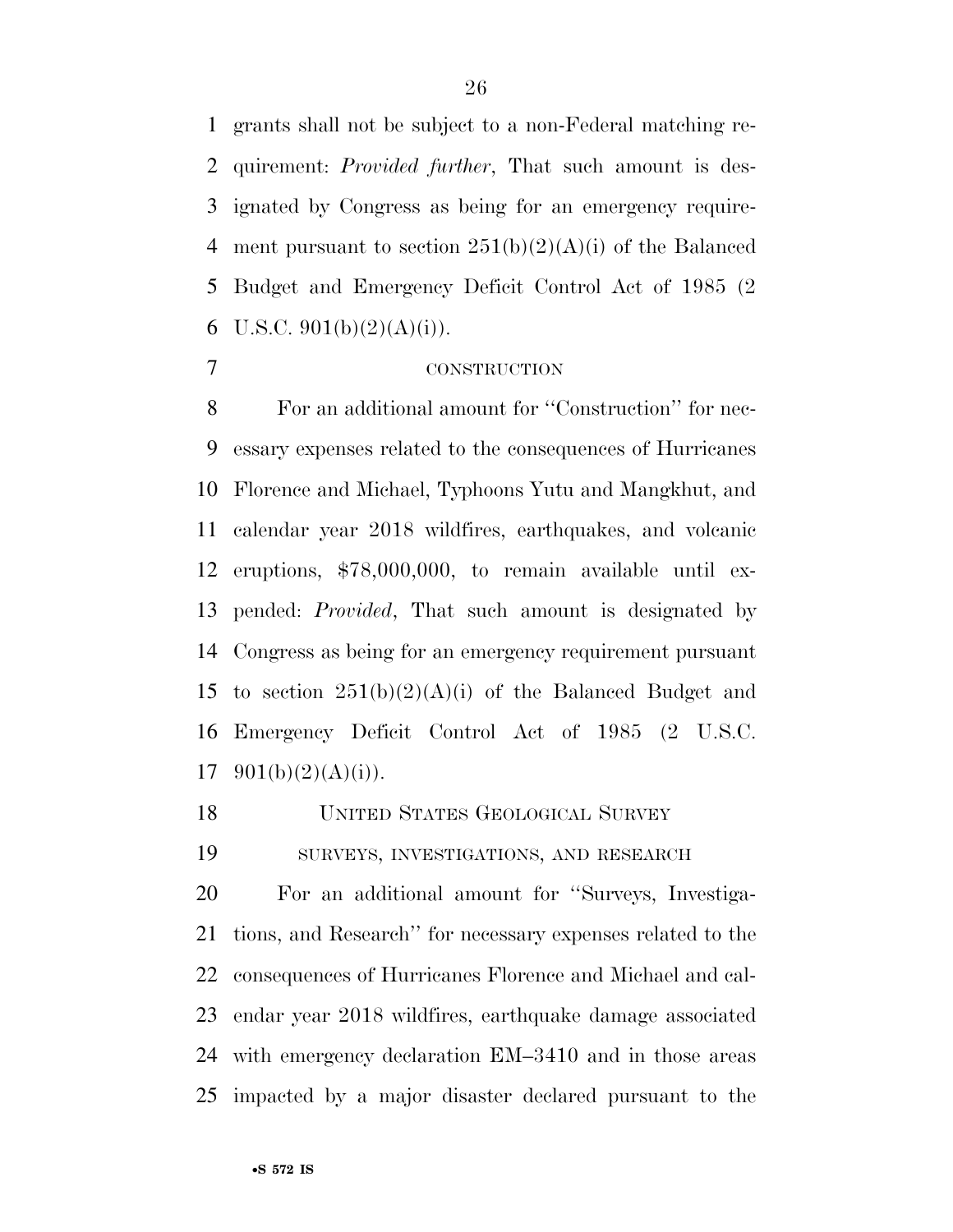grants shall not be subject to a non-Federal matching requirement: *Provided further*, That such amount is designated by Congress as being for an emergency requirement pursuant to section 251(b)(2)(A)(i) of the Balanced Budget and Emergency Deficit Control Act of 1985 (2 U.S.C. 901(b)(2)(A)(i)).

CONSTRUCTION

For an additional amount for ''Construction'' for necessary expenses related to the consequences of Hurricanes Florence and Michael, Typhoons Yutu and Mangkhut, and calendar year 2018 wildfires, earthquakes, and volcanic eruptions, $78,000,000, to remain available until expended: *Provided*, That such amount is designated by Congress as being for an emergency requirement pursuant to section 251(b)(2)(A)(i) of the Balanced Budget and Emergency Deficit Control Act of 1985 (2 U.S.C. 901(b)(2)(A)(i)).

UNITED STATES GEOLOGICAL SURVEY

SURVEYS, INVESTIGATIONS, AND RESEARCH

For an additional amount for ''Surveys, Investigations, and Research'' for necessary expenses related to the consequences of Hurricanes Florence and Michael and calendar year 2018 wildfires, earthquake damage associated with emergency declaration EM–3410 and in those areas impacted by a major disaster declared pursuant to the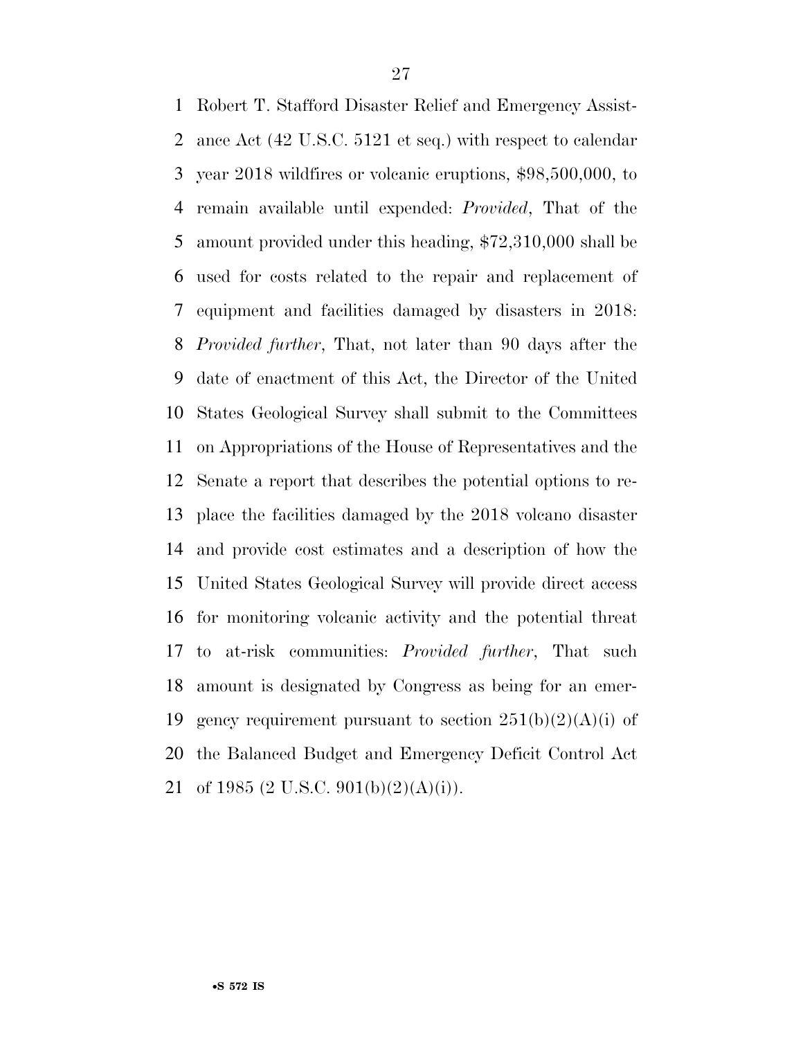Robert T. Stafford Disaster Relief and Emergency Assistance Act (42 U.S.C. 5121 et seq.) with respect to calendar year 2018 wildfires or volcanic eruptions, $98,500,000, to remain available until expended: *Provided*, That of the amount provided under this heading, $72,310,000 shall be used for costs related to the repair and replacement of equipment and facilities damaged by disasters in 2018: *Provided further*, That, not later than 90 days after the date of enactment of this Act, the Director of the United States Geological Survey shall submit to the Committees on Appropriations of the House of Representatives and the Senate a report that describes the potential options to replace the facilities damaged by the 2018 volcano disaster and provide cost estimates and a description of how the United States Geological Survey will provide direct access for monitoring volcanic activity and the potential threat to at-risk communities: *Provided further*, That such amount is designated by Congress as being for an emergency requirement pursuant to section 251(b)(2)(A)(i) of the Balanced Budget and Emergency Deficit Control Act of 1985 (2 U.S.C. 901(b)(2)(A)(i)).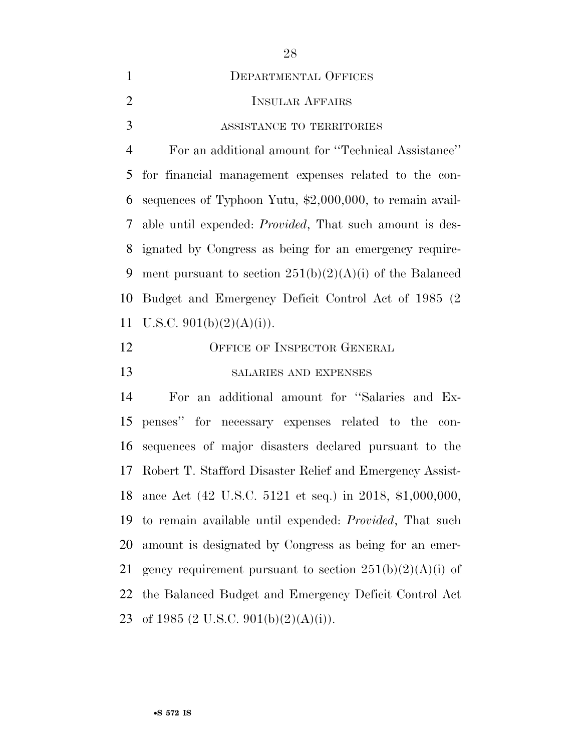DEPARTMENTAL OFFICES

INSULAR AFFAIRS

ASSISTANCE TO TERRITORIES

For an additional amount for "Technical Assistance" for financial management expenses related to the consequences of Typhoon Yutu, $2,000,000, to remain available until expended: *Provided*, That such amount is designated by Congress as being for an emergency requirement pursuant to section 251(b)(2)(A)(i) of the Balanced Budget and Emergency Deficit Control Act of 1985 (2 U.S.C. 901(b)(2)(A)(i)).

OFFICE OF INSPECTOR GENERAL

SALARIES AND EXPENSES

For an additional amount for "Salaries and Expenses" for necessary expenses related to the consequences of major disasters declared pursuant to the Robert T. Stafford Disaster Relief and Emergency Assistance Act (42 U.S.C. 5121 et seq.) in 2018, $1,000,000, to remain available until expended: *Provided*, That such amount is designated by Congress as being for an emergency requirement pursuant to section 251(b)(2)(A)(i) of the Balanced Budget and Emergency Deficit Control Act of 1985 (2 U.S.C. 901(b)(2)(A)(i)).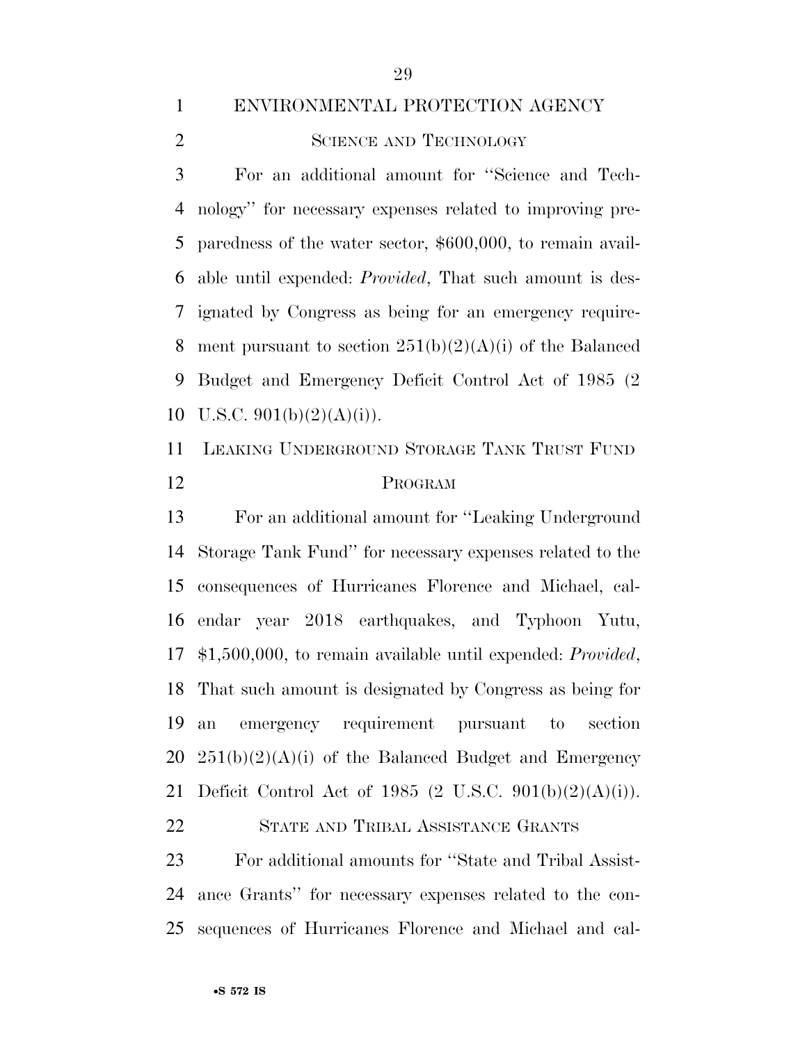# ENVIRONMENTAL PROTECTION AGENCY

## SCIENCE AND TECHNOLOGY

For an additional amount for "Science and Technology" for necessary expenses related to improving preparedness of the water sector, $600,000, to remain available until expended: *Provided*, That such amount is designated by Congress as being for an emergency requirement pursuant to section 251(b)(2)(A)(i) of the Balanced Budget and Emergency Deficit Control Act of 1985 (2 U.S.C. 901(b)(2)(A)(i)).

## LEAKING UNDERGROUND STORAGE TANK TRUST FUND PROGRAM

For an additional amount for "Leaking Underground Storage Tank Fund" for necessary expenses related to the consequences of Hurricanes Florence and Michael, calendar year 2018 earthquakes, and Typhoon Yutu, $1,500,000, to remain available until expended: *Provided*, That such amount is designated by Congress as being for an emergency requirement pursuant to section 251(b)(2)(A)(i) of the Balanced Budget and Emergency Deficit Control Act of 1985 (2 U.S.C. 901(b)(2)(A)(i)).

## STATE AND TRIBAL ASSISTANCE GRANTS

For additional amounts for "State and Tribal Assistance Grants" for necessary expenses related to the consequences of Hurricanes Florence and Michael and cal-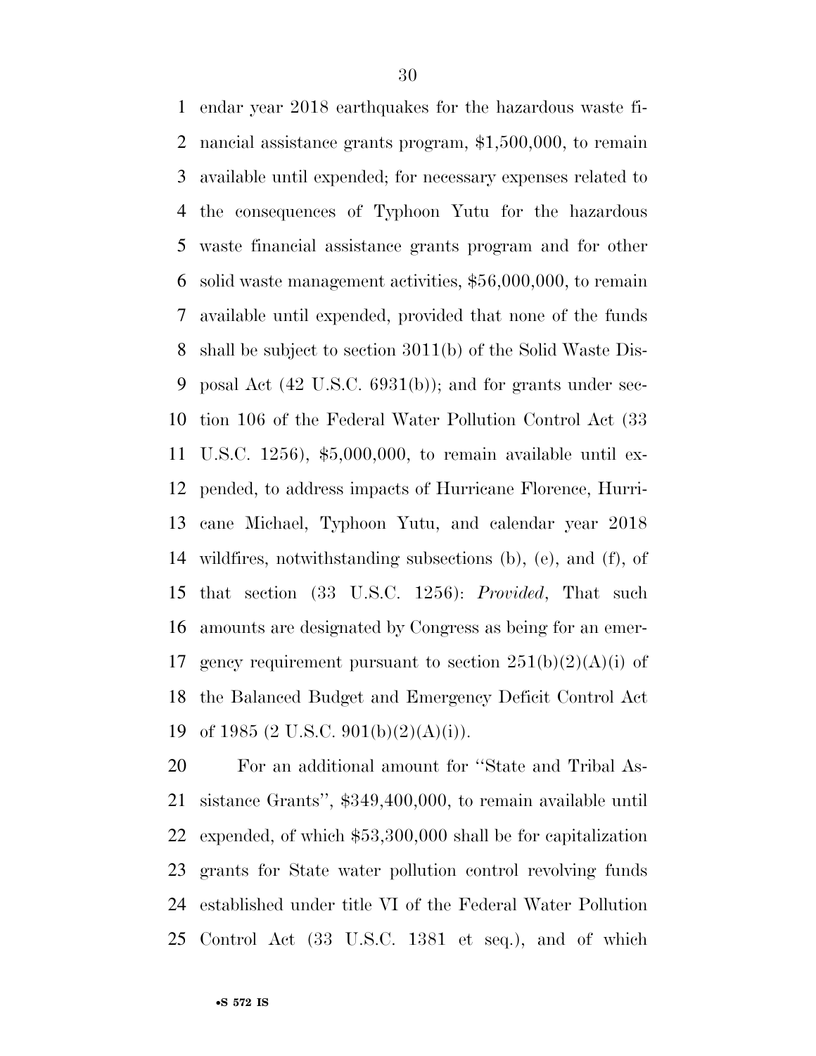endar year 2018 earthquakes for the hazardous waste financial assistance grants program, $1,500,000, to remain available until expended; for necessary expenses related to the consequences of Typhoon Yutu for the hazardous waste financial assistance grants program and for other solid waste management activities, $56,000,000, to remain available until expended, provided that none of the funds shall be subject to section 3011(b) of the Solid Waste Disposal Act (42 U.S.C. 6931(b)); and for grants under section 106 of the Federal Water Pollution Control Act (33 U.S.C. 1256), $5,000,000, to remain available until expended, to address impacts of Hurricane Florence, Hurricane Michael, Typhoon Yutu, and calendar year 2018 wildfires, notwithstanding subsections (b), (e), and (f), of that section (33 U.S.C. 1256): *Provided*, That such amounts are designated by Congress as being for an emergency requirement pursuant to section 251(b)(2)(A)(i) of the Balanced Budget and Emergency Deficit Control Act of 1985 (2 U.S.C. 901(b)(2)(A)(i)).

For an additional amount for ''State and Tribal Assistance Grants'', $349,400,000, to remain available until expended, of which $53,300,000 shall be for capitalization grants for State water pollution control revolving funds established under title VI of the Federal Water Pollution Control Act (33 U.S.C. 1381 et seq.), and of which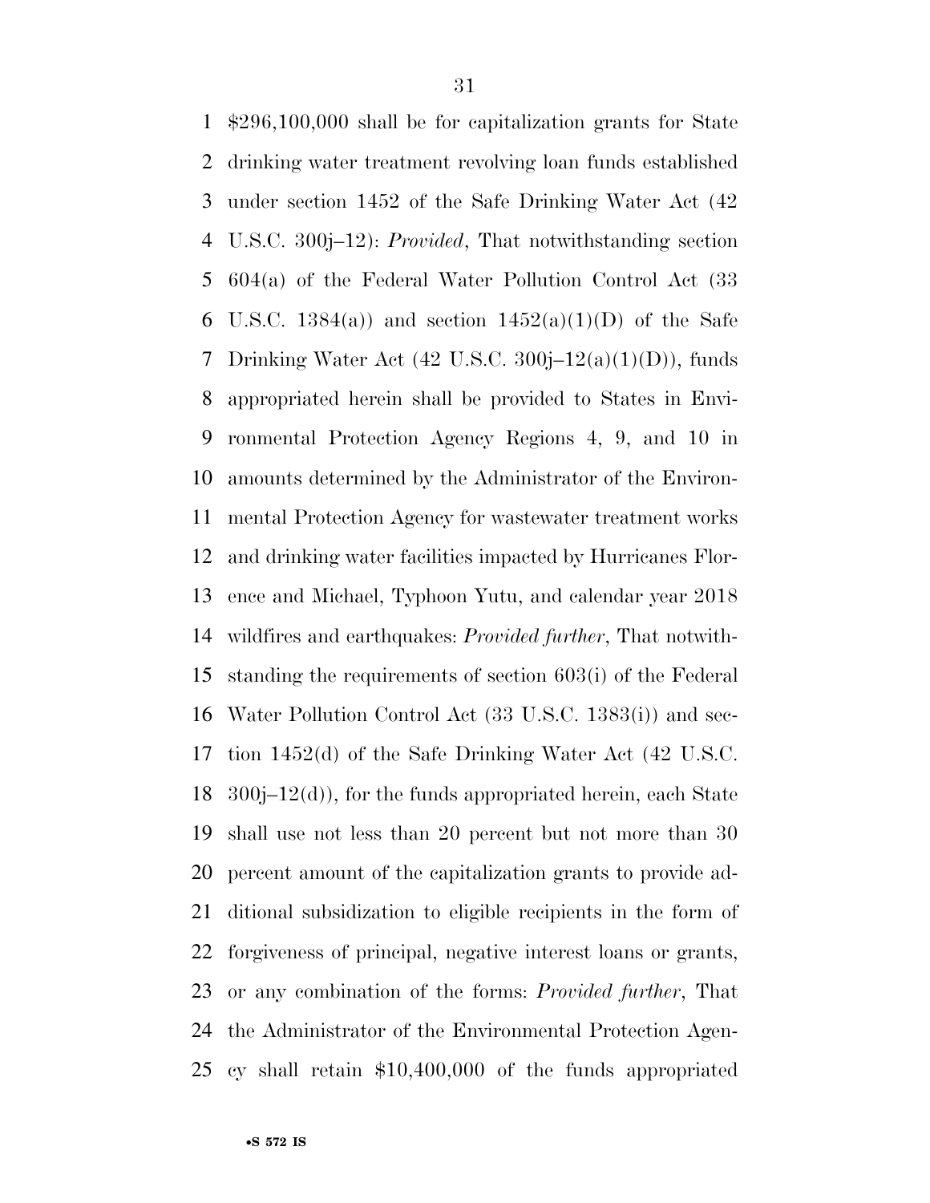$296,100,000 shall be for capitalization grants for State drinking water treatment revolving loan funds established under section 1452 of the Safe Drinking Water Act (42 U.S.C. 300j–12): *Provided*, That notwithstanding section 604(a) of the Federal Water Pollution Control Act (33 U.S.C. 1384(a)) and section 1452(a)(1)(D) of the Safe Drinking Water Act (42 U.S.C. 300j–12(a)(1)(D)), funds appropriated herein shall be provided to States in Environmental Protection Agency Regions 4, 9, and 10 in amounts determined by the Administrator of the Environmental Protection Agency for wastewater treatment works and drinking water facilities impacted by Hurricanes Florence and Michael, Typhoon Yutu, and calendar year 2018 wildfires and earthquakes: *Provided further*, That notwithstanding the requirements of section 603(i) of the Federal Water Pollution Control Act (33 U.S.C. 1383(i)) and section 1452(d) of the Safe Drinking Water Act (42 U.S.C. 300j–12(d)), for the funds appropriated herein, each State shall use not less than 20 percent but not more than 30 percent amount of the capitalization grants to provide additional subsidization to eligible recipients in the form of forgiveness of principal, negative interest loans or grants, or any combination of the forms: *Provided further*, That the Administrator of the Environmental Protection Agency shall retain $10,400,000 of the funds appropriated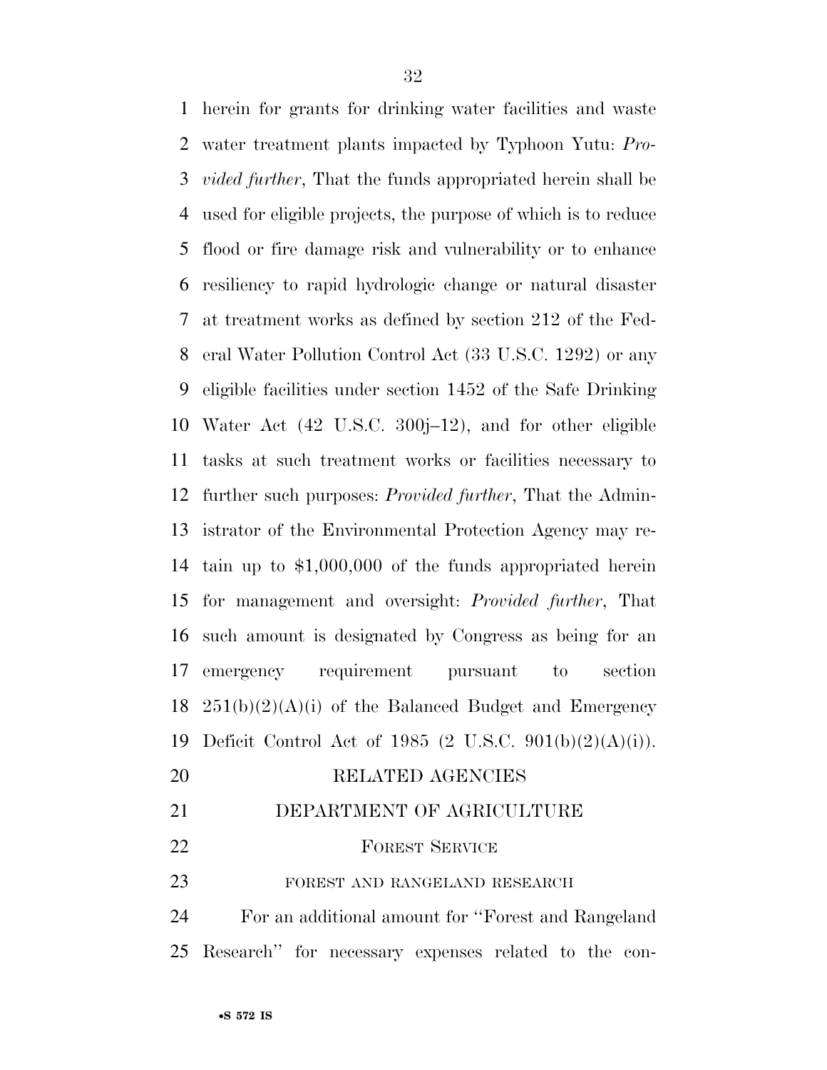herein for grants for drinking water facilities and waste water treatment plants impacted by Typhoon Yutu: *Provided further*, That the funds appropriated herein shall be used for eligible projects, the purpose of which is to reduce flood or fire damage risk and vulnerability or to enhance resiliency to rapid hydrologic change or natural disaster at treatment works as defined by section 212 of the Federal Water Pollution Control Act (33 U.S.C. 1292) or any eligible facilities under section 1452 of the Safe Drinking Water Act (42 U.S.C. 300j–12), and for other eligible tasks at such treatment works or facilities necessary to further such purposes: *Provided further*, That the Administrator of the Environmental Protection Agency may retain up to $1,000,000 of the funds appropriated herein for management and oversight: *Provided further*, That such amount is designated by Congress as being for an emergency requirement pursuant to section 251(b)(2)(A)(i) of the Balanced Budget and Emergency Deficit Control Act of 1985 (2 U.S.C. 901(b)(2)(A)(i)).

## RELATED AGENCIES

## DEPARTMENT OF AGRICULTURE

### FOREST SERVICE

#### FOREST AND RANGELAND RESEARCH

For an additional amount for ''Forest and Rangeland Research'' for necessary expenses related to the con-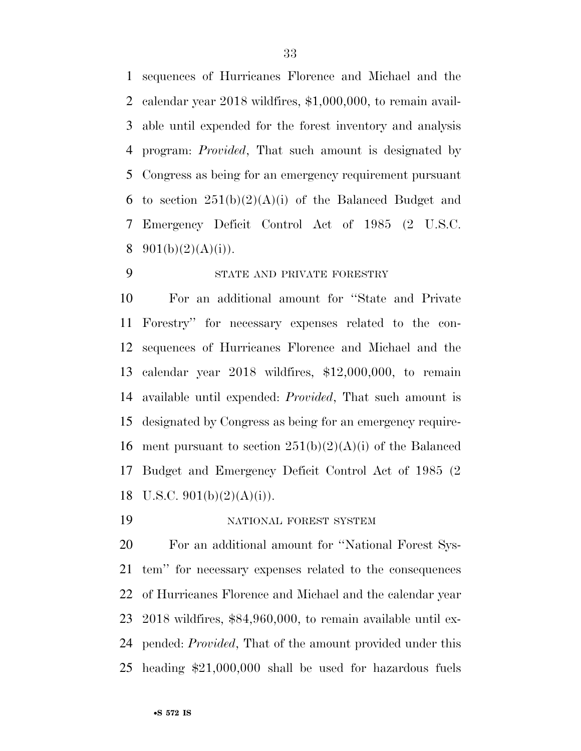sequences of Hurricanes Florence and Michael and the calendar year 2018 wildfires, $1,000,000, to remain available until expended for the forest inventory and analysis program: *Provided*, That such amount is designated by Congress as being for an emergency requirement pursuant to section 251(b)(2)(A)(i) of the Balanced Budget and Emergency Deficit Control Act of 1985 (2 U.S.C. 901(b)(2)(A)(i)).

STATE AND PRIVATE FORESTRY

For an additional amount for ''State and Private Forestry'' for necessary expenses related to the consequences of Hurricanes Florence and Michael and the calendar year 2018 wildfires, $12,000,000, to remain available until expended: *Provided*, That such amount is designated by Congress as being for an emergency requirement pursuant to section 251(b)(2)(A)(i) of the Balanced Budget and Emergency Deficit Control Act of 1985 (2 U.S.C. 901(b)(2)(A)(i)).

NATIONAL FOREST SYSTEM

For an additional amount for ''National Forest System'' for necessary expenses related to the consequences of Hurricanes Florence and Michael and the calendar year 2018 wildfires, $84,960,000, to remain available until expended: *Provided*, That of the amount provided under this heading $21,000,000 shall be used for hazardous fuels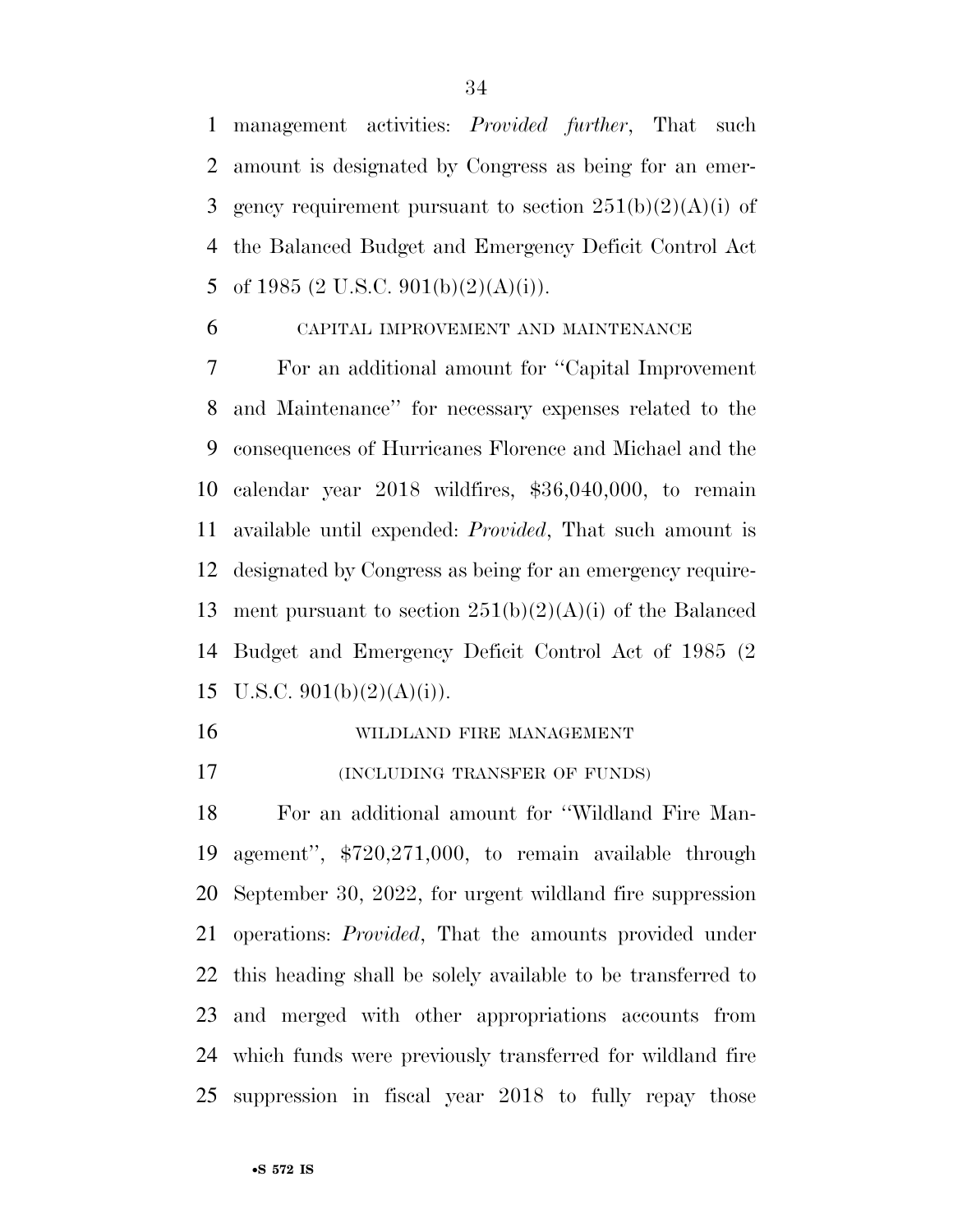management activities: *Provided further*, That such amount is designated by Congress as being for an emergency requirement pursuant to section 251(b)(2)(A)(i) of the Balanced Budget and Emergency Deficit Control Act of 1985 (2 U.S.C. 901(b)(2)(A)(i)).

CAPITAL IMPROVEMENT AND MAINTENANCE

For an additional amount for ''Capital Improvement and Maintenance'' for necessary expenses related to the consequences of Hurricanes Florence and Michael and the calendar year 2018 wildfires, $36,040,000, to remain available until expended: *Provided*, That such amount is designated by Congress as being for an emergency requirement pursuant to section 251(b)(2)(A)(i) of the Balanced Budget and Emergency Deficit Control Act of 1985 (2 U.S.C. 901(b)(2)(A)(i)).

WILDLAND FIRE MANAGEMENT

(INCLUDING TRANSFER OF FUNDS)

For an additional amount for ''Wildland Fire Management'', $720,271,000, to remain available through September 30, 2022, for urgent wildland fire suppression operations: *Provided*, That the amounts provided under this heading shall be solely available to be transferred to and merged with other appropriations accounts from which funds were previously transferred for wildland fire suppression in fiscal year 2018 to fully repay those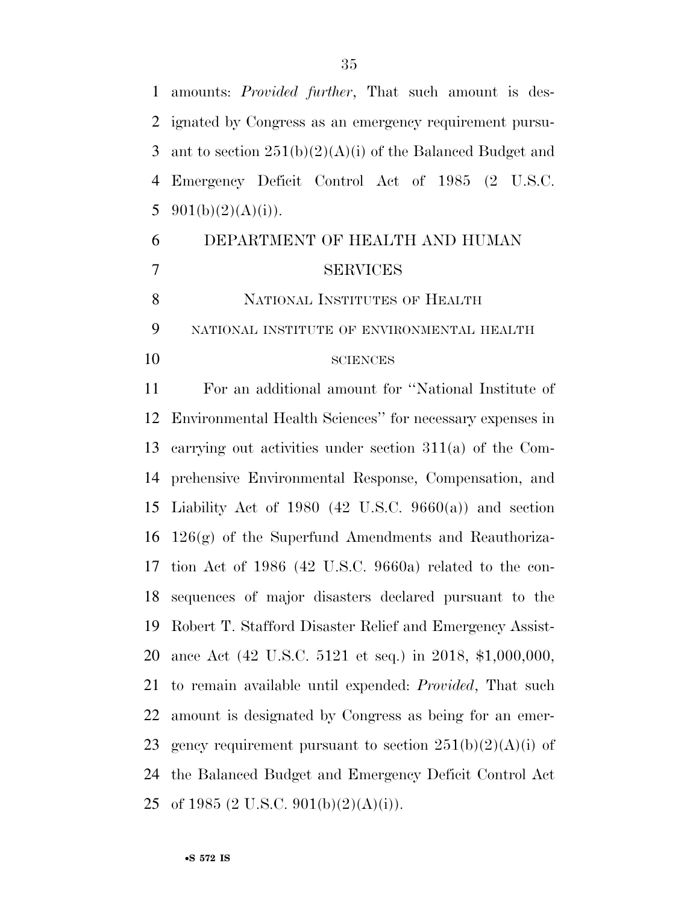amounts: *Provided further*, That such amount is designated by Congress as an emergency requirement pursuant to section 251(b)(2)(A)(i) of the Balanced Budget and Emergency Deficit Control Act of 1985 (2 U.S.C. 901(b)(2)(A)(i)).

## DEPARTMENT OF HEALTH AND HUMAN SERVICES

### NATIONAL INSTITUTES OF HEALTH

#### NATIONAL INSTITUTE OF ENVIRONMENTAL HEALTH SCIENCES

For an additional amount for "National Institute of Environmental Health Sciences" for necessary expenses in carrying out activities under section 311(a) of the Comprehensive Environmental Response, Compensation, and Liability Act of 1980 (42 U.S.C. 9660(a)) and section 126(g) of the Superfund Amendments and Reauthorization Act of 1986 (42 U.S.C. 9660a) related to the consequences of major disasters declared pursuant to the Robert T. Stafford Disaster Relief and Emergency Assistance Act (42 U.S.C. 5121 et seq.) in 2018, $1,000,000, to remain available until expended: *Provided*, That such amount is designated by Congress as being for an emergency requirement pursuant to section 251(b)(2)(A)(i) of the Balanced Budget and Emergency Deficit Control Act of 1985 (2 U.S.C. 901(b)(2)(A)(i)).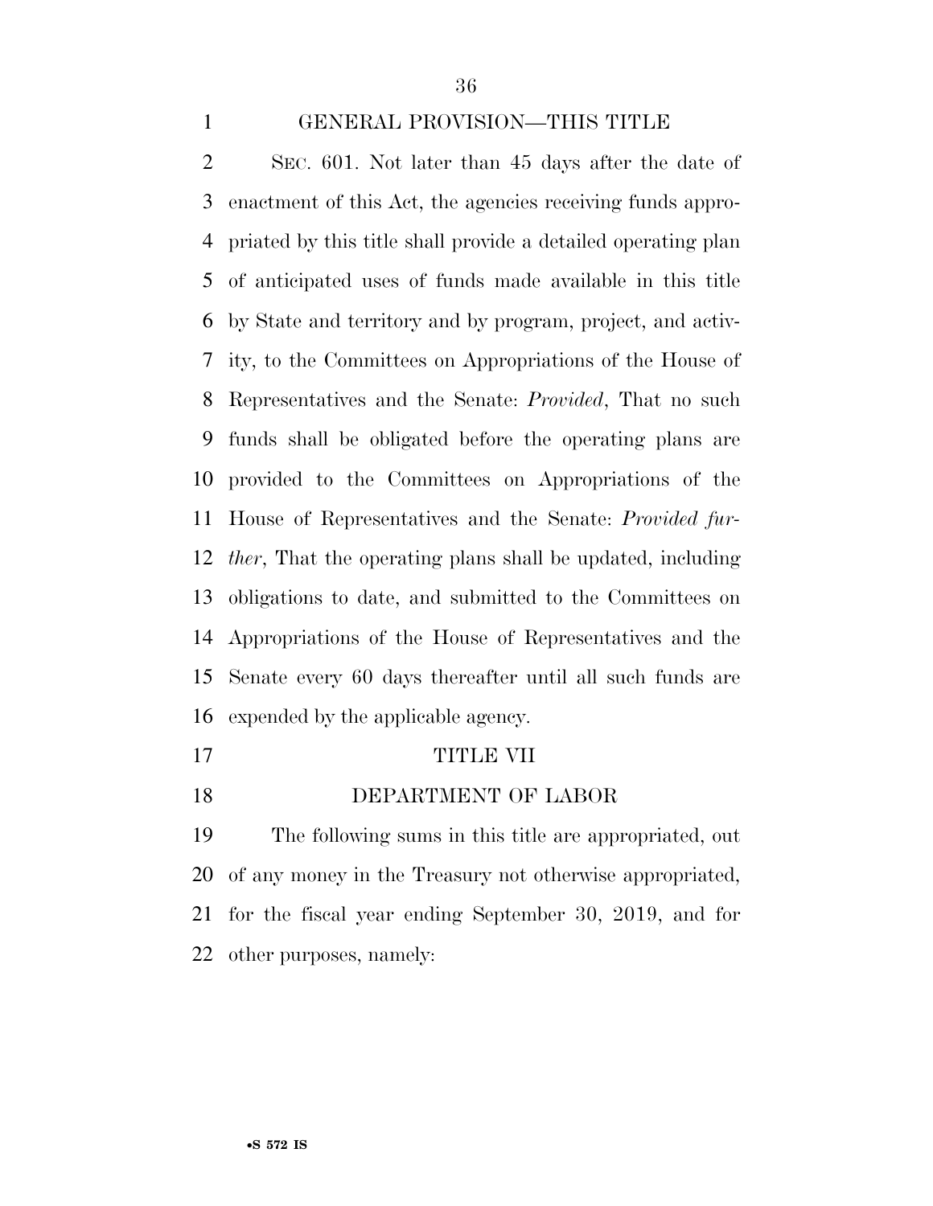GENERAL PROVISION—THIS TITLE

SEC. 601. Not later than 45 days after the date of enactment of this Act, the agencies receiving funds appropriated by this title shall provide a detailed operating plan of anticipated uses of funds made available in this title by State and territory and by program, project, and activity, to the Committees on Appropriations of the House of Representatives and the Senate: *Provided*, That no such funds shall be obligated before the operating plans are provided to the Committees on Appropriations of the House of Representatives and the Senate: *Provided further*, That the operating plans shall be updated, including obligations to date, and submitted to the Committees on Appropriations of the House of Representatives and the Senate every 60 days thereafter until all such funds are expended by the applicable agency.

TITLE VII

DEPARTMENT OF LABOR

The following sums in this title are appropriated, out of any money in the Treasury not otherwise appropriated, for the fiscal year ending September 30, 2019, and for other purposes, namely: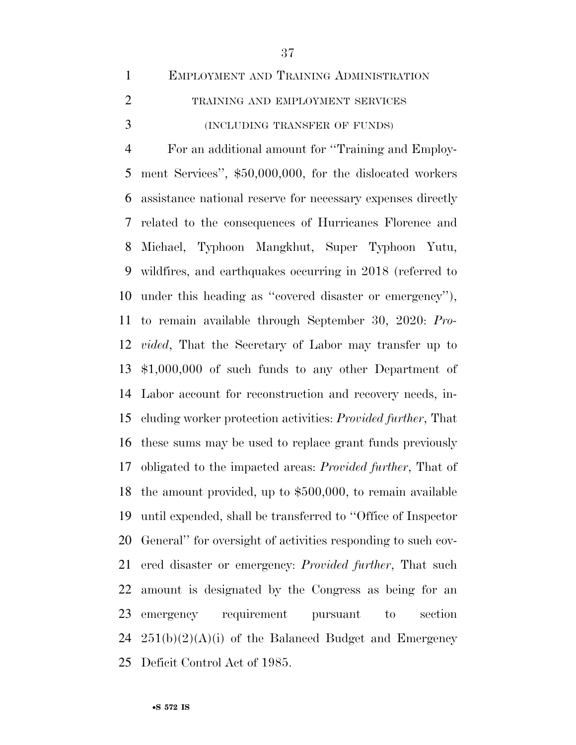EMPLOYMENT AND TRAINING ADMINISTRATION

TRAINING AND EMPLOYMENT SERVICES

(INCLUDING TRANSFER OF FUNDS)

For an additional amount for ''Training and Employment Services'', $50,000,000, for the dislocated workers assistance national reserve for necessary expenses directly related to the consequences of Hurricanes Florence and Michael, Typhoon Mangkhut, Super Typhoon Yutu, wildfires, and earthquakes occurring in 2018 (referred to under this heading as ''covered disaster or emergency''), to remain available through September 30, 2020: *Provided*, That the Secretary of Labor may transfer up to $1,000,000 of such funds to any other Department of Labor account for reconstruction and recovery needs, including worker protection activities: *Provided further*, That these sums may be used to replace grant funds previously obligated to the impacted areas: *Provided further*, That of the amount provided, up to $500,000, to remain available until expended, shall be transferred to ''Office of Inspector General'' for oversight of activities responding to such covered disaster or emergency: *Provided further*, That such amount is designated by the Congress as being for an emergency requirement pursuant to section 251(b)(2)(A)(i) of the Balanced Budget and Emergency Deficit Control Act of 1985.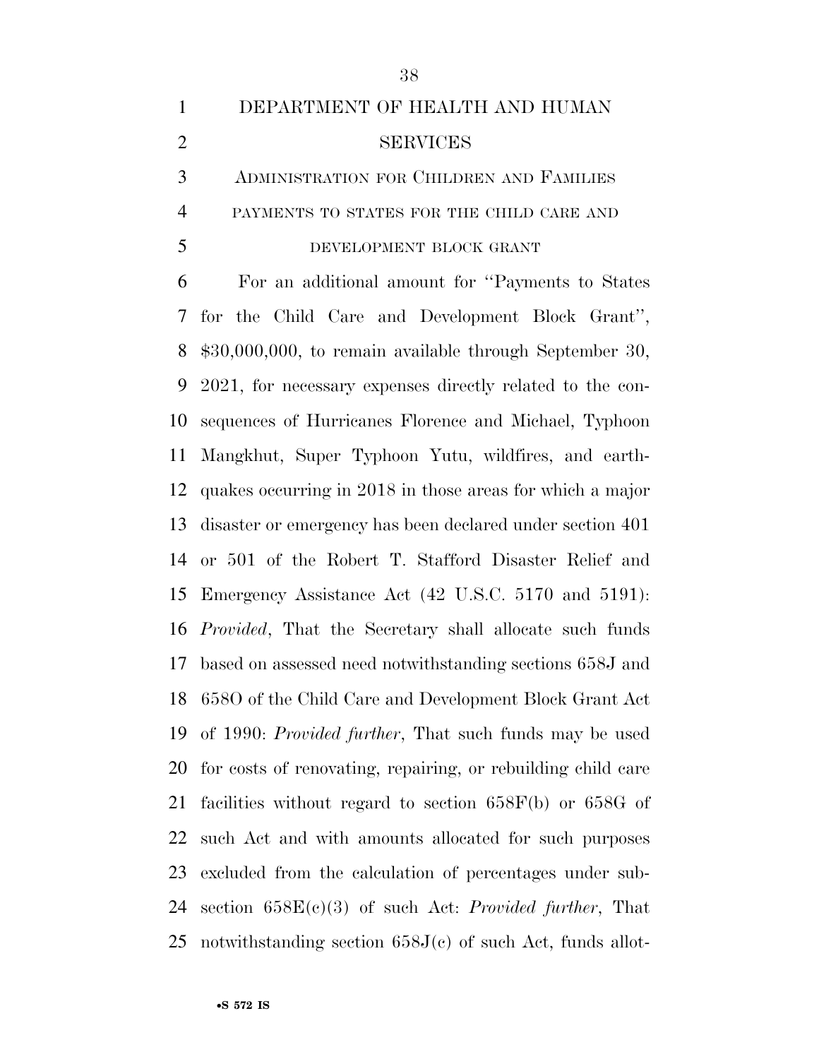DEPARTMENT OF HEALTH AND HUMAN SERVICES

ADMINISTRATION FOR CHILDREN AND FAMILIES

PAYMENTS TO STATES FOR THE CHILD CARE AND DEVELOPMENT BLOCK GRANT

For an additional amount for ''Payments to States for the Child Care and Development Block Grant'', $30,000,000, to remain available through September 30, 2021, for necessary expenses directly related to the consequences of Hurricanes Florence and Michael, Typhoon Mangkhut, Super Typhoon Yutu, wildfires, and earthquakes occurring in 2018 in those areas for which a major disaster or emergency has been declared under section 401 or 501 of the Robert T. Stafford Disaster Relief and Emergency Assistance Act (42 U.S.C. 5170 and 5191): *Provided*, That the Secretary shall allocate such funds based on assessed need notwithstanding sections 658J and 658O of the Child Care and Development Block Grant Act of 1990: *Provided further*, That such funds may be used for costs of renovating, repairing, or rebuilding child care facilities without regard to section 658F(b) or 658G of such Act and with amounts allocated for such purposes excluded from the calculation of percentages under subsection 658E(c)(3) of such Act: *Provided further*, That notwithstanding section 658J(c) of such Act, funds allot-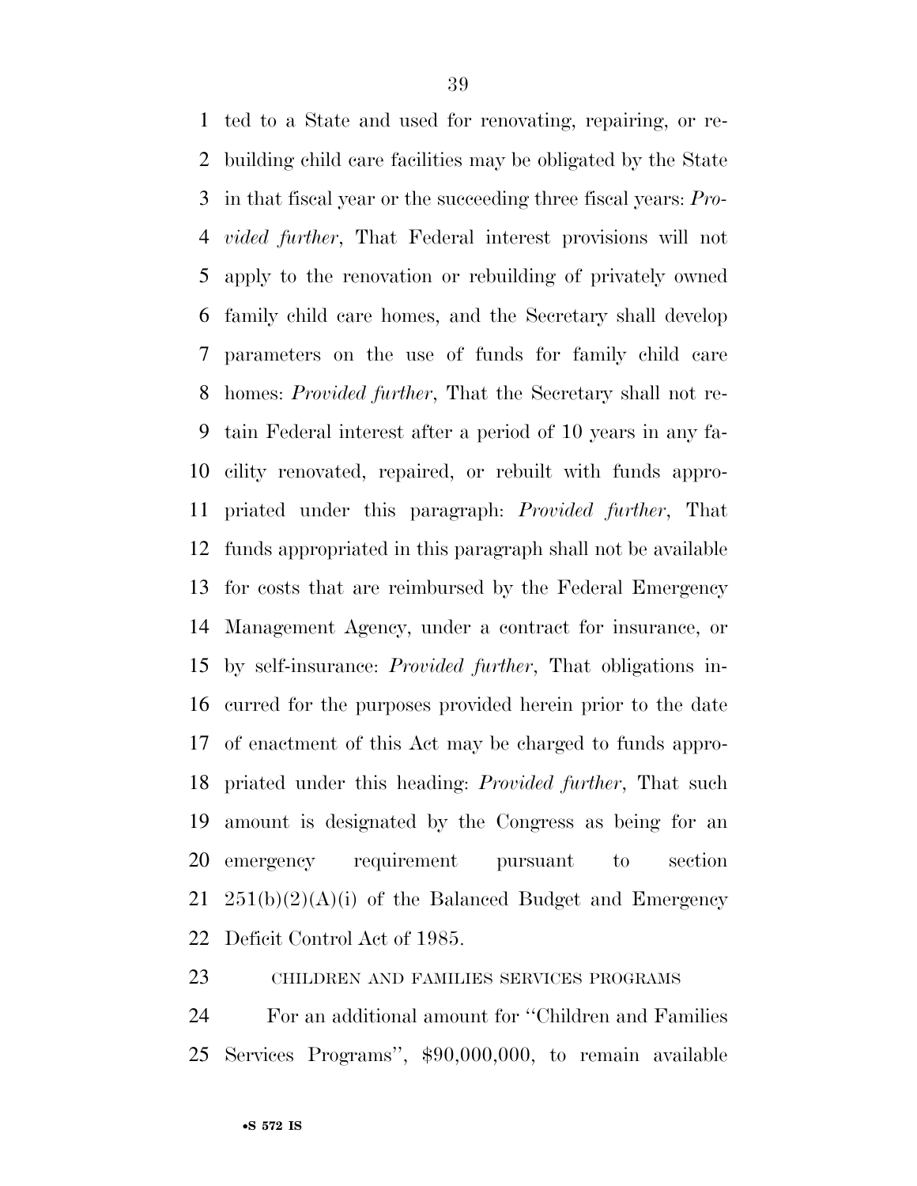ted to a State and used for renovating, repairing, or rebuilding child care facilities may be obligated by the State in that fiscal year or the succeeding three fiscal years: *Provided further*, That Federal interest provisions will not apply to the renovation or rebuilding of privately owned family child care homes, and the Secretary shall develop parameters on the use of funds for family child care homes: *Provided further*, That the Secretary shall not retain Federal interest after a period of 10 years in any facility renovated, repaired, or rebuilt with funds appropriated under this paragraph: *Provided further*, That funds appropriated in this paragraph shall not be available for costs that are reimbursed by the Federal Emergency Management Agency, under a contract for insurance, or by self-insurance: *Provided further*, That obligations incurred for the purposes provided herein prior to the date of enactment of this Act may be charged to funds appropriated under this heading: *Provided further*, That such amount is designated by the Congress as being for an emergency requirement pursuant to section 251(b)(2)(A)(i) of the Balanced Budget and Emergency Deficit Control Act of 1985.

CHILDREN AND FAMILIES SERVICES PROGRAMS

For an additional amount for ''Children and Families Services Programs'', $90,000,000, to remain available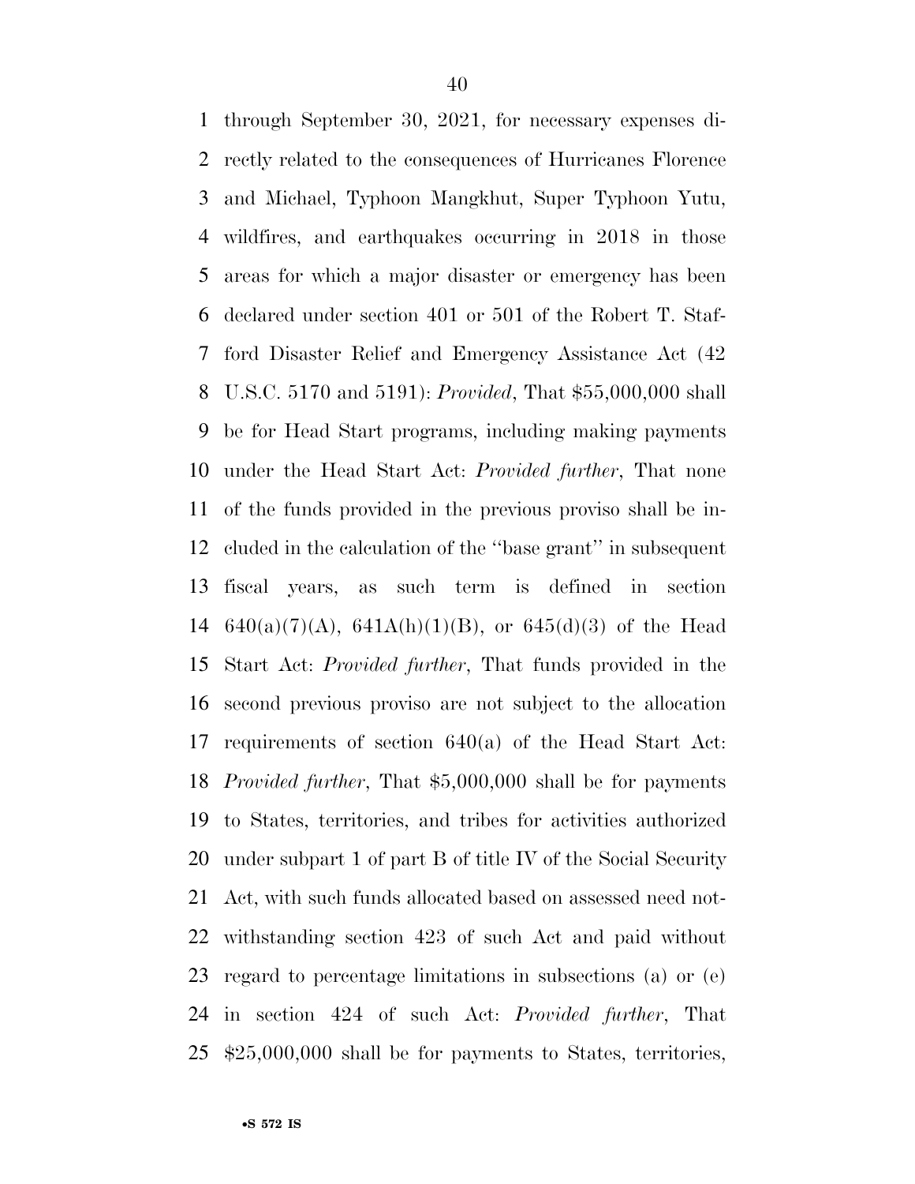through September 30, 2021, for necessary expenses directly related to the consequences of Hurricanes Florence and Michael, Typhoon Mangkhut, Super Typhoon Yutu, wildfires, and earthquakes occurring in 2018 in those areas for which a major disaster or emergency has been declared under section 401 or 501 of the Robert T. Stafford Disaster Relief and Emergency Assistance Act (42 U.S.C. 5170 and 5191): *Provided*, That $55,000,000 shall be for Head Start programs, including making payments under the Head Start Act: *Provided further*, That none of the funds provided in the previous proviso shall be included in the calculation of the ''base grant'' in subsequent fiscal years, as such term is defined in section 640(a)(7)(A), 641A(h)(1)(B), or 645(d)(3) of the Head Start Act: *Provided further*, That funds provided in the second previous proviso are not subject to the allocation requirements of section 640(a) of the Head Start Act: *Provided further*, That $5,000,000 shall be for payments to States, territories, and tribes for activities authorized under subpart 1 of part B of title IV of the Social Security Act, with such funds allocated based on assessed need notwithstanding section 423 of such Act and paid without regard to percentage limitations in subsections (a) or (e) in section 424 of such Act: *Provided further*, That $25,000,000 shall be for payments to States, territories,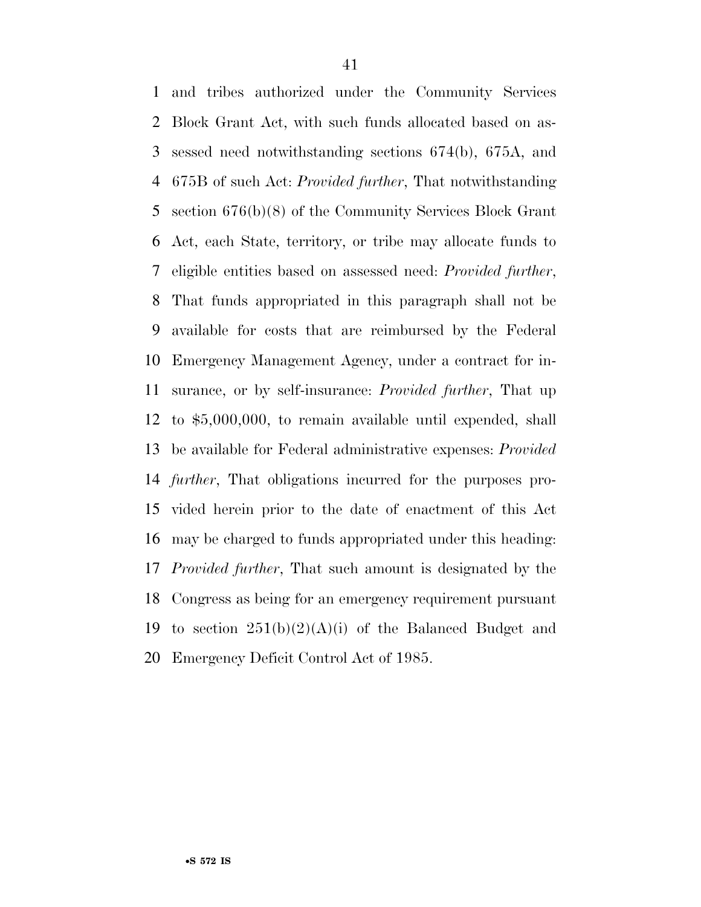and tribes authorized under the Community Services Block Grant Act, with such funds allocated based on assessed need notwithstanding sections 674(b), 675A, and 675B of such Act: *Provided further*, That notwithstanding section 676(b)(8) of the Community Services Block Grant Act, each State, territory, or tribe may allocate funds to eligible entities based on assessed need: *Provided further*, That funds appropriated in this paragraph shall not be available for costs that are reimbursed by the Federal Emergency Management Agency, under a contract for insurance, or by self-insurance: *Provided further*, That up to $5,000,000, to remain available until expended, shall be available for Federal administrative expenses: *Provided further*, That obligations incurred for the purposes provided herein prior to the date of enactment of this Act may be charged to funds appropriated under this heading: *Provided further*, That such amount is designated by the Congress as being for an emergency requirement pursuant to section 251(b)(2)(A)(i) of the Balanced Budget and Emergency Deficit Control Act of 1985.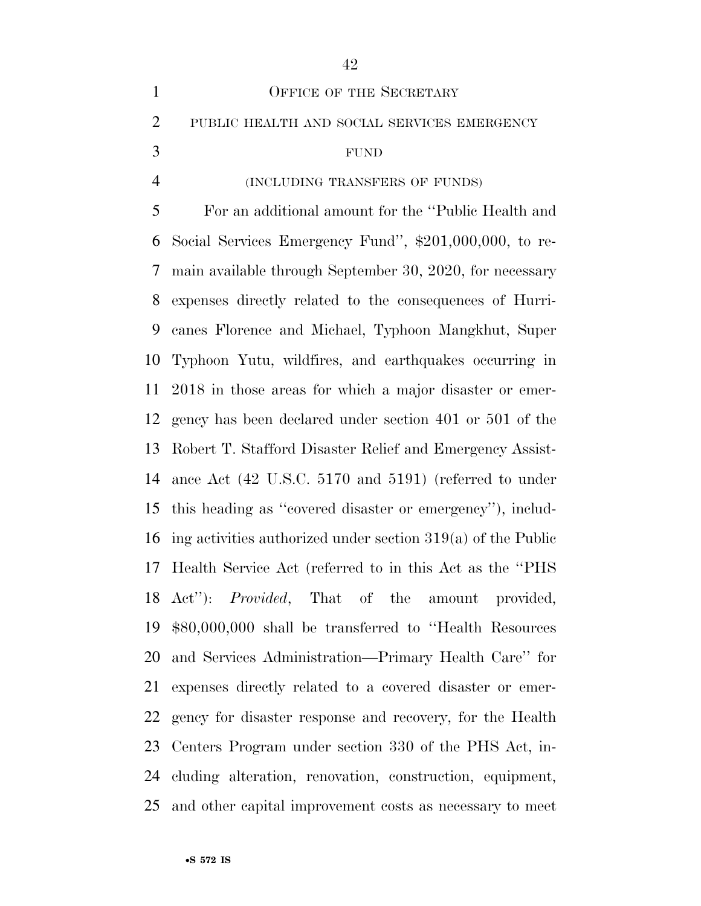OFFICE OF THE SECRETARY

PUBLIC HEALTH AND SOCIAL SERVICES EMERGENCY FUND

(INCLUDING TRANSFERS OF FUNDS)

For an additional amount for the ''Public Health and Social Services Emergency Fund'', $201,000,000, to remain available through September 30, 2020, for necessary expenses directly related to the consequences of Hurricanes Florence and Michael, Typhoon Mangkhut, Super Typhoon Yutu, wildfires, and earthquakes occurring in 2018 in those areas for which a major disaster or emergency has been declared under section 401 or 501 of the Robert T. Stafford Disaster Relief and Emergency Assistance Act (42 U.S.C. 5170 and 5191) (referred to under this heading as ''covered disaster or emergency''), including activities authorized under section 319(a) of the Public Health Service Act (referred to in this Act as the ''PHS Act''): *Provided*, That of the amount provided, $80,000,000 shall be transferred to ''Health Resources and Services Administration—Primary Health Care'' for expenses directly related to a covered disaster or emergency for disaster response and recovery, for the Health Centers Program under section 330 of the PHS Act, including alteration, renovation, construction, equipment, and other capital improvement costs as necessary to meet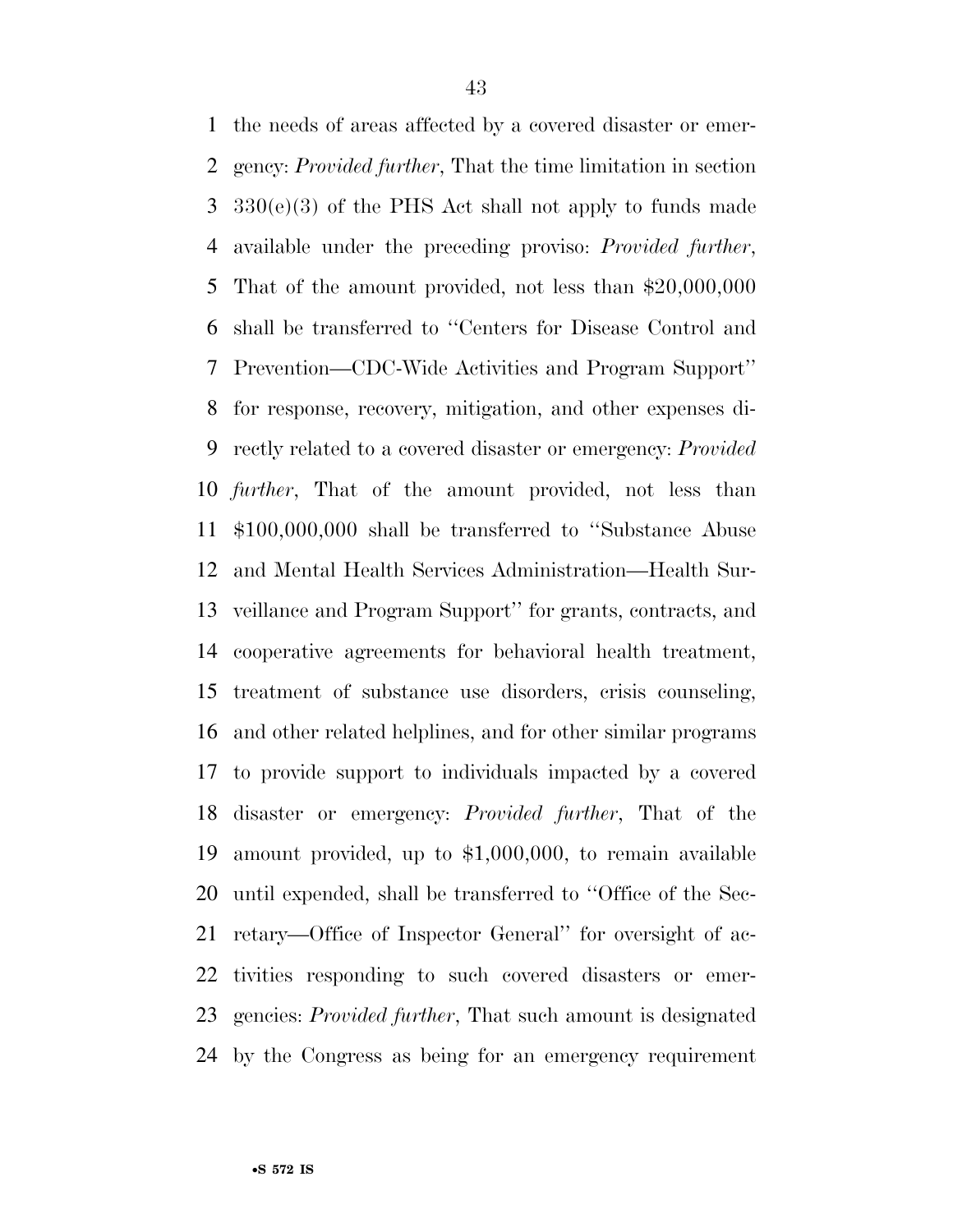the needs of areas affected by a covered disaster or emergency: *Provided further*, That the time limitation in section 330(e)(3) of the PHS Act shall not apply to funds made available under the preceding proviso: *Provided further*, That of the amount provided, not less than $20,000,000 shall be transferred to ''Centers for Disease Control and Prevention—CDC-Wide Activities and Program Support'' for response, recovery, mitigation, and other expenses directly related to a covered disaster or emergency: *Provided further*, That of the amount provided, not less than $100,000,000 shall be transferred to ''Substance Abuse and Mental Health Services Administration—Health Surveillance and Program Support'' for grants, contracts, and cooperative agreements for behavioral health treatment, treatment of substance use disorders, crisis counseling, and other related helplines, and for other similar programs to provide support to individuals impacted by a covered disaster or emergency: *Provided further*, That of the amount provided, up to $1,000,000, to remain available until expended, shall be transferred to ''Office of the Secretary—Office of Inspector General'' for oversight of activities responding to such covered disasters or emergencies: *Provided further*, That such amount is designated by the Congress as being for an emergency requirement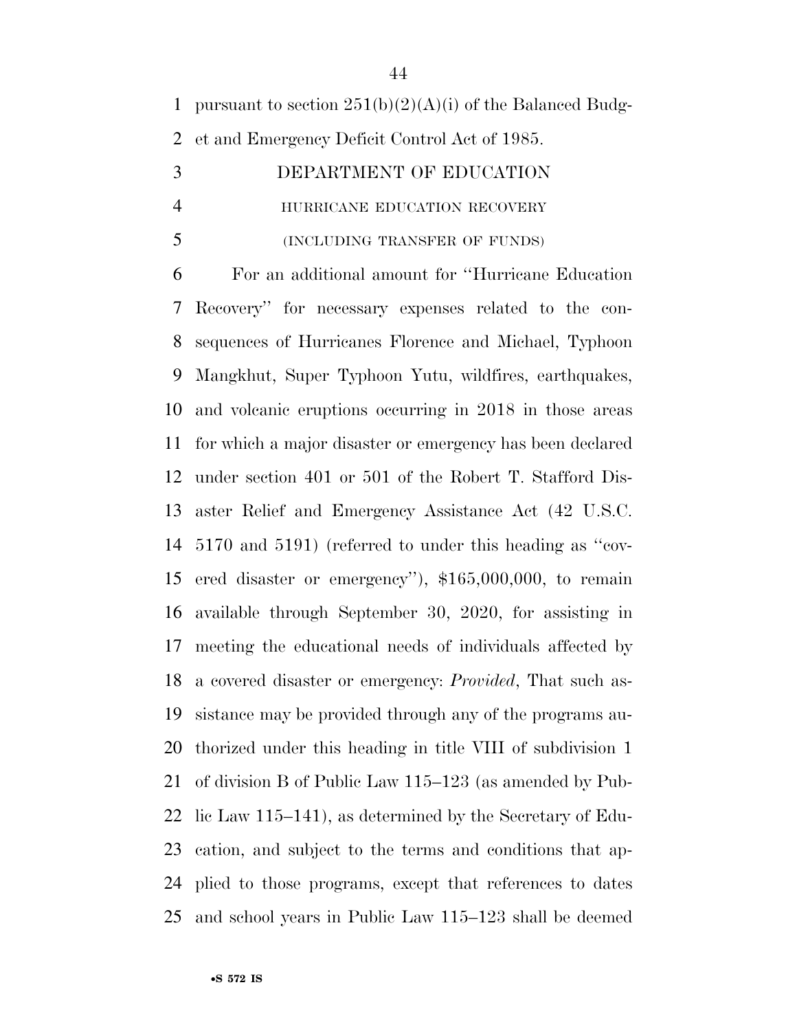pursuant to section 251(b)(2)(A)(i) of the Balanced Budget and Emergency Deficit Control Act of 1985.

DEPARTMENT OF EDUCATION

HURRICANE EDUCATION RECOVERY

(INCLUDING TRANSFER OF FUNDS)

For an additional amount for ''Hurricane Education Recovery'' for necessary expenses related to the consequences of Hurricanes Florence and Michael, Typhoon Mangkhut, Super Typhoon Yutu, wildfires, earthquakes, and volcanic eruptions occurring in 2018 in those areas for which a major disaster or emergency has been declared under section 401 or 501 of the Robert T. Stafford Disaster Relief and Emergency Assistance Act (42 U.S.C. 5170 and 5191) (referred to under this heading as ''covered disaster or emergency''), $165,000,000, to remain available through September 30, 2020, for assisting in meeting the educational needs of individuals affected by a covered disaster or emergency: *Provided*, That such assistance may be provided through any of the programs authorized under this heading in title VIII of subdivision 1 of division B of Public Law 115–123 (as amended by Public Law 115–141), as determined by the Secretary of Education, and subject to the terms and conditions that applied to those programs, except that references to dates and school years in Public Law 115–123 shall be deemed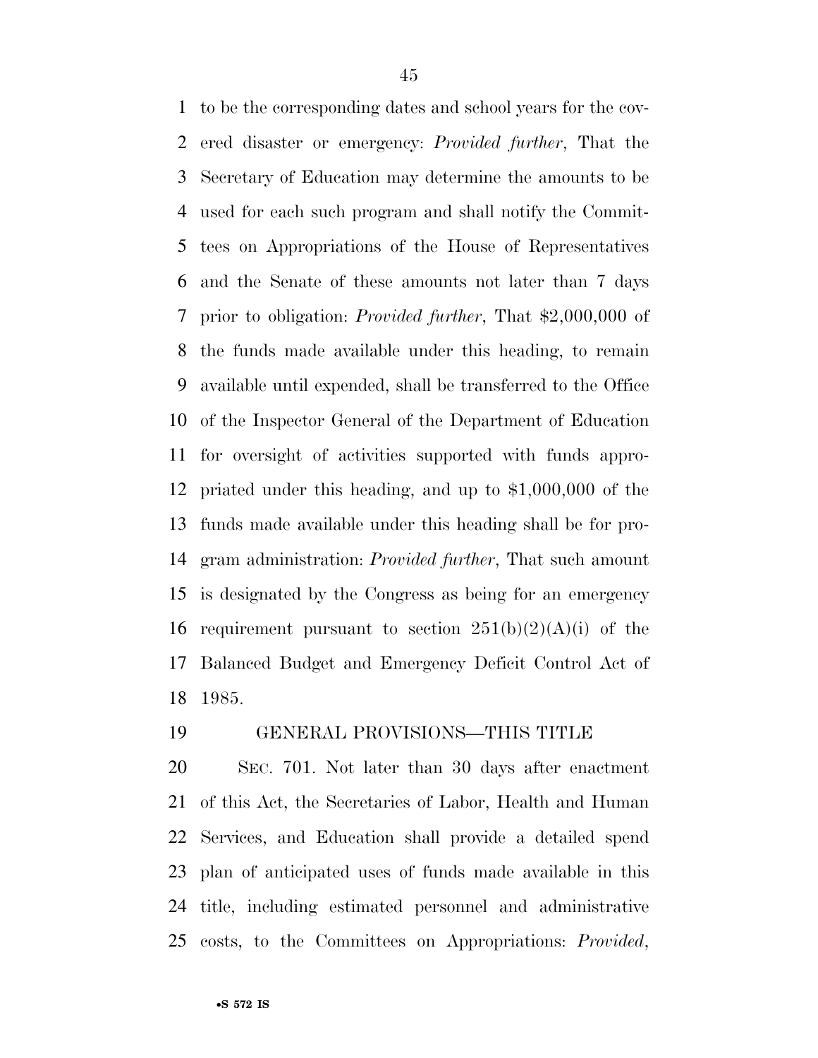to be the corresponding dates and school years for the covered disaster or emergency: *Provided further*, That the Secretary of Education may determine the amounts to be used for each such program and shall notify the Committees on Appropriations of the House of Representatives and the Senate of these amounts not later than 7 days prior to obligation: *Provided further*, That $2,000,000 of the funds made available under this heading, to remain available until expended, shall be transferred to the Office of the Inspector General of the Department of Education for oversight of activities supported with funds appropriated under this heading, and up to $1,000,000 of the funds made available under this heading shall be for program administration: *Provided further*, That such amount is designated by the Congress as being for an emergency requirement pursuant to section 251(b)(2)(A)(i) of the Balanced Budget and Emergency Deficit Control Act of 1985.

GENERAL PROVISIONS—THIS TITLE

SEC. 701. Not later than 30 days after enactment of this Act, the Secretaries of Labor, Health and Human Services, and Education shall provide a detailed spend plan of anticipated uses of funds made available in this title, including estimated personnel and administrative costs, to the Committees on Appropriations: *Provided*,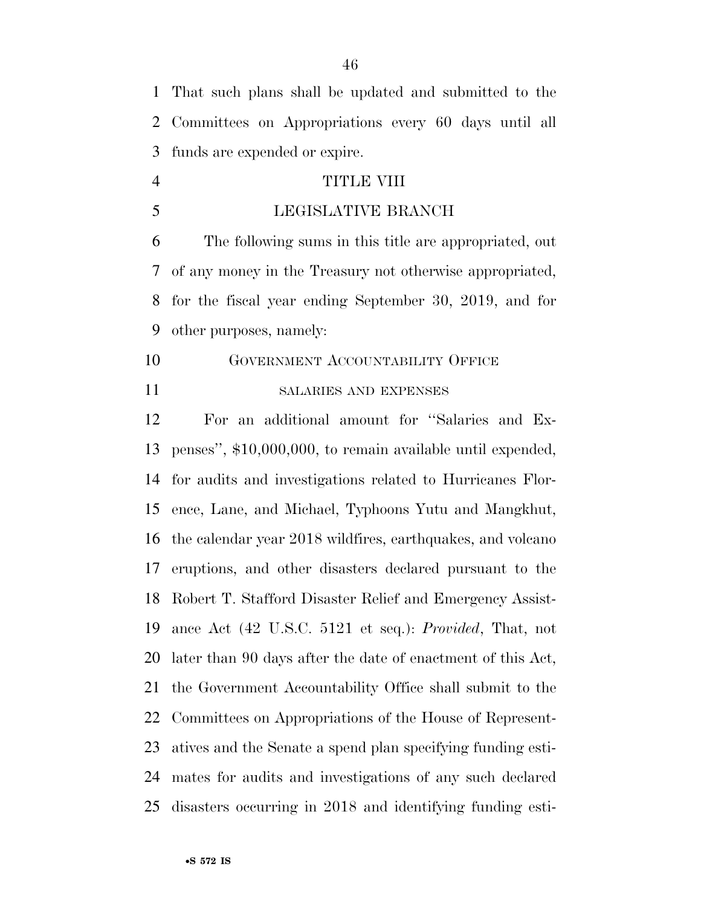That such plans shall be updated and submitted to the Committees on Appropriations every 60 days until all funds are expended or expire.

## TITLE VIII

## LEGISLATIVE BRANCH

The following sums in this title are appropriated, out of any money in the Treasury not otherwise appropriated, for the fiscal year ending September 30, 2019, and for other purposes, namely:

### GOVERNMENT ACCOUNTABILITY OFFICE

#### SALARIES AND EXPENSES

For an additional amount for ''Salaries and Expenses'', $10,000,000, to remain available until expended, for audits and investigations related to Hurricanes Florence, Lane, and Michael, Typhoons Yutu and Mangkhut, the calendar year 2018 wildfires, earthquakes, and volcano eruptions, and other disasters declared pursuant to the Robert T. Stafford Disaster Relief and Emergency Assistance Act (42 U.S.C. 5121 et seq.): *Provided*, That, not later than 90 days after the date of enactment of this Act, the Government Accountability Office shall submit to the Committees on Appropriations of the House of Representatives and the Senate a spend plan specifying funding estimates for audits and investigations of any such declared disasters occurring in 2018 and identifying funding esti-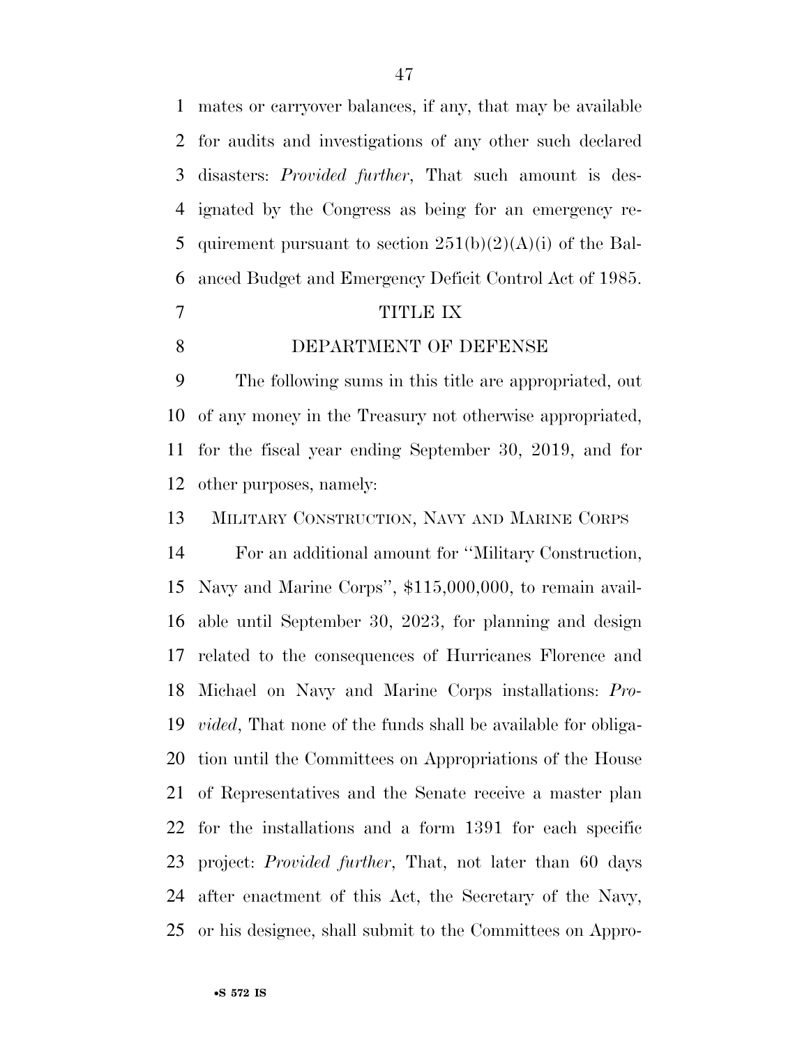mates or carryover balances, if any, that may be available for audits and investigations of any other such declared disasters: *Provided further*, That such amount is designated by the Congress as being for an emergency requirement pursuant to section 251(b)(2)(A)(i) of the Balanced Budget and Emergency Deficit Control Act of 1985.

## TITLE IX

## DEPARTMENT OF DEFENSE

The following sums in this title are appropriated, out of any money in the Treasury not otherwise appropriated, for the fiscal year ending September 30, 2019, and for other purposes, namely:

MILITARY CONSTRUCTION, NAVY AND MARINE CORPS

For an additional amount for ''Military Construction, Navy and Marine Corps'', $115,000,000, to remain available until September 30, 2023, for planning and design related to the consequences of Hurricanes Florence and Michael on Navy and Marine Corps installations: *Provided*, That none of the funds shall be available for obligation until the Committees on Appropriations of the House of Representatives and the Senate receive a master plan for the installations and a form 1391 for each specific project: *Provided further*, That, not later than 60 days after enactment of this Act, the Secretary of the Navy, or his designee, shall submit to the Committees on Appro-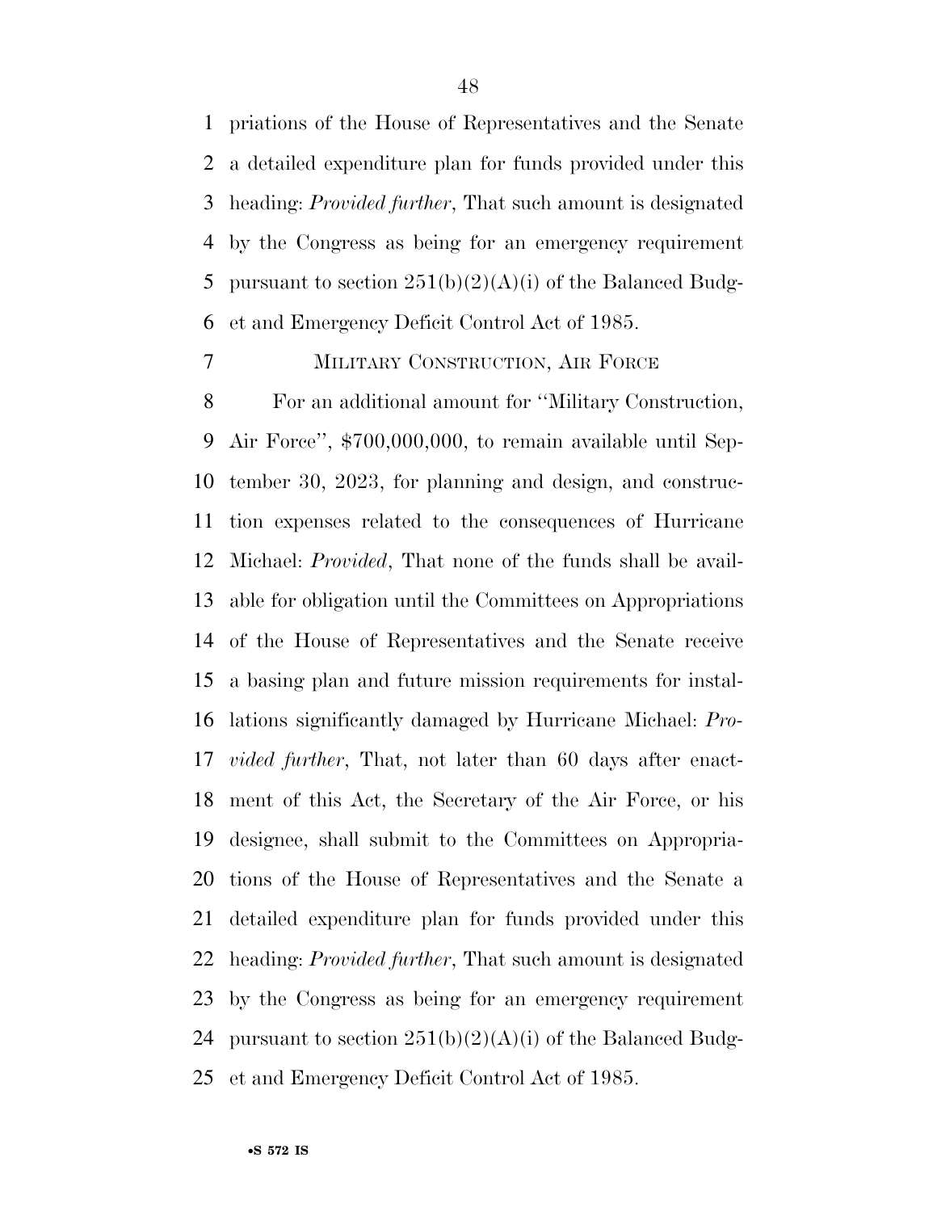priations of the House of Representatives and the Senate a detailed expenditure plan for funds provided under this heading: *Provided further*, That such amount is designated by the Congress as being for an emergency requirement pursuant to section 251(b)(2)(A)(i) of the Balanced Budget and Emergency Deficit Control Act of 1985.

MILITARY CONSTRUCTION, AIR FORCE

For an additional amount for ''Military Construction, Air Force'', $700,000,000, to remain available until September 30, 2023, for planning and design, and construction expenses related to the consequences of Hurricane Michael: *Provided*, That none of the funds shall be available for obligation until the Committees on Appropriations of the House of Representatives and the Senate receive a basing plan and future mission requirements for installations significantly damaged by Hurricane Michael: *Provided further*, That, not later than 60 days after enactment of this Act, the Secretary of the Air Force, or his designee, shall submit to the Committees on Appropriations of the House of Representatives and the Senate a detailed expenditure plan for funds provided under this heading: *Provided further*, That such amount is designated by the Congress as being for an emergency requirement pursuant to section 251(b)(2)(A)(i) of the Balanced Budget and Emergency Deficit Control Act of 1985.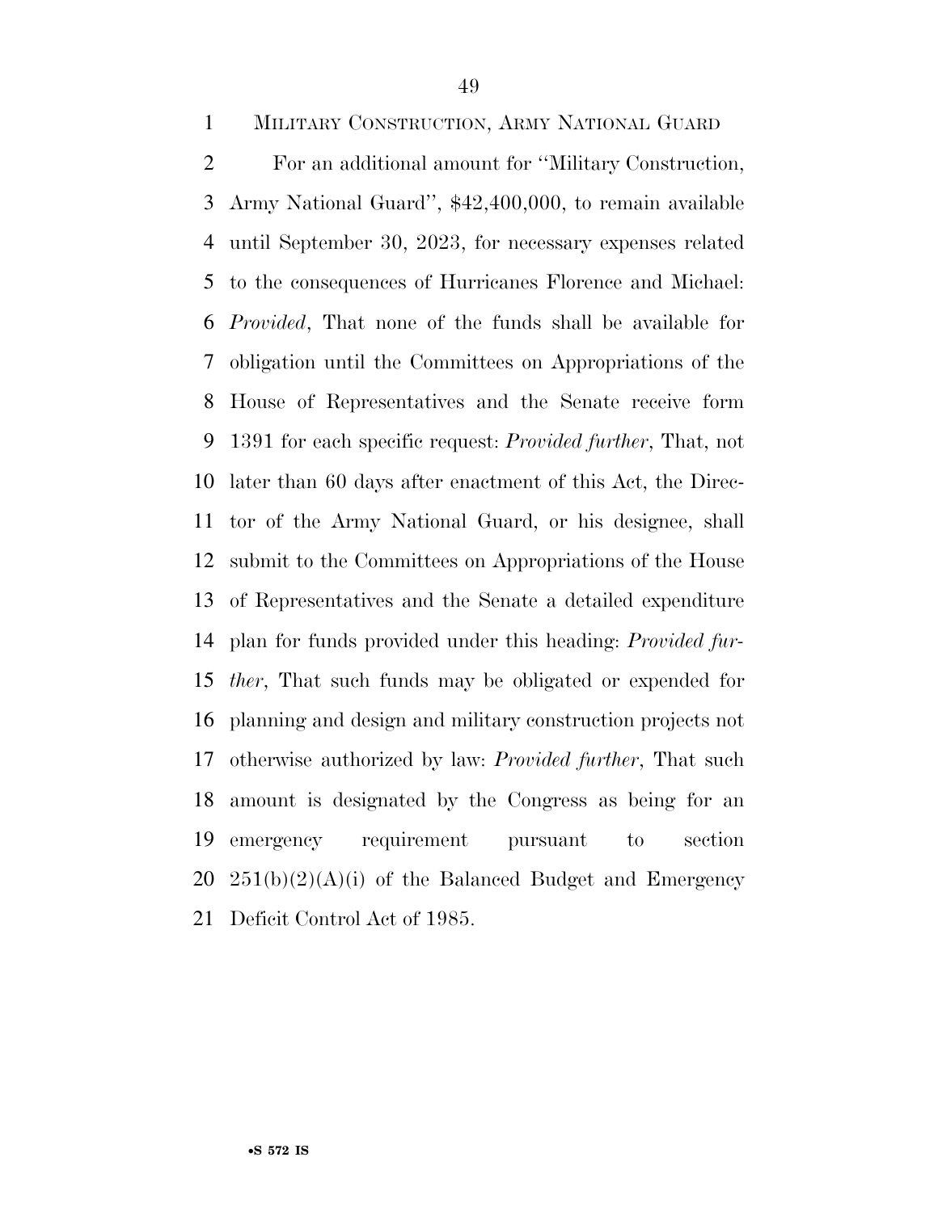MILITARY CONSTRUCTION, ARMY NATIONAL GUARD

For an additional amount for ''Military Construction, Army National Guard'', $42,400,000, to remain available until September 30, 2023, for necessary expenses related to the consequences of Hurricanes Florence and Michael: *Provided*, That none of the funds shall be available for obligation until the Committees on Appropriations of the House of Representatives and the Senate receive form 1391 for each specific request: *Provided further*, That, not later than 60 days after enactment of this Act, the Director of the Army National Guard, or his designee, shall submit to the Committees on Appropriations of the House of Representatives and the Senate a detailed expenditure plan for funds provided under this heading: *Provided further*, That such funds may be obligated or expended for planning and design and military construction projects not otherwise authorized by law: *Provided further*, That such amount is designated by the Congress as being for an emergency requirement pursuant to section 251(b)(2)(A)(i) of the Balanced Budget and Emergency Deficit Control Act of 1985.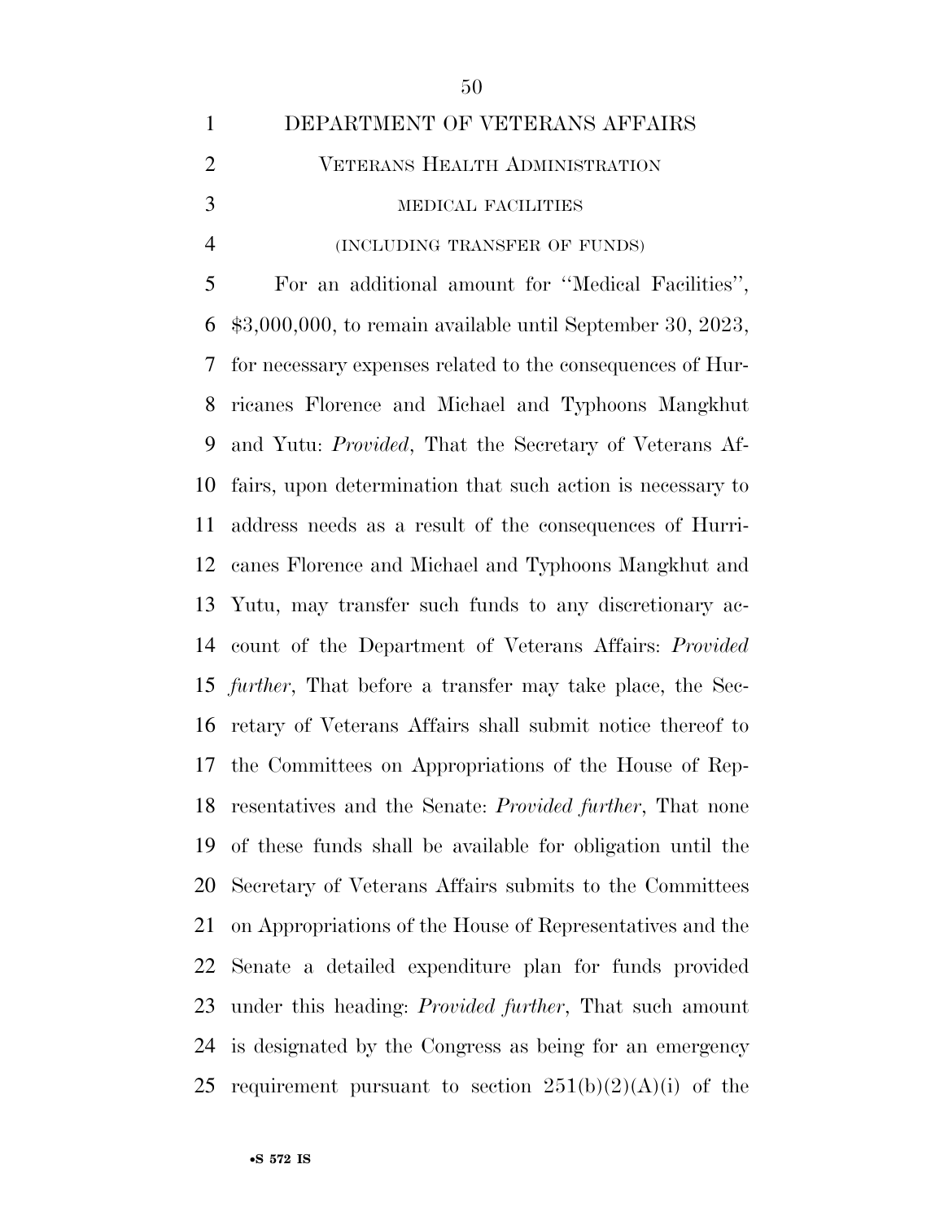DEPARTMENT OF VETERANS AFFAIRS

VETERANS HEALTH ADMINISTRATION

MEDICAL FACILITIES

(INCLUDING TRANSFER OF FUNDS)

For an additional amount for ''Medical Facilities'', $3,000,000, to remain available until September 30, 2023, for necessary expenses related to the consequences of Hurricanes Florence and Michael and Typhoons Mangkhut and Yutu: *Provided*, That the Secretary of Veterans Affairs, upon determination that such action is necessary to address needs as a result of the consequences of Hurricanes Florence and Michael and Typhoons Mangkhut and Yutu, may transfer such funds to any discretionary account of the Department of Veterans Affairs: *Provided further*, That before a transfer may take place, the Secretary of Veterans Affairs shall submit notice thereof to the Committees on Appropriations of the House of Representatives and the Senate: *Provided further*, That none of these funds shall be available for obligation until the Secretary of Veterans Affairs submits to the Committees on Appropriations of the House of Representatives and the Senate a detailed expenditure plan for funds provided under this heading: *Provided further*, That such amount is designated by the Congress as being for an emergency requirement pursuant to section 251(b)(2)(A)(i) of the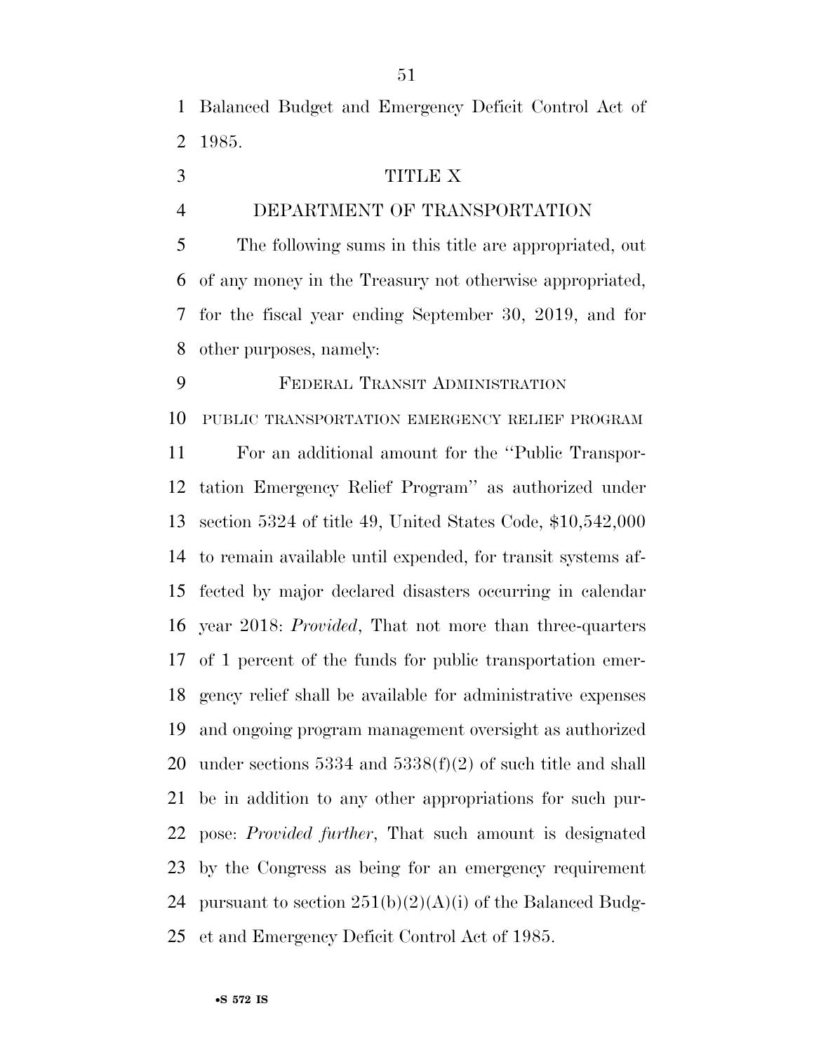Balanced Budget and Emergency Deficit Control Act of 1985.

## TITLE X

## DEPARTMENT OF TRANSPORTATION

The following sums in this title are appropriated, out of any money in the Treasury not otherwise appropriated, for the fiscal year ending September 30, 2019, and for other purposes, namely:

### FEDERAL TRANSIT ADMINISTRATION

#### PUBLIC TRANSPORTATION EMERGENCY RELIEF PROGRAM

For an additional amount for the ''Public Transportation Emergency Relief Program'' as authorized under section 5324 of title 49, United States Code, $10,542,000 to remain available until expended, for transit systems affected by major declared disasters occurring in calendar year 2018: *Provided*, That not more than three-quarters of 1 percent of the funds for public transportation emergency relief shall be available for administrative expenses and ongoing program management oversight as authorized under sections 5334 and 5338(f)(2) of such title and shall be in addition to any other appropriations for such purpose: *Provided further*, That such amount is designated by the Congress as being for an emergency requirement pursuant to section 251(b)(2)(A)(i) of the Balanced Budget and Emergency Deficit Control Act of 1985.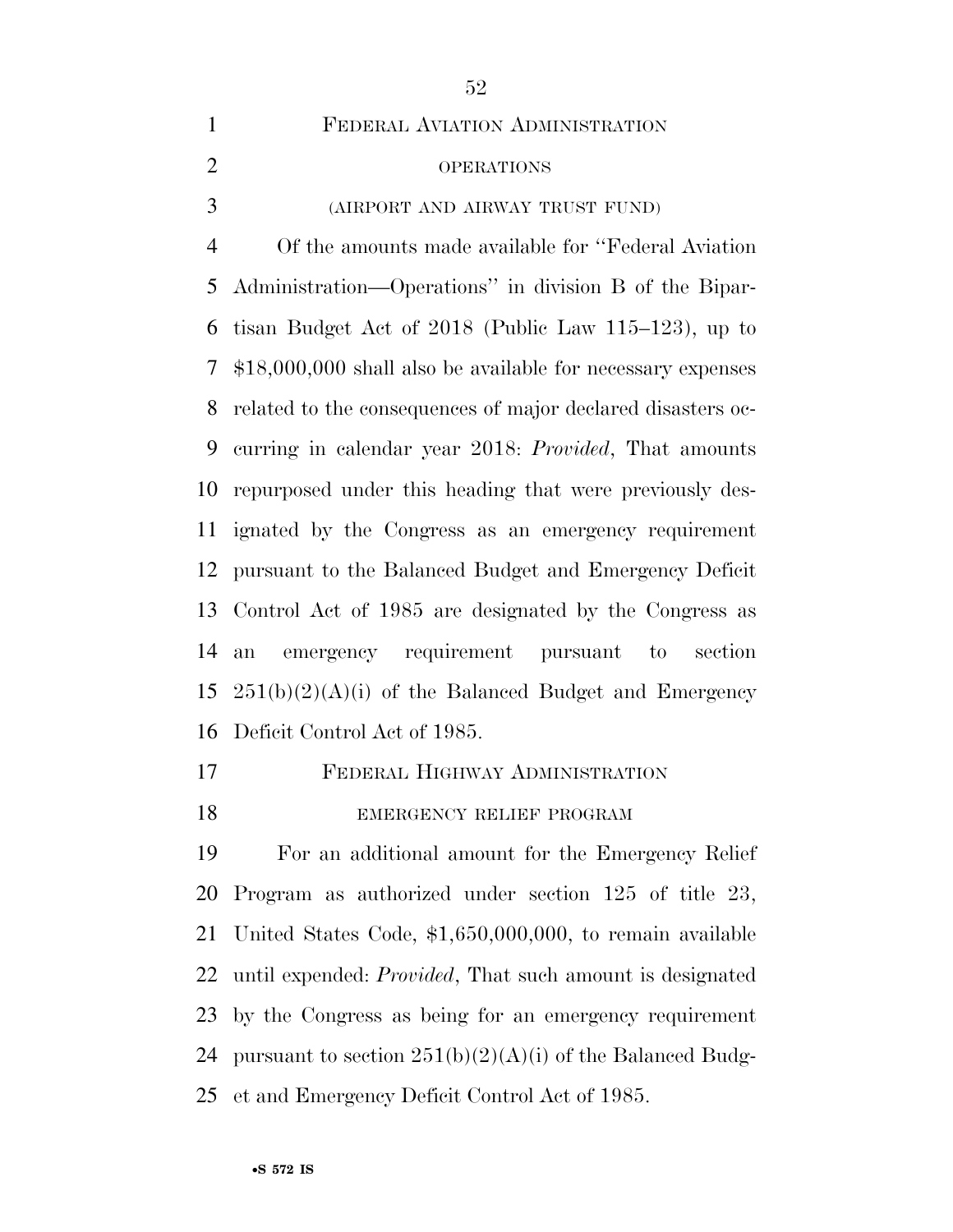FEDERAL AVIATION ADMINISTRATION

OPERATIONS

(AIRPORT AND AIRWAY TRUST FUND)

Of the amounts made available for "Federal Aviation Administration—Operations" in division B of the Bipartisan Budget Act of 2018 (Public Law 115–123), up to $18,000,000 shall also be available for necessary expenses related to the consequences of major declared disasters occurring in calendar year 2018: *Provided*, That amounts repurposed under this heading that were previously designated by the Congress as an emergency requirement pursuant to the Balanced Budget and Emergency Deficit Control Act of 1985 are designated by the Congress as an emergency requirement pursuant to section 251(b)(2)(A)(i) of the Balanced Budget and Emergency Deficit Control Act of 1985.

FEDERAL HIGHWAY ADMINISTRATION

EMERGENCY RELIEF PROGRAM

For an additional amount for the Emergency Relief Program as authorized under section 125 of title 23, United States Code, $1,650,000,000, to remain available until expended: *Provided*, That such amount is designated by the Congress as being for an emergency requirement pursuant to section 251(b)(2)(A)(i) of the Balanced Budget and Emergency Deficit Control Act of 1985.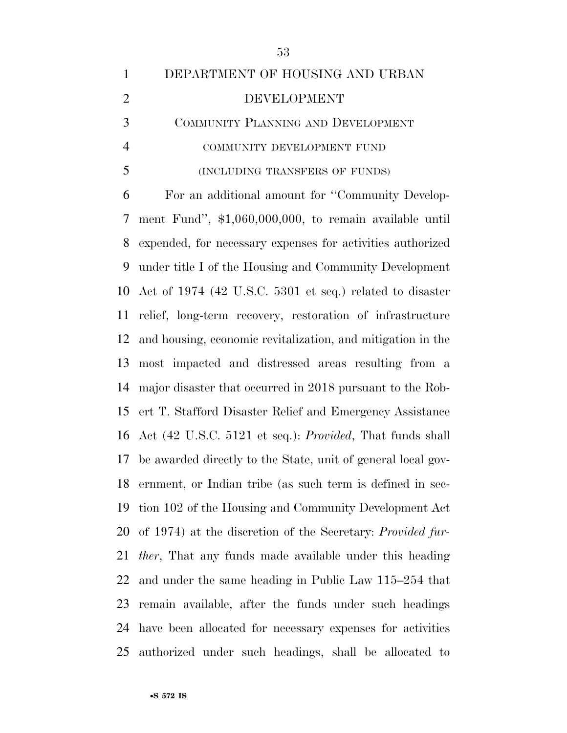DEPARTMENT OF HOUSING AND URBAN DEVELOPMENT

COMMUNITY PLANNING AND DEVELOPMENT

COMMUNITY DEVELOPMENT FUND

(INCLUDING TRANSFERS OF FUNDS)

For an additional amount for ''Community Development Fund'', $1,060,000,000, to remain available until expended, for necessary expenses for activities authorized under title I of the Housing and Community Development Act of 1974 (42 U.S.C. 5301 et seq.) related to disaster relief, long-term recovery, restoration of infrastructure and housing, economic revitalization, and mitigation in the most impacted and distressed areas resulting from a major disaster that occurred in 2018 pursuant to the Robert T. Stafford Disaster Relief and Emergency Assistance Act (42 U.S.C. 5121 et seq.): *Provided*, That funds shall be awarded directly to the State, unit of general local government, or Indian tribe (as such term is defined in section 102 of the Housing and Community Development Act of 1974) at the discretion of the Secretary: *Provided further*, That any funds made available under this heading and under the same heading in Public Law 115–254 that remain available, after the funds under such headings have been allocated for necessary expenses for activities authorized under such headings, shall be allocated to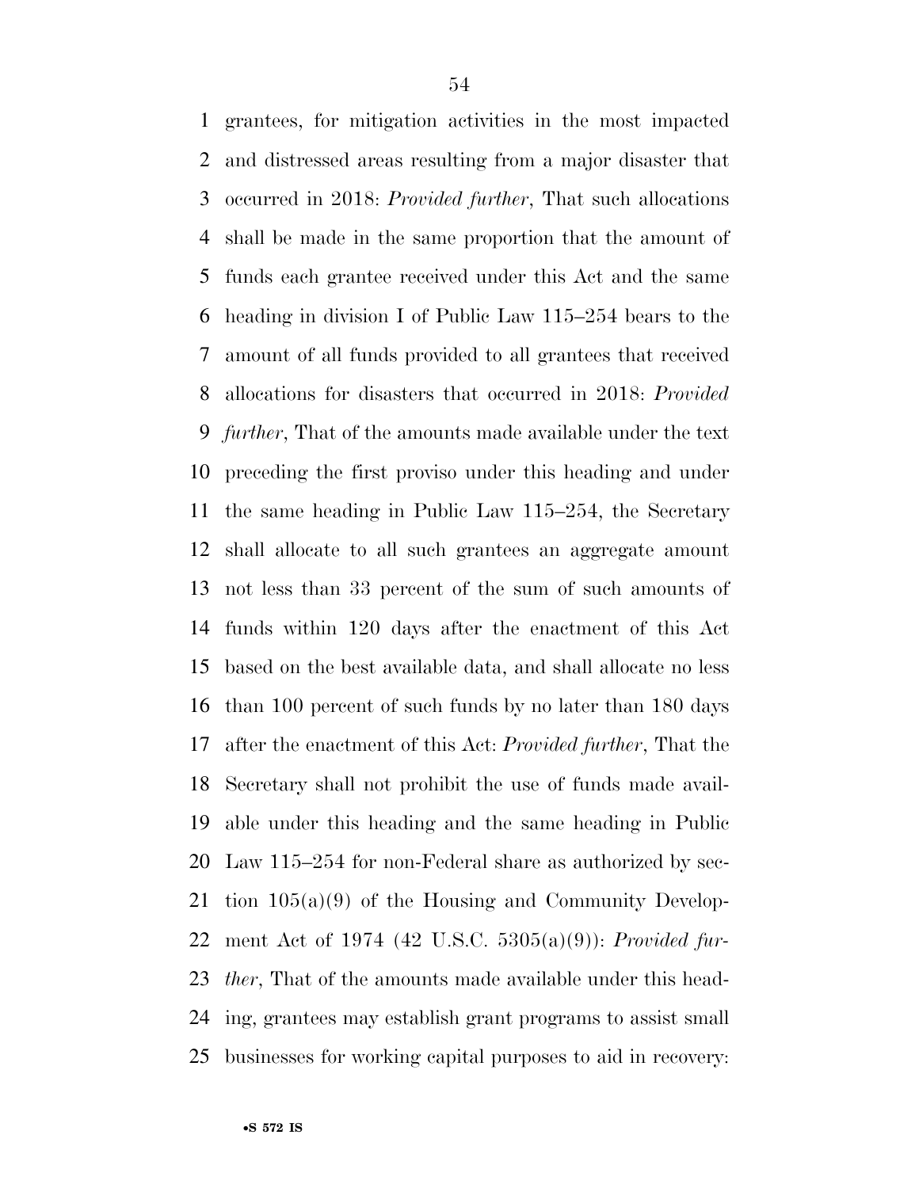grantees, for mitigation activities in the most impacted and distressed areas resulting from a major disaster that occurred in 2018: *Provided further*, That such allocations shall be made in the same proportion that the amount of funds each grantee received under this Act and the same heading in division I of Public Law 115–254 bears to the amount of all funds provided to all grantees that received allocations for disasters that occurred in 2018: *Provided further*, That of the amounts made available under the text preceding the first proviso under this heading and under the same heading in Public Law 115–254, the Secretary shall allocate to all such grantees an aggregate amount not less than 33 percent of the sum of such amounts of funds within 120 days after the enactment of this Act based on the best available data, and shall allocate no less than 100 percent of such funds by no later than 180 days after the enactment of this Act: *Provided further*, That the Secretary shall not prohibit the use of funds made available under this heading and the same heading in Public Law 115–254 for non-Federal share as authorized by section 105(a)(9) of the Housing and Community Development Act of 1974 (42 U.S.C. 5305(a)(9)): *Provided further*, That of the amounts made available under this heading, grantees may establish grant programs to assist small businesses for working capital purposes to aid in recovery: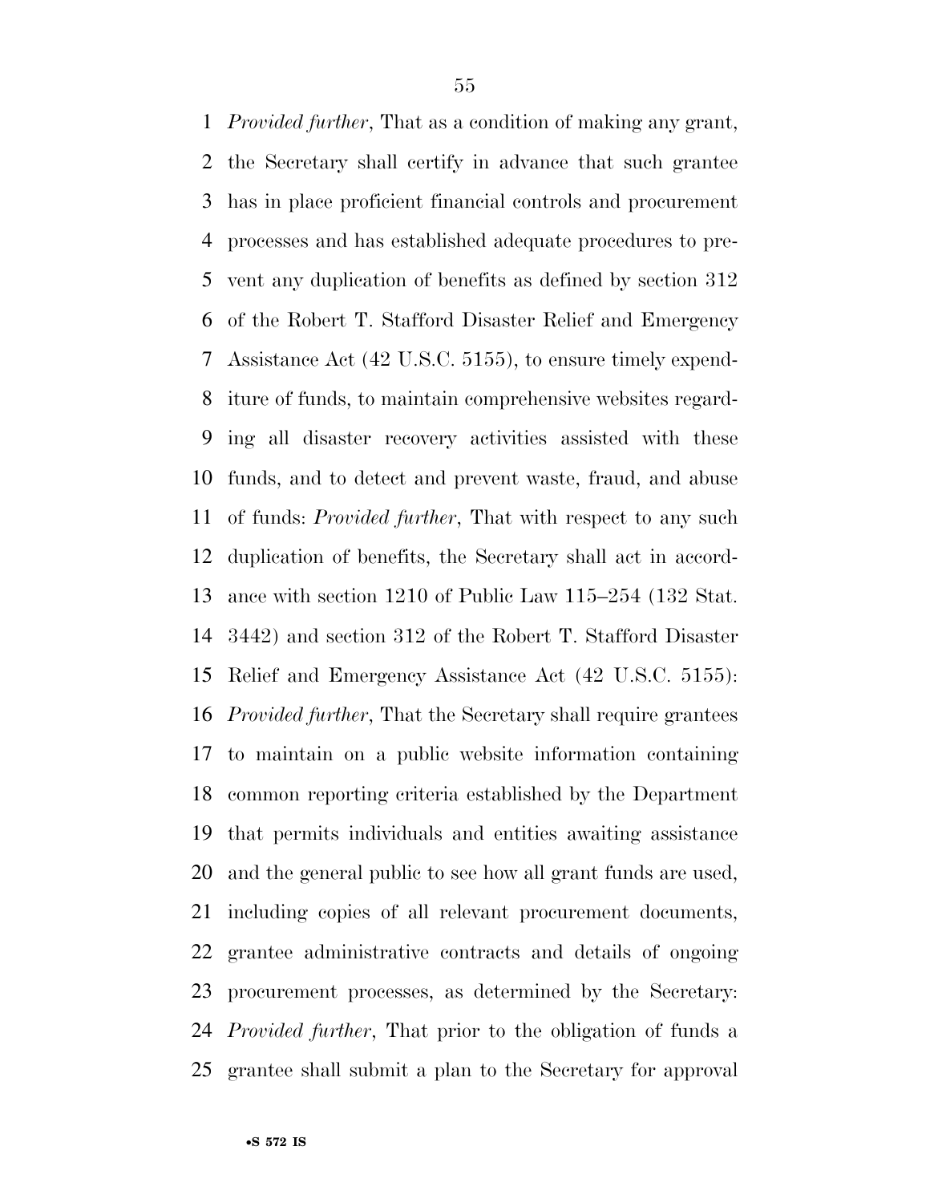*Provided further*, That as a condition of making any grant, the Secretary shall certify in advance that such grantee has in place proficient financial controls and procurement processes and has established adequate procedures to prevent any duplication of benefits as defined by section 312 of the Robert T. Stafford Disaster Relief and Emergency Assistance Act (42 U.S.C. 5155), to ensure timely expenditure of funds, to maintain comprehensive websites regarding all disaster recovery activities assisted with these funds, and to detect and prevent waste, fraud, and abuse of funds: *Provided further*, That with respect to any such duplication of benefits, the Secretary shall act in accordance with section 1210 of Public Law 115–254 (132 Stat. 3442) and section 312 of the Robert T. Stafford Disaster Relief and Emergency Assistance Act (42 U.S.C. 5155): *Provided further*, That the Secretary shall require grantees to maintain on a public website information containing common reporting criteria established by the Department that permits individuals and entities awaiting assistance and the general public to see how all grant funds are used, including copies of all relevant procurement documents, grantee administrative contracts and details of ongoing procurement processes, as determined by the Secretary: *Provided further*, That prior to the obligation of funds a grantee shall submit a plan to the Secretary for approval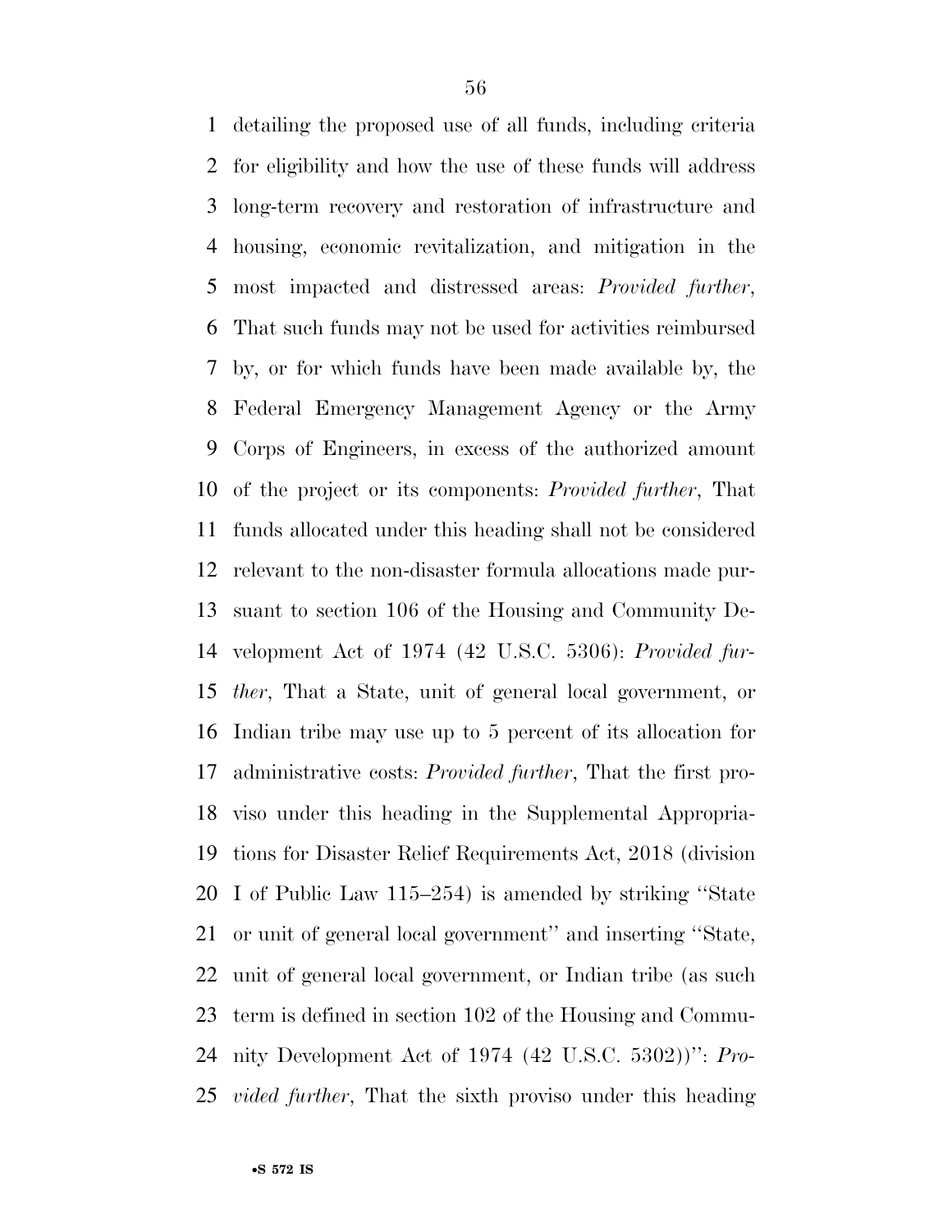detailing the proposed use of all funds, including criteria for eligibility and how the use of these funds will address long-term recovery and restoration of infrastructure and housing, economic revitalization, and mitigation in the most impacted and distressed areas: *Provided further*, That such funds may not be used for activities reimbursed by, or for which funds have been made available by, the Federal Emergency Management Agency or the Army Corps of Engineers, in excess of the authorized amount of the project or its components: *Provided further*, That funds allocated under this heading shall not be considered relevant to the non-disaster formula allocations made pursuant to section 106 of the Housing and Community Development Act of 1974 (42 U.S.C. 5306): *Provided further*, That a State, unit of general local government, or Indian tribe may use up to 5 percent of its allocation for administrative costs: *Provided further*, That the first proviso under this heading in the Supplemental Appropriations for Disaster Relief Requirements Act, 2018 (division I of Public Law 115–254) is amended by striking ''State or unit of general local government'' and inserting ''State, unit of general local government, or Indian tribe (as such term is defined in section 102 of the Housing and Community Development Act of 1974 (42 U.S.C. 5302))'': *Provided further*, That the sixth proviso under this heading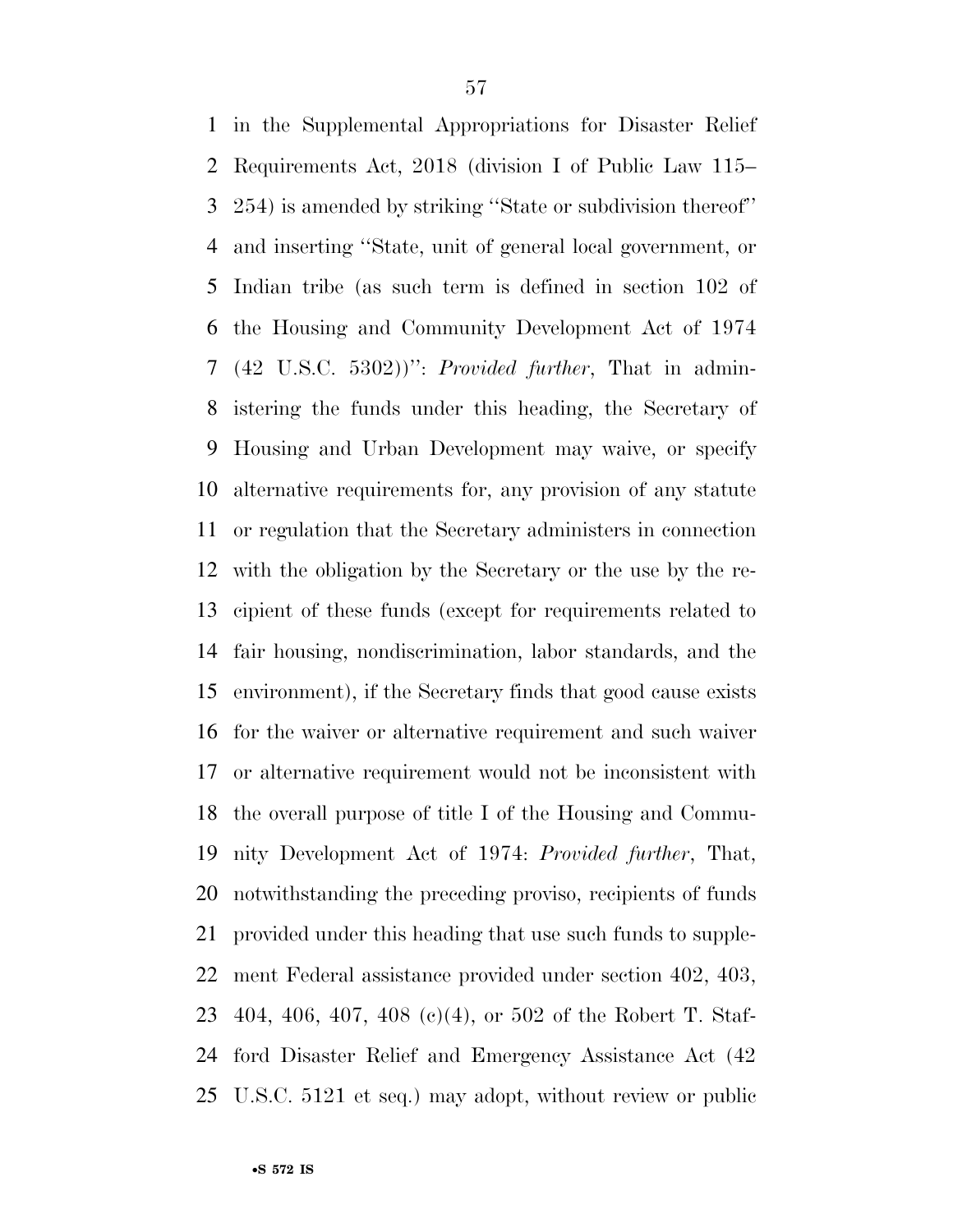in the Supplemental Appropriations for Disaster Relief Requirements Act, 2018 (division I of Public Law 115–254) is amended by striking ''State or subdivision thereof'' and inserting ''State, unit of general local government, or Indian tribe (as such term is defined in section 102 of the Housing and Community Development Act of 1974 (42 U.S.C. 5302))'': *Provided further*, That in administering the funds under this heading, the Secretary of Housing and Urban Development may waive, or specify alternative requirements for, any provision of any statute or regulation that the Secretary administers in connection with the obligation by the Secretary or the use by the recipient of these funds (except for requirements related to fair housing, nondiscrimination, labor standards, and the environment), if the Secretary finds that good cause exists for the waiver or alternative requirement and such waiver or alternative requirement would not be inconsistent with the overall purpose of title I of the Housing and Community Development Act of 1974: *Provided further*, That, notwithstanding the preceding proviso, recipients of funds provided under this heading that use such funds to supplement Federal assistance provided under section 402, 403, 404, 406, 407, 408 (c)(4), or 502 of the Robert T. Stafford Disaster Relief and Emergency Assistance Act (42 U.S.C. 5121 et seq.) may adopt, without review or public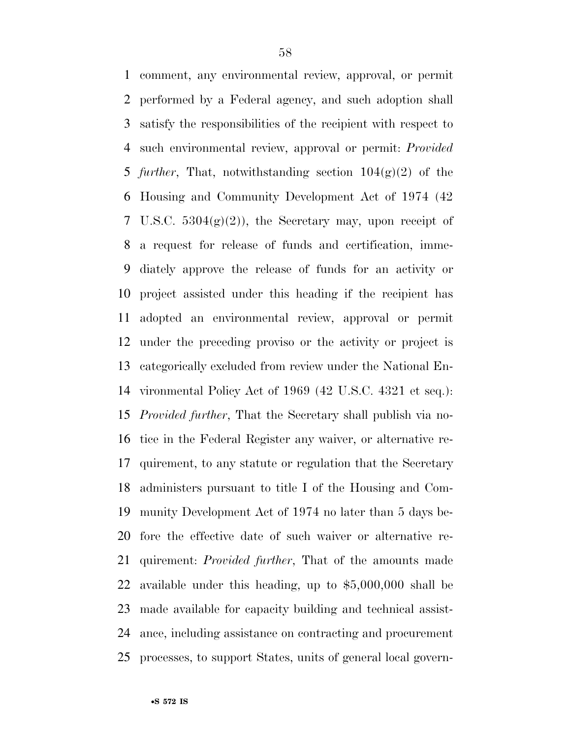comment, any environmental review, approval, or permit performed by a Federal agency, and such adoption shall satisfy the responsibilities of the recipient with respect to such environmental review, approval or permit: *Provided further*, That, notwithstanding section 104(g)(2) of the Housing and Community Development Act of 1974 (42 U.S.C. 5304(g)(2)), the Secretary may, upon receipt of a request for release of funds and certification, immediately approve the release of funds for an activity or project assisted under this heading if the recipient has adopted an environmental review, approval or permit under the preceding proviso or the activity or project is categorically excluded from review under the National Environmental Policy Act of 1969 (42 U.S.C. 4321 et seq.): *Provided further*, That the Secretary shall publish via notice in the Federal Register any waiver, or alternative requirement, to any statute or regulation that the Secretary administers pursuant to title I of the Housing and Community Development Act of 1974 no later than 5 days before the effective date of such waiver or alternative requirement: *Provided further*, That of the amounts made available under this heading, up to $5,000,000 shall be made available for capacity building and technical assistance, including assistance on contracting and procurement processes, to support States, units of general local govern-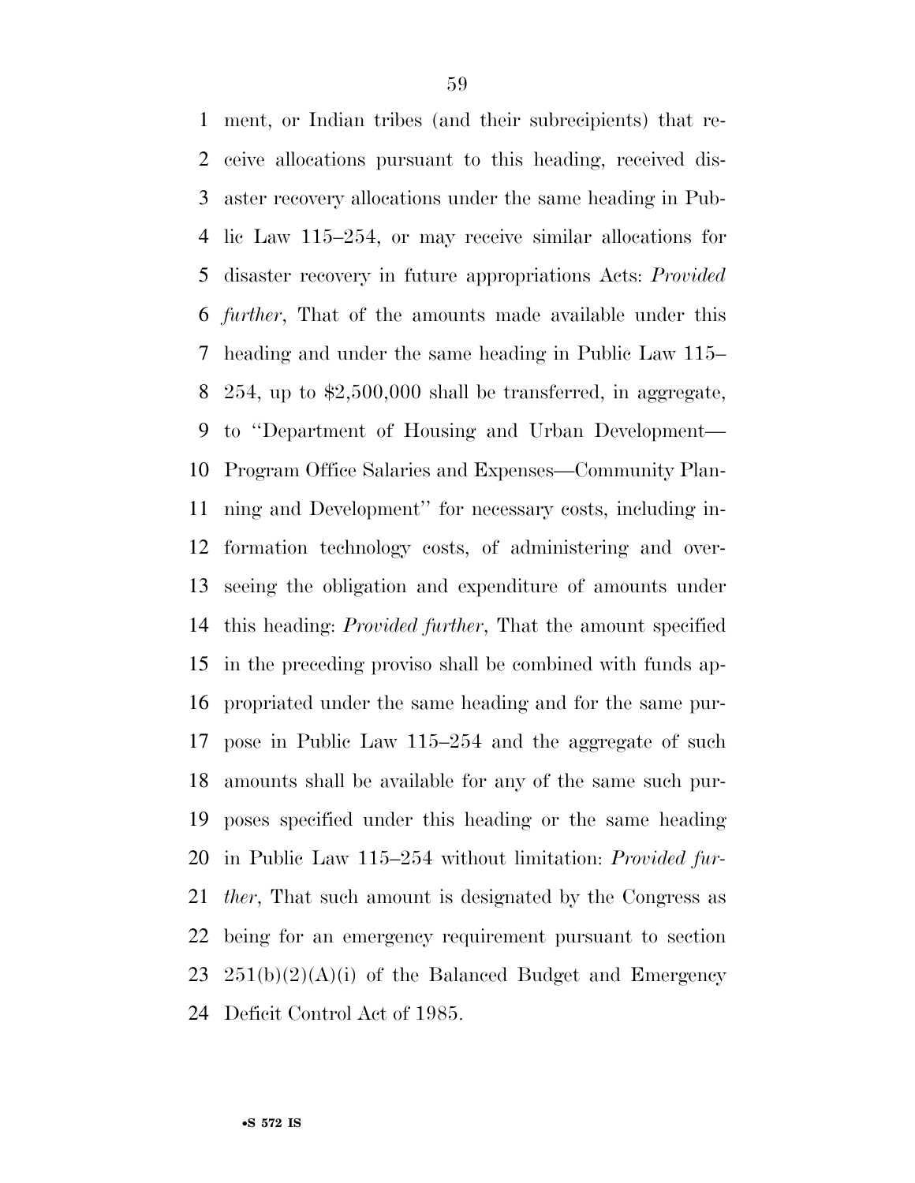ment, or Indian tribes (and their subrecipients) that receive allocations pursuant to this heading, received disaster recovery allocations under the same heading in Public Law 115–254, or may receive similar allocations for disaster recovery in future appropriations Acts: *Provided further*, That of the amounts made available under this heading and under the same heading in Public Law 115–254, up to $2,500,000 shall be transferred, in aggregate, to ''Department of Housing and Urban Development—Program Office Salaries and Expenses—Community Planning and Development'' for necessary costs, including information technology costs, of administering and overseeing the obligation and expenditure of amounts under this heading: *Provided further*, That the amount specified in the preceding proviso shall be combined with funds appropriated under the same heading and for the same purpose in Public Law 115–254 and the aggregate of such amounts shall be available for any of the same such purposes specified under this heading or the same heading in Public Law 115–254 without limitation: *Provided further*, That such amount is designated by the Congress as being for an emergency requirement pursuant to section 251(b)(2)(A)(i) of the Balanced Budget and Emergency Deficit Control Act of 1985.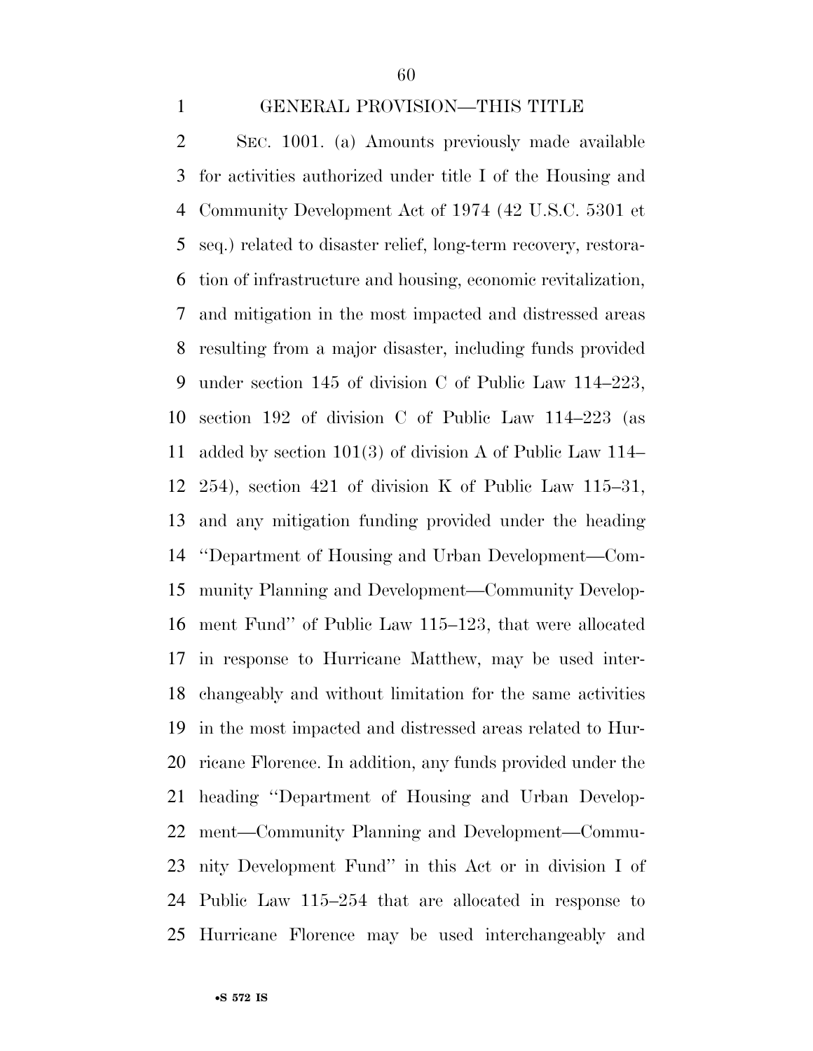GENERAL PROVISION—THIS TITLE

SEC. 1001. (a) Amounts previously made available for activities authorized under title I of the Housing and Community Development Act of 1974 (42 U.S.C. 5301 et seq.) related to disaster relief, long-term recovery, restoration of infrastructure and housing, economic revitalization, and mitigation in the most impacted and distressed areas resulting from a major disaster, including funds provided under section 145 of division C of Public Law 114–223, section 192 of division C of Public Law 114–223 (as added by section 101(3) of division A of Public Law 114–254), section 421 of division K of Public Law 115–31, and any mitigation funding provided under the heading ''Department of Housing and Urban Development—Community Planning and Development—Community Development Fund'' of Public Law 115–123, that were allocated in response to Hurricane Matthew, may be used interchangeably and without limitation for the same activities in the most impacted and distressed areas related to Hurricane Florence. In addition, any funds provided under the heading ''Department of Housing and Urban Development—Community Planning and Development—Community Development Fund'' in this Act or in division I of Public Law 115–254 that are allocated in response to Hurricane Florence may be used interchangeably and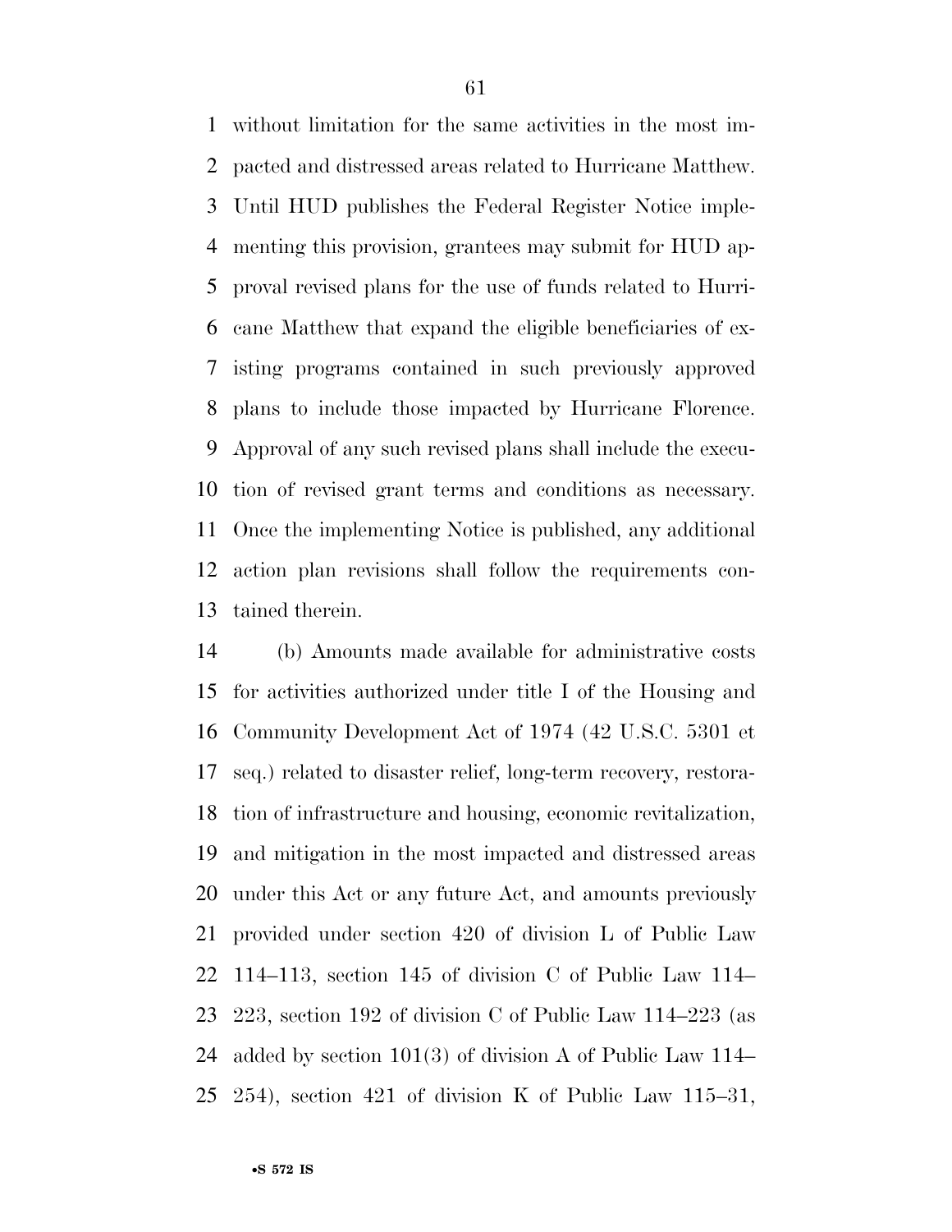without limitation for the same activities in the most impacted and distressed areas related to Hurricane Matthew. Until HUD publishes the Federal Register Notice implementing this provision, grantees may submit for HUD approval revised plans for the use of funds related to Hurricane Matthew that expand the eligible beneficiaries of existing programs contained in such previously approved plans to include those impacted by Hurricane Florence. Approval of any such revised plans shall include the execution of revised grant terms and conditions as necessary. Once the implementing Notice is published, any additional action plan revisions shall follow the requirements contained therein.

(b) Amounts made available for administrative costs for activities authorized under title I of the Housing and Community Development Act of 1974 (42 U.S.C. 5301 et seq.) related to disaster relief, long-term recovery, restoration of infrastructure and housing, economic revitalization, and mitigation in the most impacted and distressed areas under this Act or any future Act, and amounts previously provided under section 420 of division L of Public Law 114–113, section 145 of division C of Public Law 114–223, section 192 of division C of Public Law 114–223 (as added by section 101(3) of division A of Public Law 114–254), section 421 of division K of Public Law 115–31,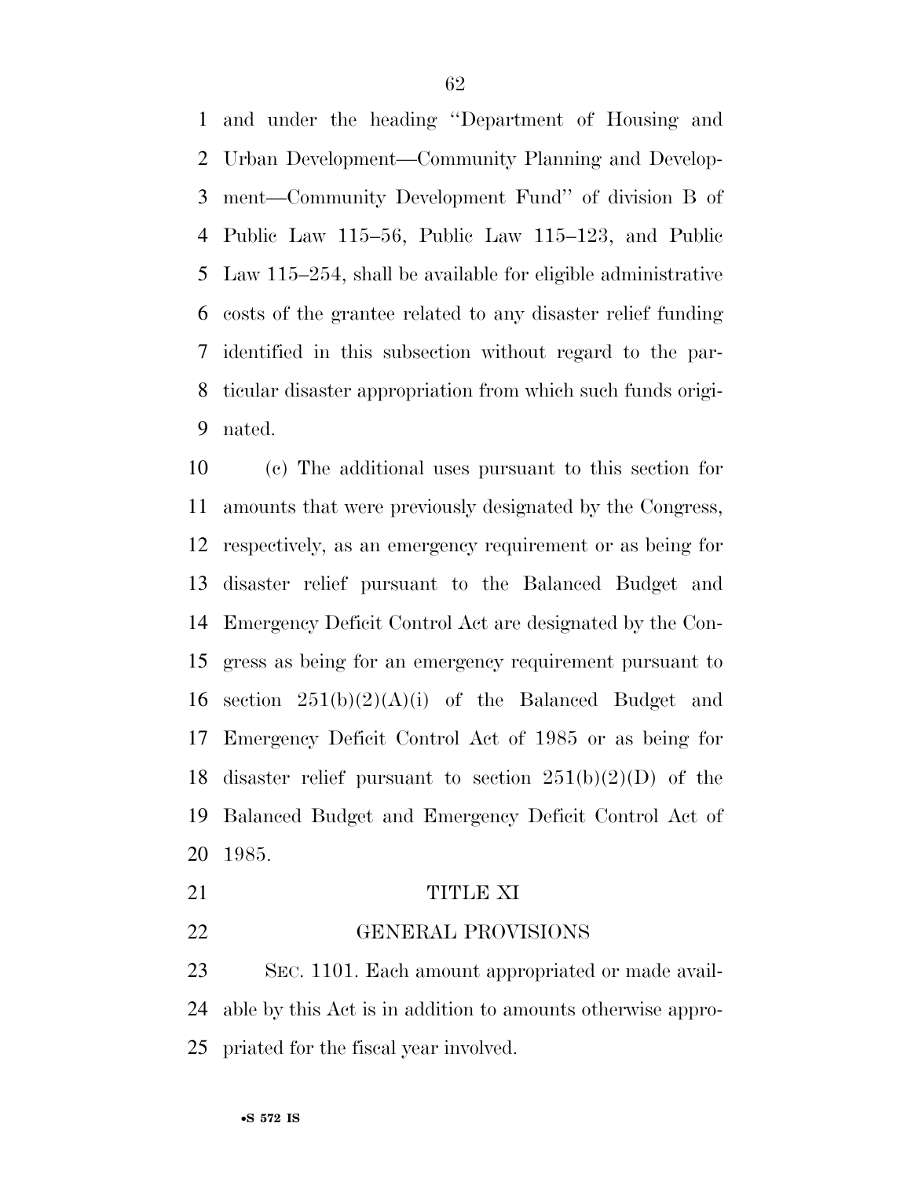and under the heading ''Department of Housing and Urban Development—Community Planning and Development—Community Development Fund'' of division B of Public Law 115–56, Public Law 115–123, and Public Law 115–254, shall be available for eligible administrative costs of the grantee related to any disaster relief funding identified in this subsection without regard to the particular disaster appropriation from which such funds originated.

(c) The additional uses pursuant to this section for amounts that were previously designated by the Congress, respectively, as an emergency requirement or as being for disaster relief pursuant to the Balanced Budget and Emergency Deficit Control Act are designated by the Congress as being for an emergency requirement pursuant to section 251(b)(2)(A)(i) of the Balanced Budget and Emergency Deficit Control Act of 1985 or as being for disaster relief pursuant to section 251(b)(2)(D) of the Balanced Budget and Emergency Deficit Control Act of 1985.

## TITLE XI

## GENERAL PROVISIONS

SEC. 1101. Each amount appropriated or made available by this Act is in addition to amounts otherwise appropriated for the fiscal year involved.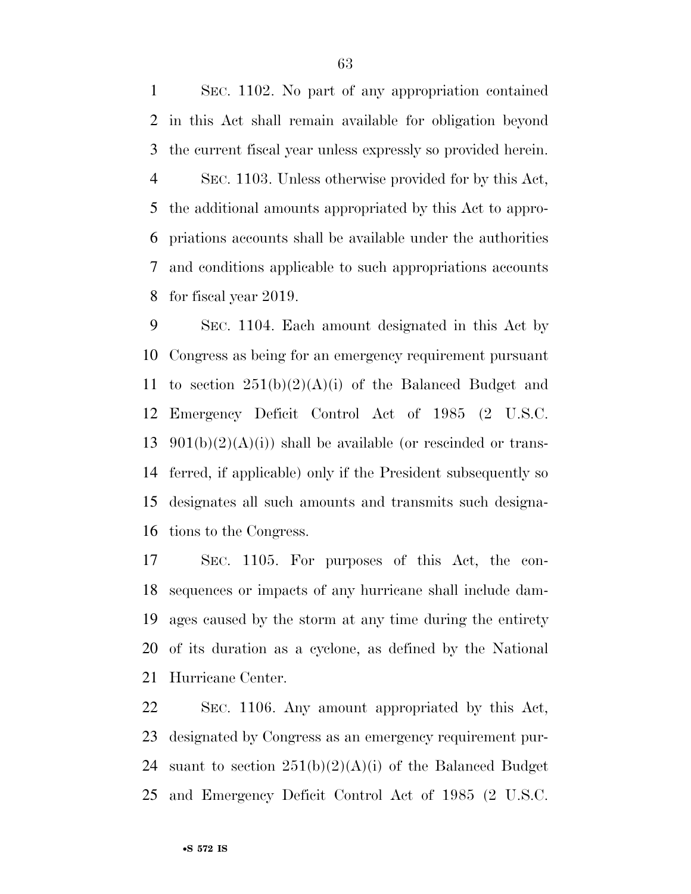SEC. 1102. No part of any appropriation contained in this Act shall remain available for obligation beyond the current fiscal year unless expressly so provided herein.

SEC. 1103. Unless otherwise provided for by this Act, the additional amounts appropriated by this Act to appropriations accounts shall be available under the authorities and conditions applicable to such appropriations accounts for fiscal year 2019.

SEC. 1104. Each amount designated in this Act by Congress as being for an emergency requirement pursuant to section 251(b)(2)(A)(i) of the Balanced Budget and Emergency Deficit Control Act of 1985 (2 U.S.C. 901(b)(2)(A)(i)) shall be available (or rescinded or transferred, if applicable) only if the President subsequently so designates all such amounts and transmits such designations to the Congress.

SEC. 1105. For purposes of this Act, the consequences or impacts of any hurricane shall include damages caused by the storm at any time during the entirety of its duration as a cyclone, as defined by the National Hurricane Center.

SEC. 1106. Any amount appropriated by this Act, designated by Congress as an emergency requirement pursuant to section 251(b)(2)(A)(i) of the Balanced Budget and Emergency Deficit Control Act of 1985 (2 U.S.C.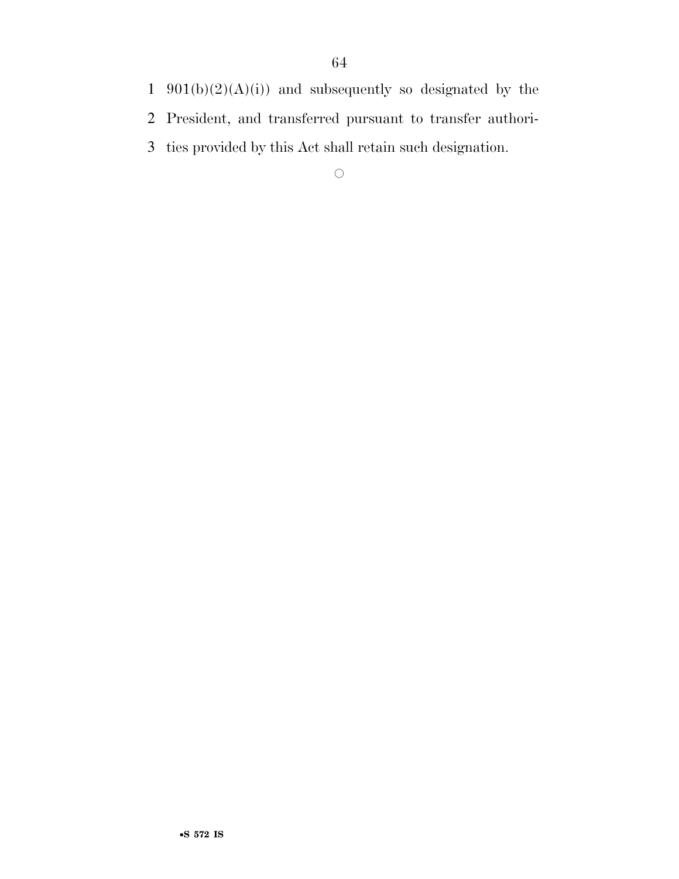901(b)(2)(A)(i)) and subsequently so designated by the President, and transferred pursuant to transfer authorities provided by this Act shall retain such designation.

○